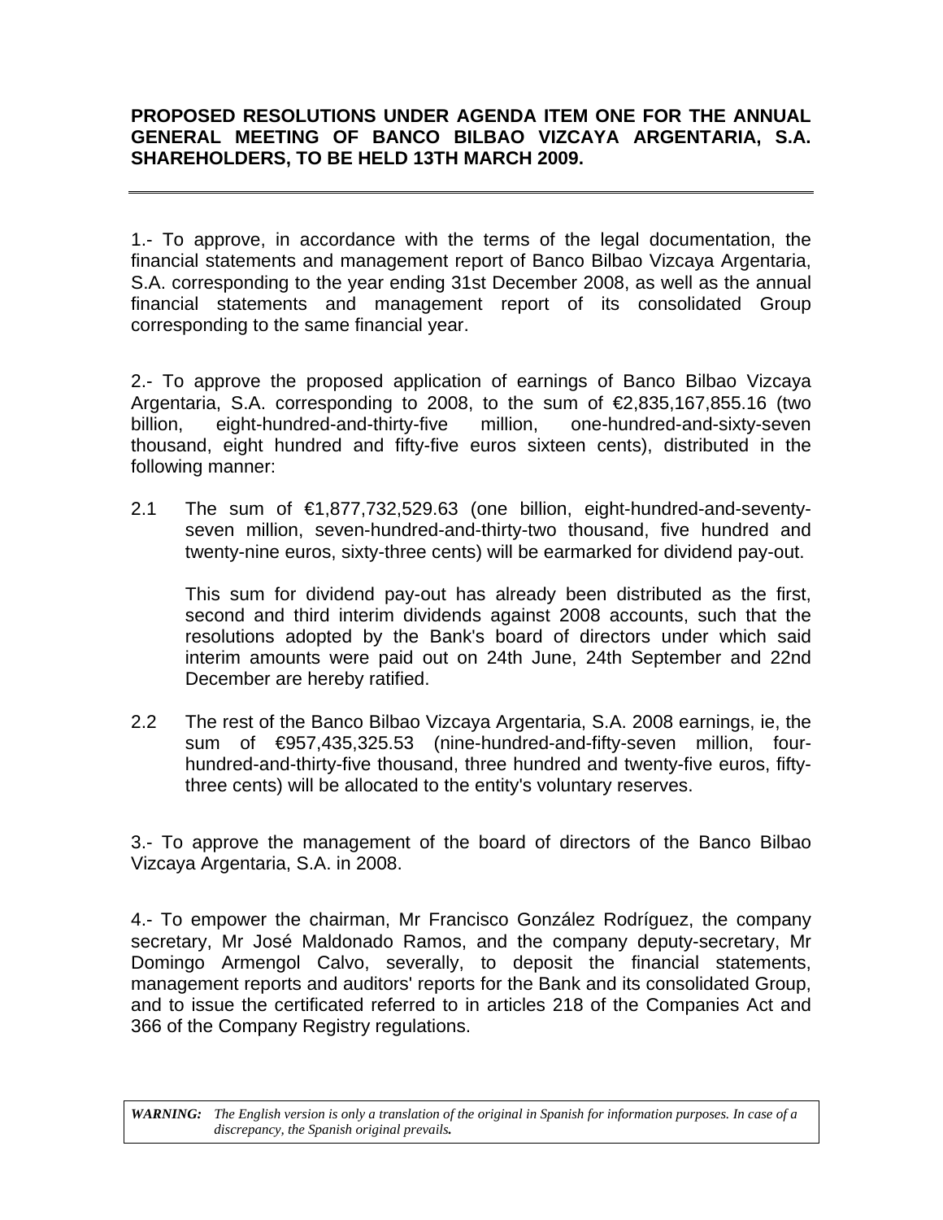**PROPOSED RESOLUTIONS UNDER AGENDA ITEM ONE FOR THE ANNUAL GENERAL MEETING OF BANCO BILBAO VIZCAYA ARGENTARIA, S.A. SHAREHOLDERS, TO BE HELD 13TH MARCH 2009.**

---

1.- To approve, in accordance with the terms of the legal documentation, the financial statements and management report of Banco Bilbao Vizcaya Argentaria, S.A. corresponding to the year ending 31st December 2008, as well as the annual financial statements and management report of its consolidated Group corresponding to the same financial year.

2.- To approve the proposed application of earnings of Banco Bilbao Vizcaya Argentaria, S.A. corresponding to 2008, to the sum of €2,835,167,855.16 (two billion, eight-hundred-and-thirty-five million, one-hundred-and-sixty-seven thousand, eight hundred and fifty-five euros sixteen cents), distributed in the following manner:

2.1 The sum of €1,877,732,529.63 (one billion, eight-hundred-and-seventy-seven million, seven-hundred-and-thirty-two thousand, five hundred and twenty-nine euros, sixty-three cents) will be earmarked for dividend pay-out.

This sum for dividend pay-out has already been distributed as the first, second and third interim dividends against 2008 accounts, such that the resolutions adopted by the Bank's board of directors under which said interim amounts were paid out on 24th June, 24th September and 22nd December are hereby ratified.

2.2 The rest of the Banco Bilbao Vizcaya Argentaria, S.A. 2008 earnings, ie, the sum of €957,435,325.53 (nine-hundred-and-fifty-seven million, four-hundred-and-thirty-five thousand, three hundred and twenty-five euros, fifty-three cents) will be allocated to the entity's voluntary reserves.

3.- To approve the management of the board of directors of the Banco Bilbao Vizcaya Argentaria, S.A. in 2008.

4.- To empower the chairman, Mr Francisco González Rodríguez, the company secretary, Mr José Maldonado Ramos, and the company deputy-secretary, Mr Domingo Armengol Calvo, severally, to deposit the financial statements, management reports and auditors' reports for the Bank and its consolidated Group, and to issue the certificated referred to in articles 218 of the Companies Act and 366 of the Company Registry regulations.

***WARNING:*** *The English version is only a translation of the original in Spanish for information purposes. In case of a discrepancy, the Spanish original prevails.*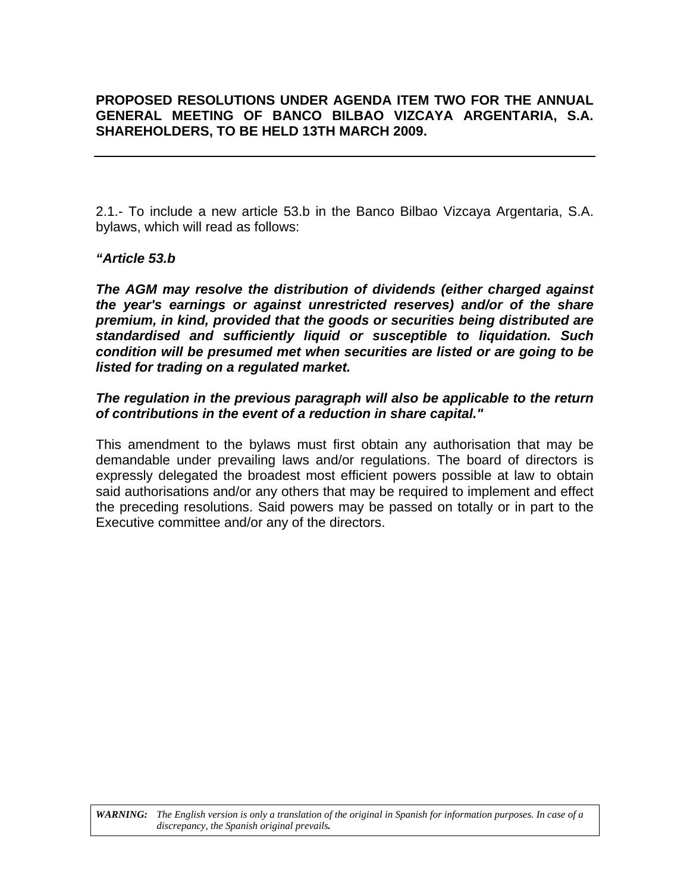**PROPOSED RESOLUTIONS UNDER AGENDA ITEM TWO FOR THE ANNUAL GENERAL MEETING OF BANCO BILBAO VIZCAYA ARGENTARIA, S.A. SHAREHOLDERS, TO BE HELD 13TH MARCH 2009.**

---

2.1.- To include a new article 53.b in the Banco Bilbao Vizcaya Argentaria, S.A. bylaws, which will read as follows:

***"Article 53.b***

***The AGM may resolve the distribution of dividends (either charged against the year's earnings or against unrestricted reserves) and/or of the share premium, in kind, provided that the goods or securities being distributed are standardised and sufficiently liquid or susceptible to liquidation. Such condition will be presumed met when securities are listed or are going to be listed for trading on a regulated market.***

***The regulation in the previous paragraph will also be applicable to the return of contributions in the event of a reduction in share capital."***

This amendment to the bylaws must first obtain any authorisation that may be demandable under prevailing laws and/or regulations. The board of directors is expressly delegated the broadest most efficient powers possible at law to obtain said authorisations and/or any others that may be required to implement and effect the preceding resolutions. Said powers may be passed on totally or in part to the Executive committee and/or any of the directors.

***WARNING:*** *The English version is only a translation of the original in Spanish for information purposes. In case of a discrepancy, the Spanish original prevails.*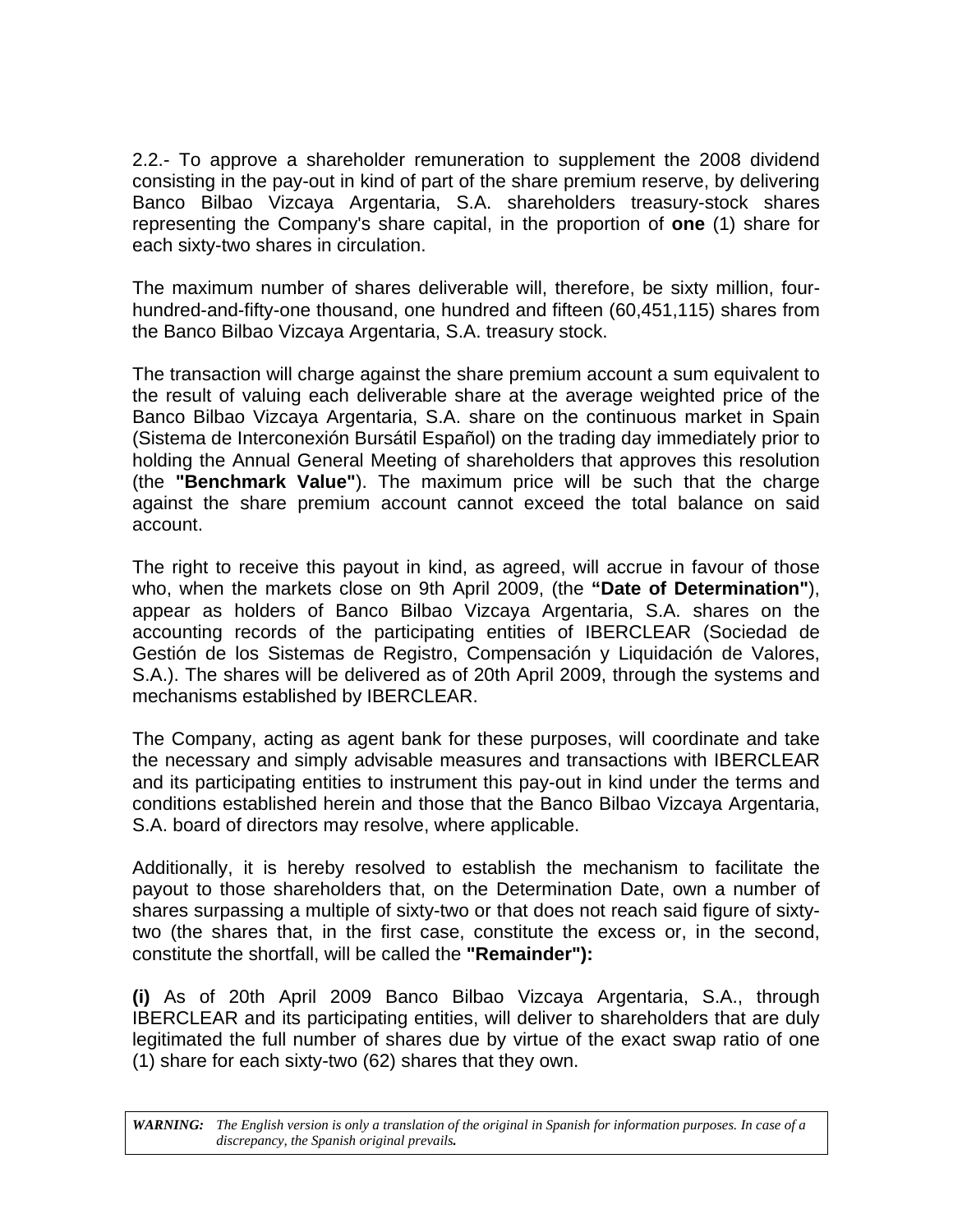2.2.- To approve a shareholder remuneration to supplement the 2008 dividend consisting in the pay-out in kind of part of the share premium reserve, by delivering Banco Bilbao Vizcaya Argentaria, S.A. shareholders treasury-stock shares representing the Company's share capital, in the proportion of **one** (1) share for each sixty-two shares in circulation.

The maximum number of shares deliverable will, therefore, be sixty million, four-hundred-and-fifty-one thousand, one hundred and fifteen (60,451,115) shares from the Banco Bilbao Vizcaya Argentaria, S.A. treasury stock.

The transaction will charge against the share premium account a sum equivalent to the result of valuing each deliverable share at the average weighted price of the Banco Bilbao Vizcaya Argentaria, S.A. share on the continuous market in Spain (Sistema de Interconexión Bursátil Español) on the trading day immediately prior to holding the Annual General Meeting of shareholders that approves this resolution (the **"Benchmark Value"**). The maximum price will be such that the charge against the share premium account cannot exceed the total balance on said account.

The right to receive this payout in kind, as agreed, will accrue in favour of those who, when the markets close on 9th April 2009, (the **"Date of Determination"**), appear as holders of Banco Bilbao Vizcaya Argentaria, S.A. shares on the accounting records of the participating entities of IBERCLEAR (Sociedad de Gestión de los Sistemas de Registro, Compensación y Liquidación de Valores, S.A.). The shares will be delivered as of 20th April 2009, through the systems and mechanisms established by IBERCLEAR.

The Company, acting as agent bank for these purposes, will coordinate and take the necessary and simply advisable measures and transactions with IBERCLEAR and its participating entities to instrument this pay-out in kind under the terms and conditions established herein and those that the Banco Bilbao Vizcaya Argentaria, S.A. board of directors may resolve, where applicable.

Additionally, it is hereby resolved to establish the mechanism to facilitate the payout to those shareholders that, on the Determination Date, own a number of shares surpassing a multiple of sixty-two or that does not reach said figure of sixty-two (the shares that, in the first case, constitute the excess or, in the second, constitute the shortfall, will be called the **"Remainder"):**

**(i)** As of 20th April 2009 Banco Bilbao Vizcaya Argentaria, S.A., through IBERCLEAR and its participating entities, will deliver to shareholders that are duly legitimated the full number of shares due by virtue of the exact swap ratio of one (1) share for each sixty-two (62) shares that they own.

***WARNING:*** *The English version is only a translation of the original in Spanish for information purposes. In case of a discrepancy, the Spanish original prevails.*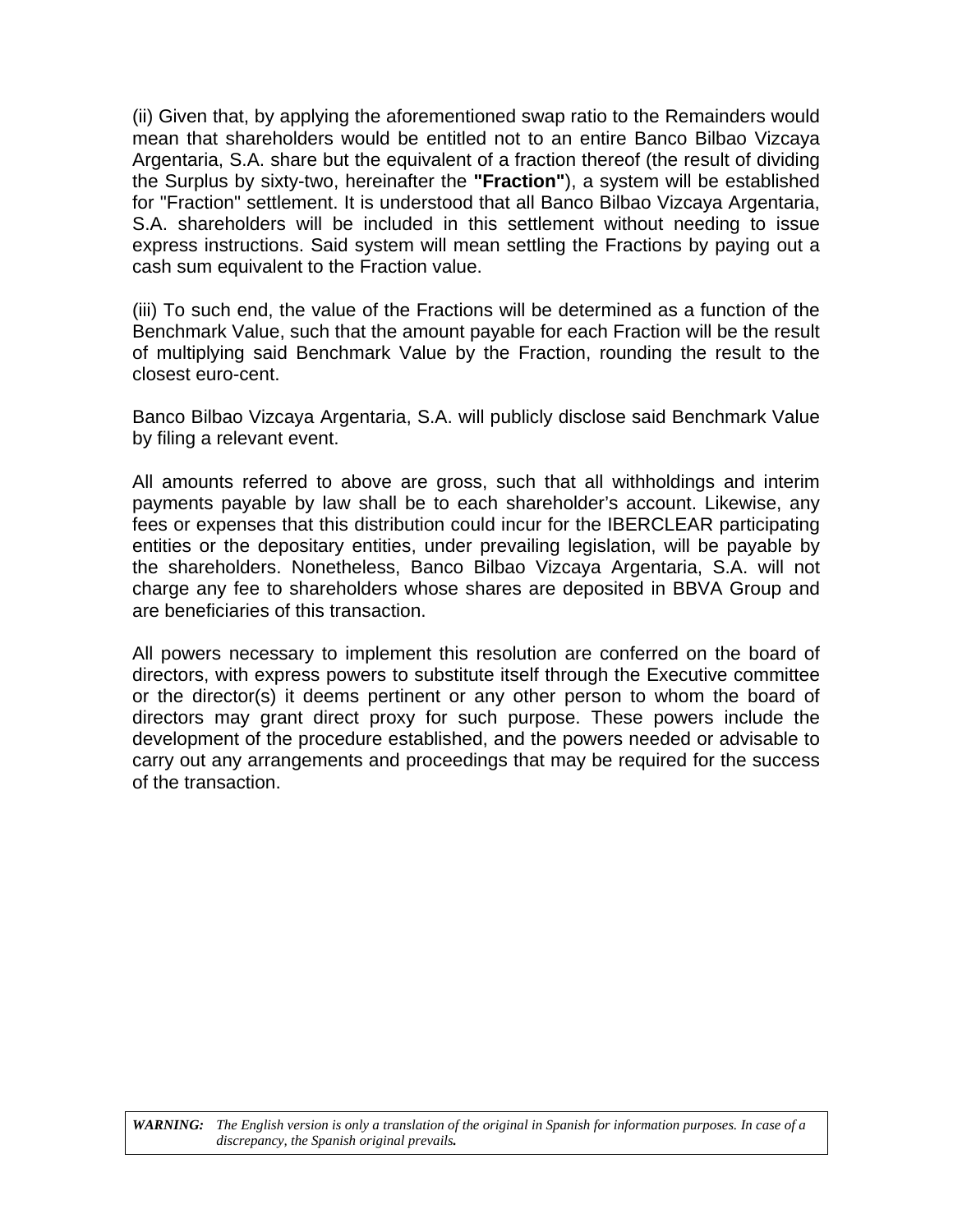(ii) Given that, by applying the aforementioned swap ratio to the Remainders would mean that shareholders would be entitled not to an entire Banco Bilbao Vizcaya Argentaria, S.A. share but the equivalent of a fraction thereof (the result of dividing the Surplus by sixty-two, hereinafter the **"Fraction"**), a system will be established for "Fraction" settlement. It is understood that all Banco Bilbao Vizcaya Argentaria, S.A. shareholders will be included in this settlement without needing to issue express instructions. Said system will mean settling the Fractions by paying out a cash sum equivalent to the Fraction value.

(iii) To such end, the value of the Fractions will be determined as a function of the Benchmark Value, such that the amount payable for each Fraction will be the result of multiplying said Benchmark Value by the Fraction, rounding the result to the closest euro-cent.

Banco Bilbao Vizcaya Argentaria, S.A. will publicly disclose said Benchmark Value by filing a relevant event.

All amounts referred to above are gross, such that all withholdings and interim payments payable by law shall be to each shareholder's account. Likewise, any fees or expenses that this distribution could incur for the IBERCLEAR participating entities or the depositary entities, under prevailing legislation, will be payable by the shareholders. Nonetheless, Banco Bilbao Vizcaya Argentaria, S.A. will not charge any fee to shareholders whose shares are deposited in BBVA Group and are beneficiaries of this transaction.

All powers necessary to implement this resolution are conferred on the board of directors, with express powers to substitute itself through the Executive committee or the director(s) it deems pertinent or any other person to whom the board of directors may grant direct proxy for such purpose. These powers include the development of the procedure established, and the powers needed or advisable to carry out any arrangements and proceedings that may be required for the success of the transaction.

***WARNING:*** *The English version is only a translation of the original in Spanish for information purposes. In case of a discrepancy, the Spanish original prevails.*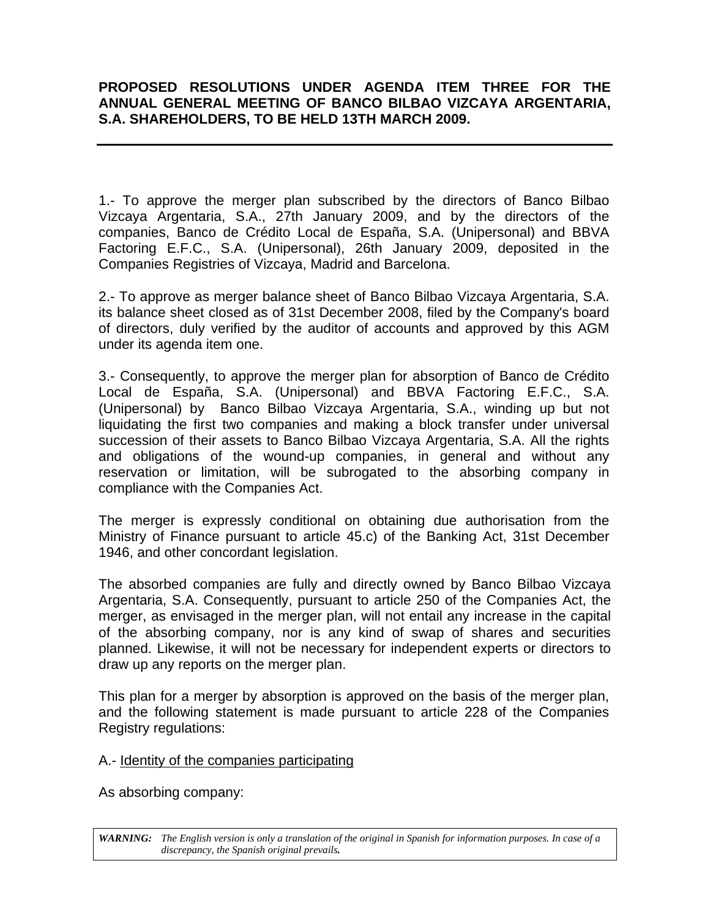**PROPOSED RESOLUTIONS UNDER AGENDA ITEM THREE FOR THE ANNUAL GENERAL MEETING OF BANCO BILBAO VIZCAYA ARGENTARIA, S.A. SHAREHOLDERS, TO BE HELD 13TH MARCH 2009.**

---

1.- To approve the merger plan subscribed by the directors of Banco Bilbao Vizcaya Argentaria, S.A., 27th January 2009, and by the directors of the companies, Banco de Crédito Local de España, S.A. (Unipersonal) and BBVA Factoring E.F.C., S.A. (Unipersonal), 26th January 2009, deposited in the Companies Registries of Vizcaya, Madrid and Barcelona.

2.- To approve as merger balance sheet of Banco Bilbao Vizcaya Argentaria, S.A. its balance sheet closed as of 31st December 2008, filed by the Company's board of directors, duly verified by the auditor of accounts and approved by this AGM under its agenda item one.

3.- Consequently, to approve the merger plan for absorption of Banco de Crédito Local de España, S.A. (Unipersonal) and BBVA Factoring E.F.C., S.A. (Unipersonal) by Banco Bilbao Vizcaya Argentaria, S.A., winding up but not liquidating the first two companies and making a block transfer under universal succession of their assets to Banco Bilbao Vizcaya Argentaria, S.A. All the rights and obligations of the wound-up companies, in general and without any reservation or limitation, will be subrogated to the absorbing company in compliance with the Companies Act.

The merger is expressly conditional on obtaining due authorisation from the Ministry of Finance pursuant to article 45.c) of the Banking Act, 31st December 1946, and other concordant legislation.

The absorbed companies are fully and directly owned by Banco Bilbao Vizcaya Argentaria, S.A. Consequently, pursuant to article 250 of the Companies Act, the merger, as envisaged in the merger plan, will not entail any increase in the capital of the absorbing company, nor is any kind of swap of shares and securities planned. Likewise, it will not be necessary for independent experts or directors to draw up any reports on the merger plan.

This plan for a merger by absorption is approved on the basis of the merger plan, and the following statement is made pursuant to article 228 of the Companies Registry regulations:

A.- Identity of the companies participating

As absorbing company:

***WARNING:*** *The English version is only a translation of the original in Spanish for information purposes. In case of a discrepancy, the Spanish original prevails.*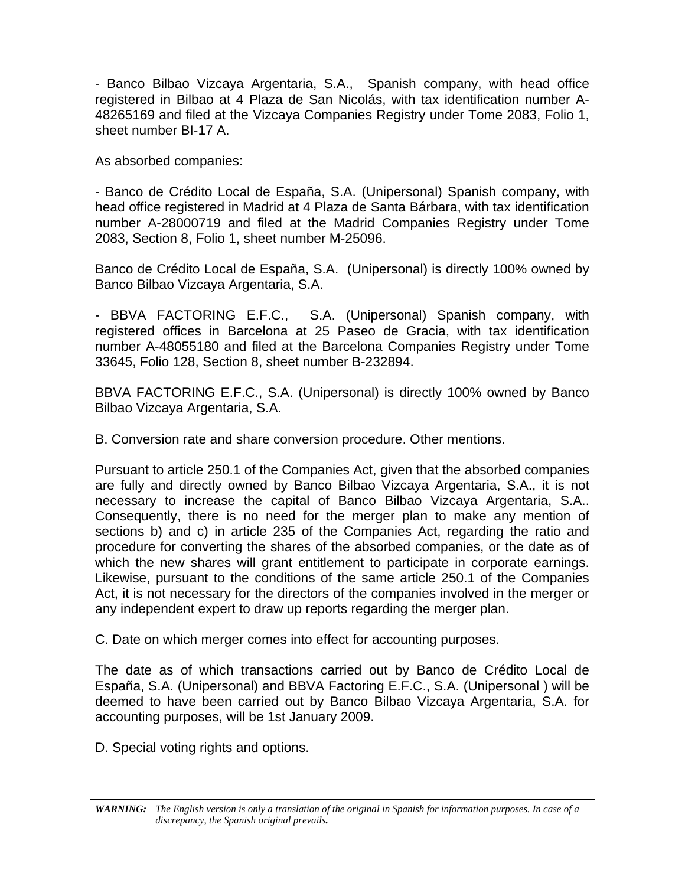- Banco Bilbao Vizcaya Argentaria, S.A., Spanish company, with head office registered in Bilbao at 4 Plaza de San Nicolás, with tax identification number A-48265169 and filed at the Vizcaya Companies Registry under Tome 2083, Folio 1, sheet number BI-17 A.

As absorbed companies:

- Banco de Crédito Local de España, S.A. (Unipersonal) Spanish company, with head office registered in Madrid at 4 Plaza de Santa Bárbara, with tax identification number A-28000719 and filed at the Madrid Companies Registry under Tome 2083, Section 8, Folio 1, sheet number M-25096.

Banco de Crédito Local de España, S.A. (Unipersonal) is directly 100% owned by Banco Bilbao Vizcaya Argentaria, S.A.

- BBVA FACTORING E.F.C., S.A. (Unipersonal) Spanish company, with registered offices in Barcelona at 25 Paseo de Gracia, with tax identification number A-48055180 and filed at the Barcelona Companies Registry under Tome 33645, Folio 128, Section 8, sheet number B-232894.

BBVA FACTORING E.F.C., S.A. (Unipersonal) is directly 100% owned by Banco Bilbao Vizcaya Argentaria, S.A.

B. Conversion rate and share conversion procedure. Other mentions.

Pursuant to article 250.1 of the Companies Act, given that the absorbed companies are fully and directly owned by Banco Bilbao Vizcaya Argentaria, S.A., it is not necessary to increase the capital of Banco Bilbao Vizcaya Argentaria, S.A.. Consequently, there is no need for the merger plan to make any mention of sections b) and c) in article 235 of the Companies Act, regarding the ratio and procedure for converting the shares of the absorbed companies, or the date as of which the new shares will grant entitlement to participate in corporate earnings. Likewise, pursuant to the conditions of the same article 250.1 of the Companies Act, it is not necessary for the directors of the companies involved in the merger or any independent expert to draw up reports regarding the merger plan.

C. Date on which merger comes into effect for accounting purposes.

The date as of which transactions carried out by Banco de Crédito Local de España, S.A. (Unipersonal) and BBVA Factoring E.F.C., S.A. (Unipersonal ) will be deemed to have been carried out by Banco Bilbao Vizcaya Argentaria, S.A. for accounting purposes, will be 1st January 2009.

D. Special voting rights and options.

***WARNING:*** *The English version is only a translation of the original in Spanish for information purposes. In case of a discrepancy, the Spanish original prevails.*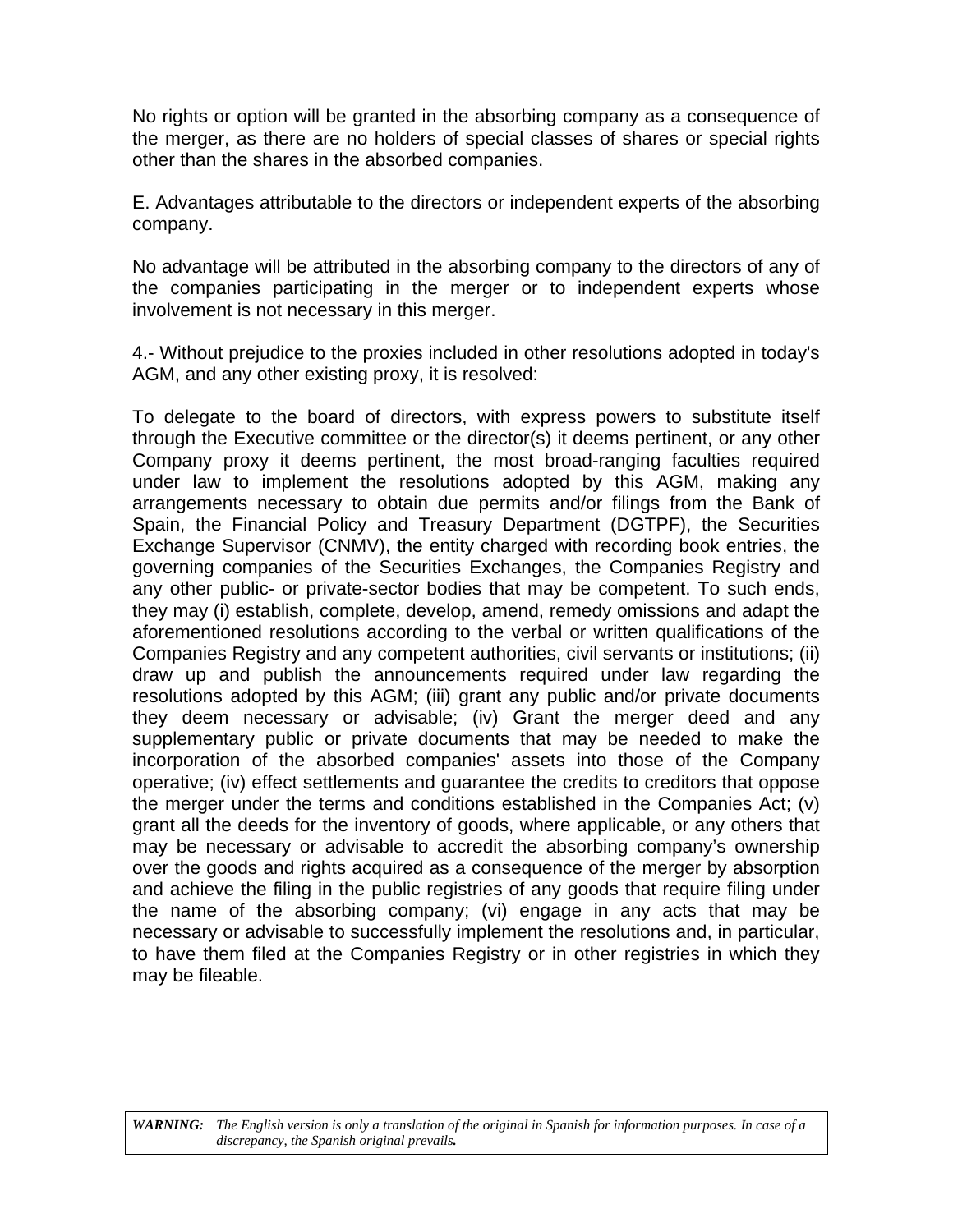No rights or option will be granted in the absorbing company as a consequence of the merger, as there are no holders of special classes of shares or special rights other than the shares in the absorbed companies.

E. Advantages attributable to the directors or independent experts of the absorbing company.

No advantage will be attributed in the absorbing company to the directors of any of the companies participating in the merger or to independent experts whose involvement is not necessary in this merger.

4.- Without prejudice to the proxies included in other resolutions adopted in today's AGM, and any other existing proxy, it is resolved:

To delegate to the board of directors, with express powers to substitute itself through the Executive committee or the director(s) it deems pertinent, or any other Company proxy it deems pertinent, the most broad-ranging faculties required under law to implement the resolutions adopted by this AGM, making any arrangements necessary to obtain due permits and/or filings from the Bank of Spain, the Financial Policy and Treasury Department (DGTPF), the Securities Exchange Supervisor (CNMV), the entity charged with recording book entries, the governing companies of the Securities Exchanges, the Companies Registry and any other public- or private-sector bodies that may be competent. To such ends, they may (i) establish, complete, develop, amend, remedy omissions and adapt the aforementioned resolutions according to the verbal or written qualifications of the Companies Registry and any competent authorities, civil servants or institutions; (ii) draw up and publish the announcements required under law regarding the resolutions adopted by this AGM; (iii) grant any public and/or private documents they deem necessary or advisable; (iv) Grant the merger deed and any supplementary public or private documents that may be needed to make the incorporation of the absorbed companies' assets into those of the Company operative; (iv) effect settlements and guarantee the credits to creditors that oppose the merger under the terms and conditions established in the Companies Act; (v) grant all the deeds for the inventory of goods, where applicable, or any others that may be necessary or advisable to accredit the absorbing company's ownership over the goods and rights acquired as a consequence of the merger by absorption and achieve the filing in the public registries of any goods that require filing under the name of the absorbing company; (vi) engage in any acts that may be necessary or advisable to successfully implement the resolutions and, in particular, to have them filed at the Companies Registry or in other registries in which they may be fileable.

***WARNING:*** *The English version is only a translation of the original in Spanish for information purposes. In case of a discrepancy, the Spanish original prevails.*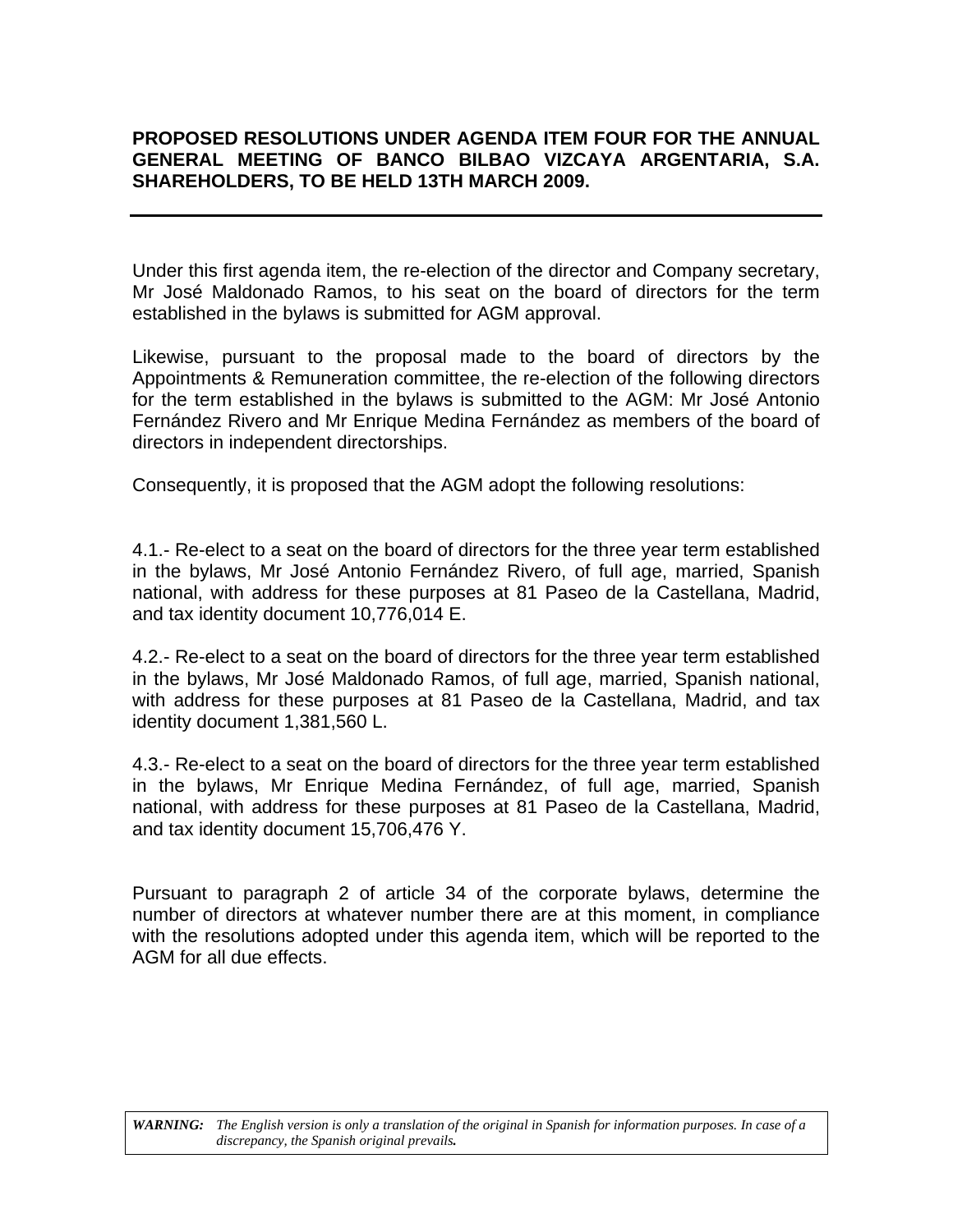**PROPOSED RESOLUTIONS UNDER AGENDA ITEM FOUR FOR THE ANNUAL GENERAL MEETING OF BANCO BILBAO VIZCAYA ARGENTARIA, S.A. SHAREHOLDERS, TO BE HELD 13TH MARCH 2009.**

---

Under this first agenda item, the re-election of the director and Company secretary, Mr José Maldonado Ramos, to his seat on the board of directors for the term established in the bylaws is submitted for AGM approval.

Likewise, pursuant to the proposal made to the board of directors by the Appointments & Remuneration committee, the re-election of the following directors for the term established in the bylaws is submitted to the AGM: Mr José Antonio Fernández Rivero and Mr Enrique Medina Fernández as members of the board of directors in independent directorships.

Consequently, it is proposed that the AGM adopt the following resolutions:

4.1.- Re-elect to a seat on the board of directors for the three year term established in the bylaws, Mr José Antonio Fernández Rivero, of full age, married, Spanish national, with address for these purposes at 81 Paseo de la Castellana, Madrid, and tax identity document 10,776,014 E.

4.2.- Re-elect to a seat on the board of directors for the three year term established in the bylaws, Mr José Maldonado Ramos, of full age, married, Spanish national, with address for these purposes at 81 Paseo de la Castellana, Madrid, and tax identity document 1,381,560 L.

4.3.- Re-elect to a seat on the board of directors for the three year term established in the bylaws, Mr Enrique Medina Fernández, of full age, married, Spanish national, with address for these purposes at 81 Paseo de la Castellana, Madrid, and tax identity document 15,706,476 Y.

Pursuant to paragraph 2 of article 34 of the corporate bylaws, determine the number of directors at whatever number there are at this moment, in compliance with the resolutions adopted under this agenda item, which will be reported to the AGM for all due effects.

***WARNING:*** *The English version is only a translation of the original in Spanish for information purposes. In case of a discrepancy, the Spanish original prevails.*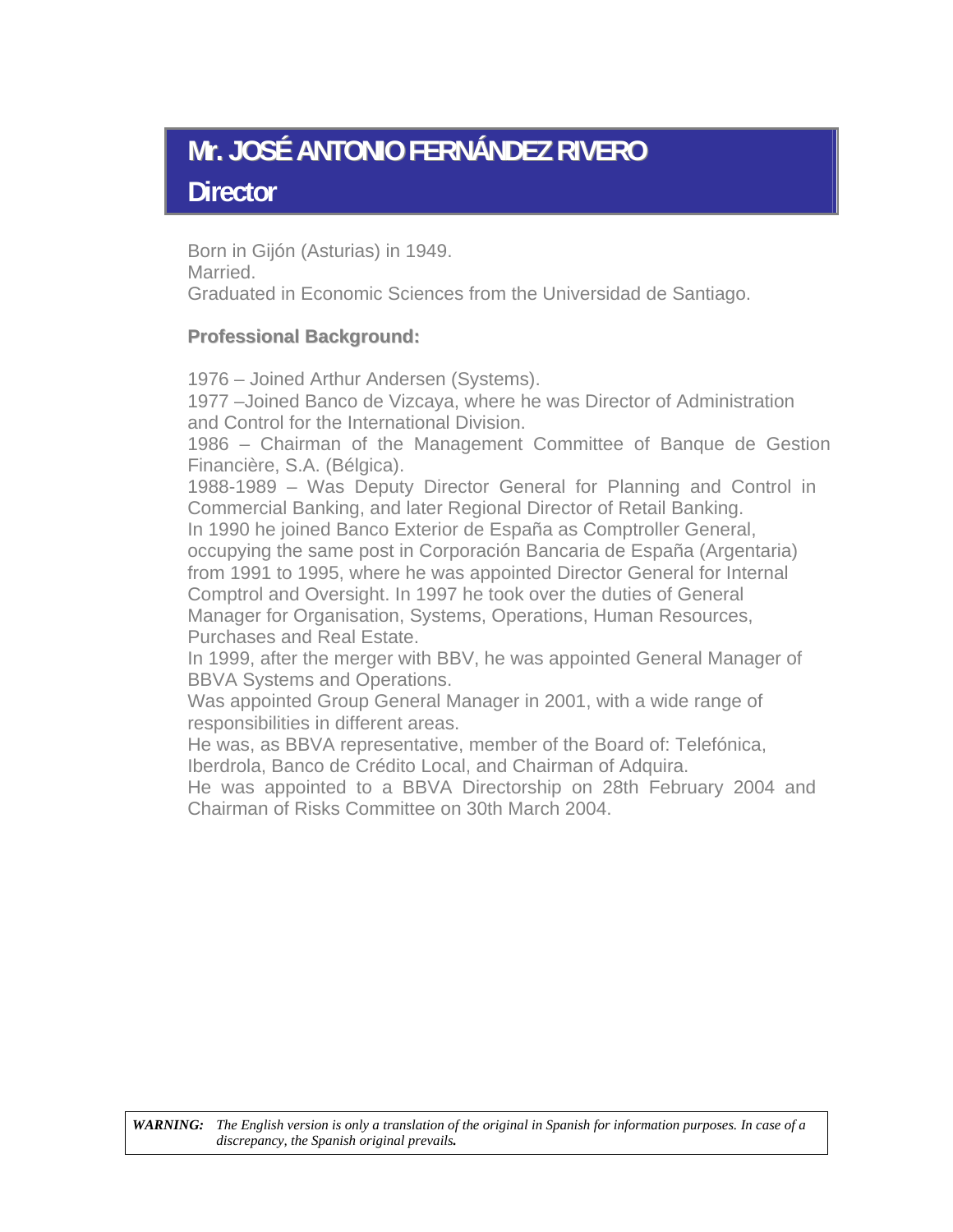# Mr. JOSÉ ANTONIO FERNÁNDEZ RIVERO

## Director

Born in Gijón (Asturias) in 1949.
Married.
Graduated in Economic Sciences from the Universidad de Santiago.

**Professional Background:**

1976 – Joined Arthur Andersen (Systems).
1977 –Joined Banco de Vizcaya, where he was Director of Administration and Control for the International Division.
1986 – Chairman of the Management Committee of Banque de Gestion Financière, S.A. (Bélgica).
1988-1989 – Was Deputy Director General for Planning and Control in Commercial Banking, and later Regional Director of Retail Banking.
In 1990 he joined Banco Exterior de España as Comptroller General, occupying the same post in Corporación Bancaria de España (Argentaria) from 1991 to 1995, where he was appointed Director General for Internal Comptrol and Oversight. In 1997 he took over the duties of General Manager for Organisation, Systems, Operations, Human Resources, Purchases and Real Estate.
In 1999, after the merger with BBV, he was appointed General Manager of BBVA Systems and Operations.
Was appointed Group General Manager in 2001, with a wide range of responsibilities in different areas.
He was, as BBVA representative, member of the Board of: Telefónica, Iberdrola, Banco de Crédito Local, and Chairman of Adquira.
He was appointed to a BBVA Directorship on 28th February 2004 and Chairman of Risks Committee on 30th March 2004.

***WARNING:*** *The English version is only a translation of the original in Spanish for information purposes. In case of a discrepancy, the Spanish original prevails.*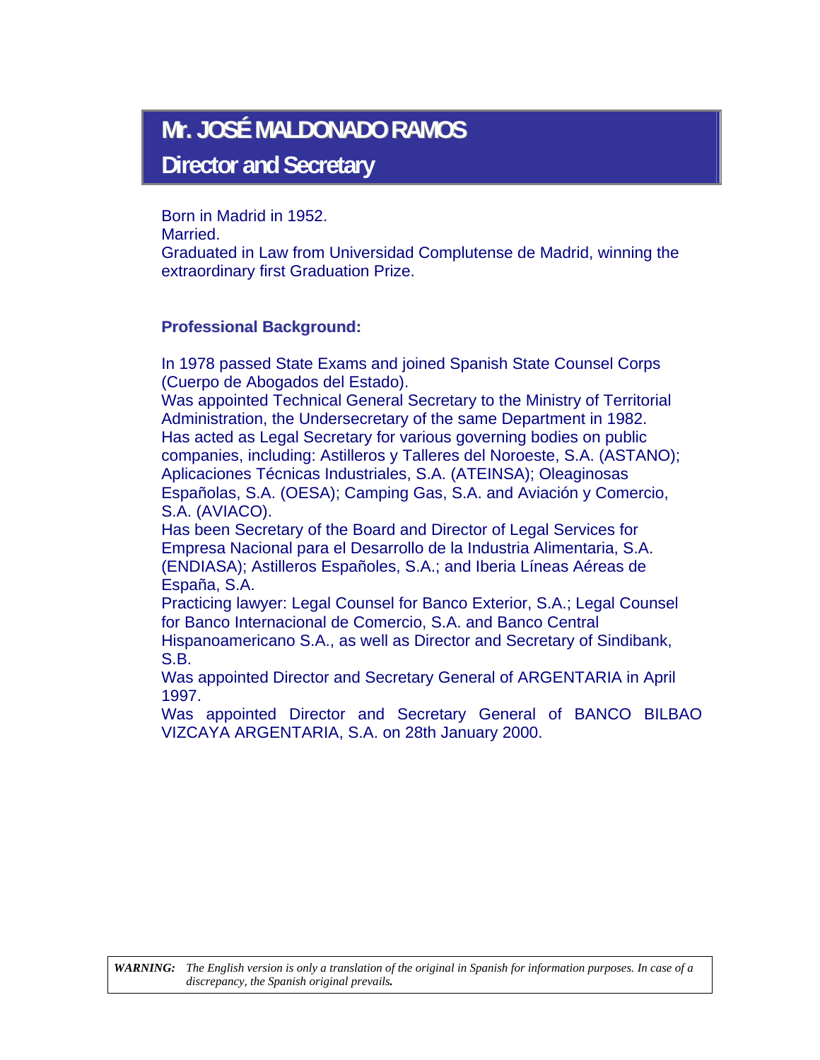# Mr. JOSÉ MALDONADO RAMOS

## Director and Secretary

Born in Madrid in 1952.
Married.
Graduated in Law from Universidad Complutense de Madrid, winning the extraordinary first Graduation Prize.

### Professional Background:

In 1978 passed State Exams and joined Spanish State Counsel Corps (Cuerpo de Abogados del Estado).
Was appointed Technical General Secretary to the Ministry of Territorial Administration, the Undersecretary of the same Department in 1982.
Has acted as Legal Secretary for various governing bodies on public companies, including: Astilleros y Talleres del Noroeste, S.A. (ASTANO); Aplicaciones Técnicas Industriales, S.A. (ATEINSA); Oleaginosas Españolas, S.A. (OESA); Camping Gas, S.A. and Aviación y Comercio, S.A. (AVIACO).
Has been Secretary of the Board and Director of Legal Services for Empresa Nacional para el Desarrollo de la Industria Alimentaria, S.A. (ENDIASA); Astilleros Españoles, S.A.; and Iberia Líneas Aéreas de España, S.A.
Practicing lawyer: Legal Counsel for Banco Exterior, S.A.; Legal Counsel for Banco Internacional de Comercio, S.A. and Banco Central Hispanoamericano S.A., as well as Director and Secretary of Sindibank, S.B.
Was appointed Director and Secretary General of ARGENTARIA in April 1997.
Was appointed Director and Secretary General of BANCO BILBAO VIZCAYA ARGENTARIA, S.A. on 28th January 2000.

***WARNING:*** *The English version is only a translation of the original in Spanish for information purposes. In case of a discrepancy, the Spanish original prevails.*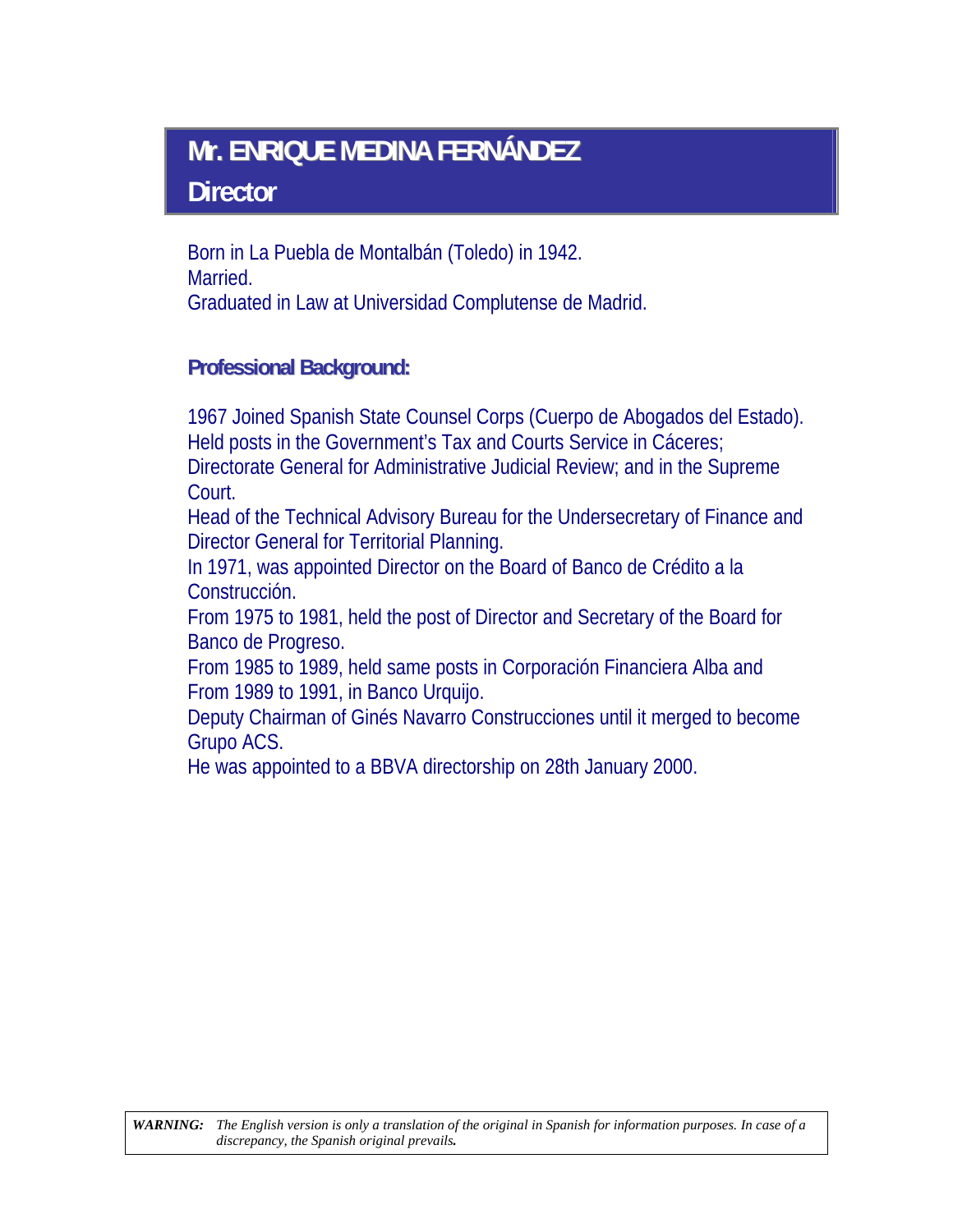# Mr. ENRIQUE MEDINA FERNÁNDEZ
## Director

Born in La Puebla de Montalbán (Toledo) in 1942.
Married.
Graduated in Law at Universidad Complutense de Madrid.

### Professional Background:

1967 Joined Spanish State Counsel Corps (Cuerpo de Abogados del Estado).
Held posts in the Government's Tax and Courts Service in Cáceres;
Directorate General for Administrative Judicial Review; and in the Supreme Court.
Head of the Technical Advisory Bureau for the Undersecretary of Finance and Director General for Territorial Planning.
In 1971, was appointed Director on the Board of Banco de Crédito a la Construcción.
From 1975 to 1981, held the post of Director and Secretary of the Board for Banco de Progreso.
From 1985 to 1989, held same posts in Corporación Financiera Alba and From 1989 to 1991, in Banco Urquijo.
Deputy Chairman of Ginés Navarro Construcciones until it merged to become Grupo ACS.
He was appointed to a BBVA directorship on 28th January 2000.

***WARNING:*** *The English version is only a translation of the original in Spanish for information purposes. In case of a discrepancy, the Spanish original prevails.*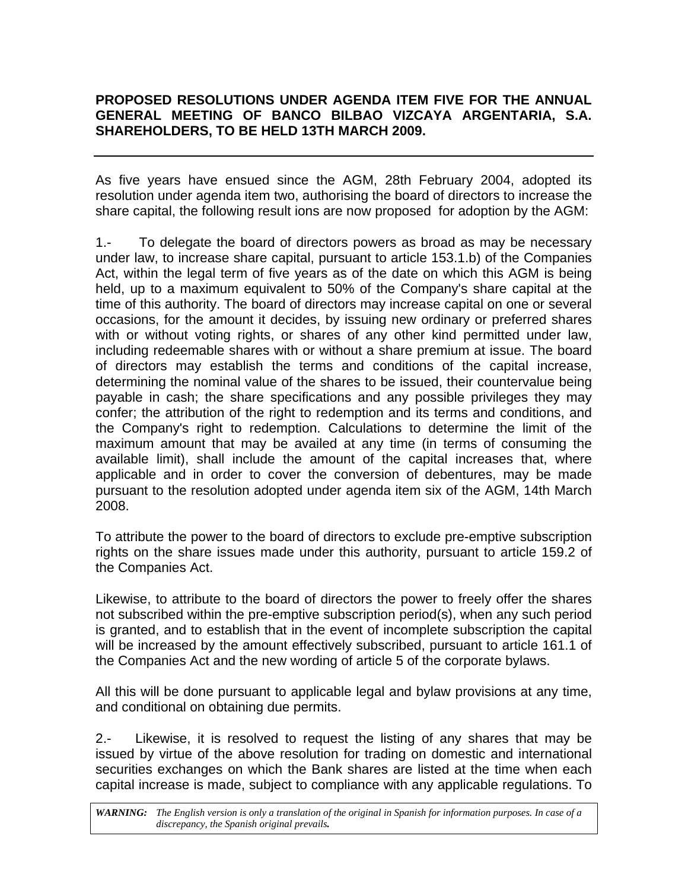**PROPOSED RESOLUTIONS UNDER AGENDA ITEM FIVE FOR THE ANNUAL GENERAL MEETING OF BANCO BILBAO VIZCAYA ARGENTARIA, S.A. SHAREHOLDERS, TO BE HELD 13TH MARCH 2009.**

---

As five years have ensued since the AGM, 28th February 2004, adopted its resolution under agenda item two, authorising the board of directors to increase the share capital, the following result ions are now proposed for adoption by the AGM:

1.- To delegate the board of directors powers as broad as may be necessary under law, to increase share capital, pursuant to article 153.1.b) of the Companies Act, within the legal term of five years as of the date on which this AGM is being held, up to a maximum equivalent to 50% of the Company's share capital at the time of this authority. The board of directors may increase capital on one or several occasions, for the amount it decides, by issuing new ordinary or preferred shares with or without voting rights, or shares of any other kind permitted under law, including redeemable shares with or without a share premium at issue. The board of directors may establish the terms and conditions of the capital increase, determining the nominal value of the shares to be issued, their countervalue being payable in cash; the share specifications and any possible privileges they may confer; the attribution of the right to redemption and its terms and conditions, and the Company's right to redemption. Calculations to determine the limit of the maximum amount that may be availed at any time (in terms of consuming the available limit), shall include the amount of the capital increases that, where applicable and in order to cover the conversion of debentures, may be made pursuant to the resolution adopted under agenda item six of the AGM, 14th March 2008.

To attribute the power to the board of directors to exclude pre-emptive subscription rights on the share issues made under this authority, pursuant to article 159.2 of the Companies Act.

Likewise, to attribute to the board of directors the power to freely offer the shares not subscribed within the pre-emptive subscription period(s), when any such period is granted, and to establish that in the event of incomplete subscription the capital will be increased by the amount effectively subscribed, pursuant to article 161.1 of the Companies Act and the new wording of article 5 of the corporate bylaws.

All this will be done pursuant to applicable legal and bylaw provisions at any time, and conditional on obtaining due permits.

2.- Likewise, it is resolved to request the listing of any shares that may be issued by virtue of the above resolution for trading on domestic and international securities exchanges on which the Bank shares are listed at the time when each capital increase is made, subject to compliance with any applicable regulations. To

***WARNING:*** *The English version is only a translation of the original in Spanish for information purposes. In case of a discrepancy, the Spanish original prevails.*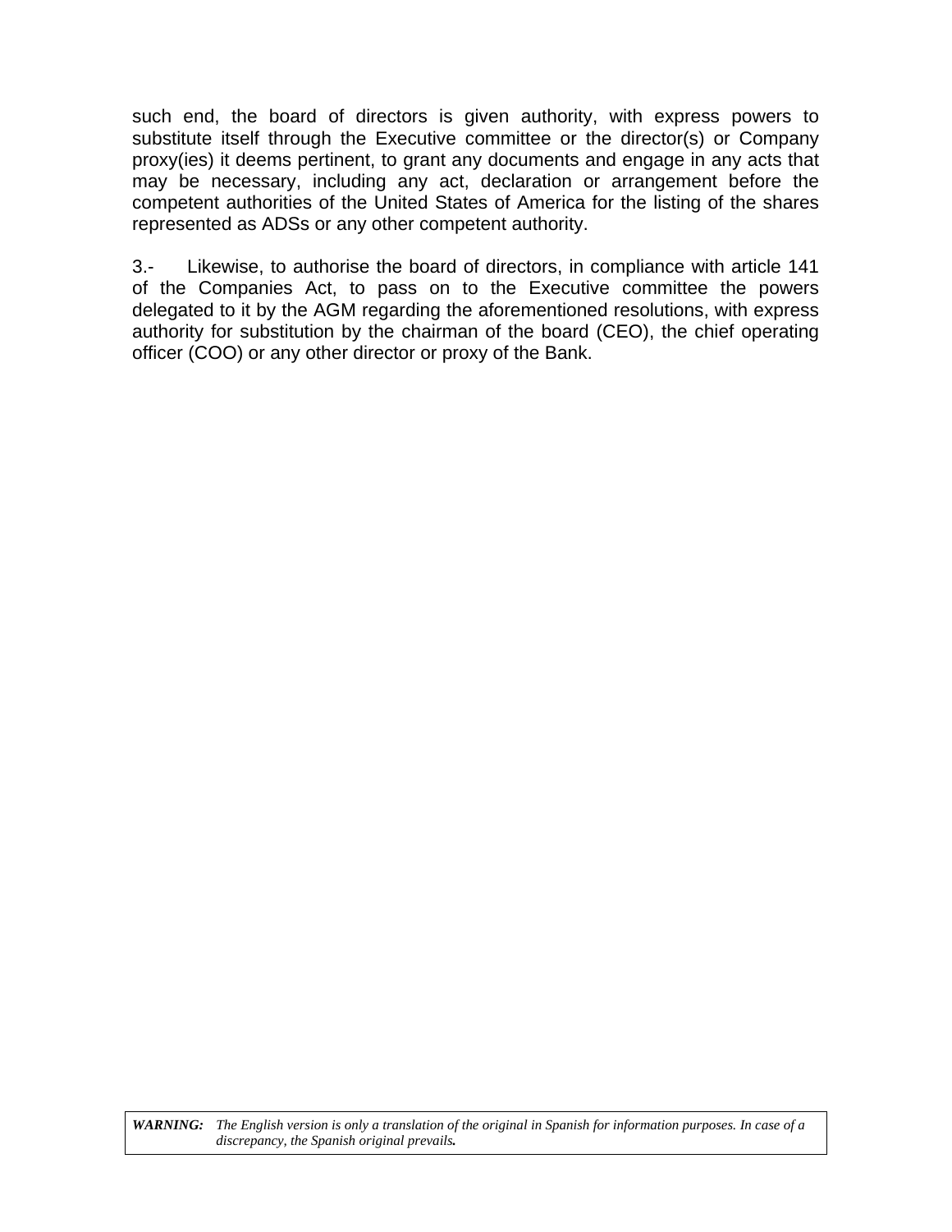such end, the board of directors is given authority, with express powers to substitute itself through the Executive committee or the director(s) or Company proxy(ies) it deems pertinent, to grant any documents and engage in any acts that may be necessary, including any act, declaration or arrangement before the competent authorities of the United States of America for the listing of the shares represented as ADSs or any other competent authority.

3.- Likewise, to authorise the board of directors, in compliance with article 141 of the Companies Act, to pass on to the Executive committee the powers delegated to it by the AGM regarding the aforementioned resolutions, with express authority for substitution by the chairman of the board (CEO), the chief operating officer (COO) or any other director or proxy of the Bank.

***WARNING:*** *The English version is only a translation of the original in Spanish for information purposes. In case of a discrepancy, the Spanish original prevails.*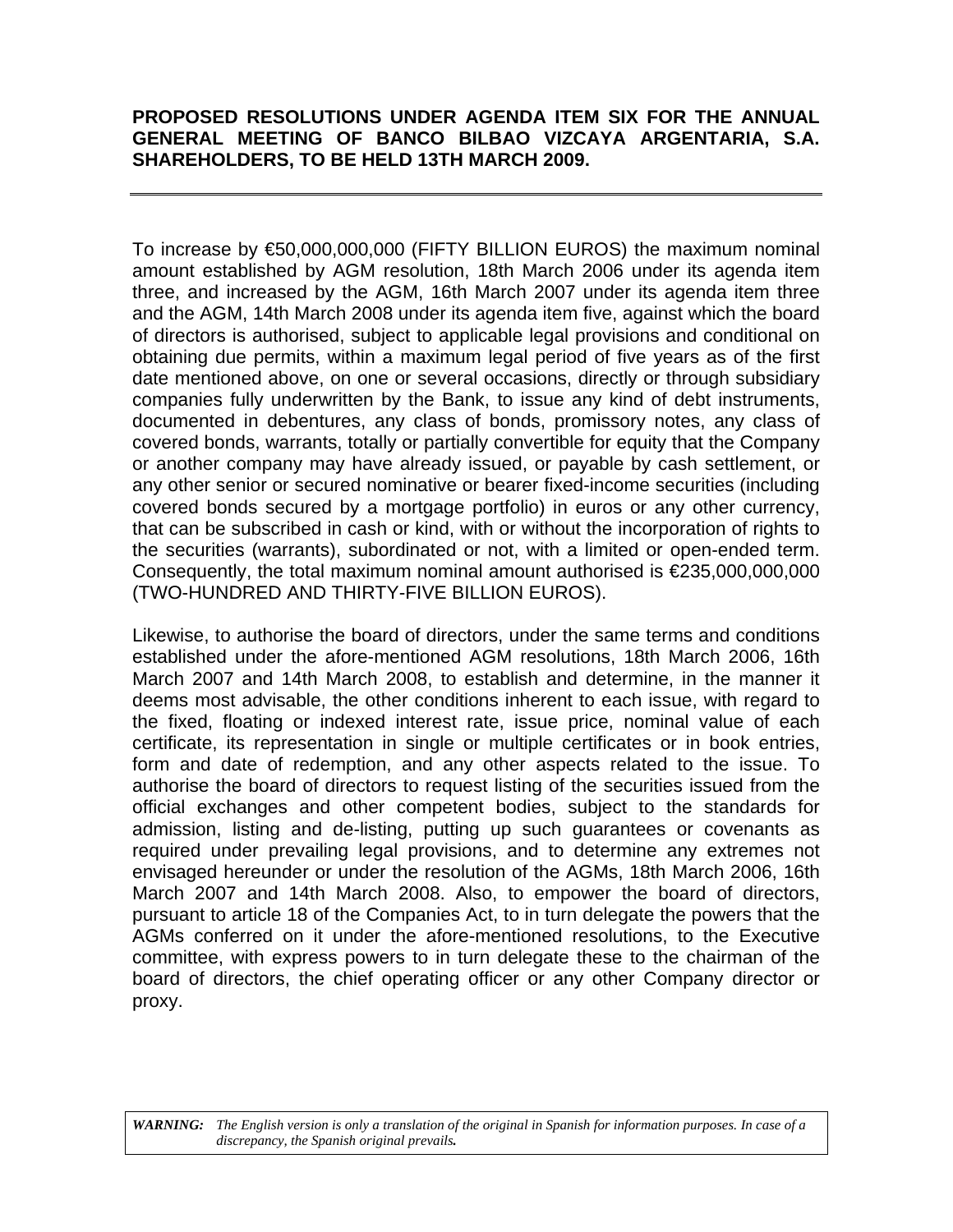**PROPOSED RESOLUTIONS UNDER AGENDA ITEM SIX FOR THE ANNUAL GENERAL MEETING OF BANCO BILBAO VIZCAYA ARGENTARIA, S.A. SHAREHOLDERS, TO BE HELD 13TH MARCH 2009.**

---

To increase by €50,000,000,000 (FIFTY BILLION EUROS) the maximum nominal amount established by AGM resolution, 18th March 2006 under its agenda item three, and increased by the AGM, 16th March 2007 under its agenda item three and the AGM, 14th March 2008 under its agenda item five, against which the board of directors is authorised, subject to applicable legal provisions and conditional on obtaining due permits, within a maximum legal period of five years as of the first date mentioned above, on one or several occasions, directly or through subsidiary companies fully underwritten by the Bank, to issue any kind of debt instruments, documented in debentures, any class of bonds, promissory notes, any class of covered bonds, warrants, totally or partially convertible for equity that the Company or another company may have already issued, or payable by cash settlement, or any other senior or secured nominative or bearer fixed-income securities (including covered bonds secured by a mortgage portfolio) in euros or any other currency, that can be subscribed in cash or kind, with or without the incorporation of rights to the securities (warrants), subordinated or not, with a limited or open-ended term. Consequently, the total maximum nominal amount authorised is €235,000,000,000 (TWO-HUNDRED AND THIRTY-FIVE BILLION EUROS).

Likewise, to authorise the board of directors, under the same terms and conditions established under the afore-mentioned AGM resolutions, 18th March 2006, 16th March 2007 and 14th March 2008, to establish and determine, in the manner it deems most advisable, the other conditions inherent to each issue, with regard to the fixed, floating or indexed interest rate, issue price, nominal value of each certificate, its representation in single or multiple certificates or in book entries, form and date of redemption, and any other aspects related to the issue. To authorise the board of directors to request listing of the securities issued from the official exchanges and other competent bodies, subject to the standards for admission, listing and de-listing, putting up such guarantees or covenants as required under prevailing legal provisions, and to determine any extremes not envisaged hereunder or under the resolution of the AGMs, 18th March 2006, 16th March 2007 and 14th March 2008. Also, to empower the board of directors, pursuant to article 18 of the Companies Act, to in turn delegate the powers that the AGMs conferred on it under the afore-mentioned resolutions, to the Executive committee, with express powers to in turn delegate these to the chairman of the board of directors, the chief operating officer or any other Company director or proxy.

***WARNING:*** *The English version is only a translation of the original in Spanish for information purposes. In case of a discrepancy, the Spanish original prevails.*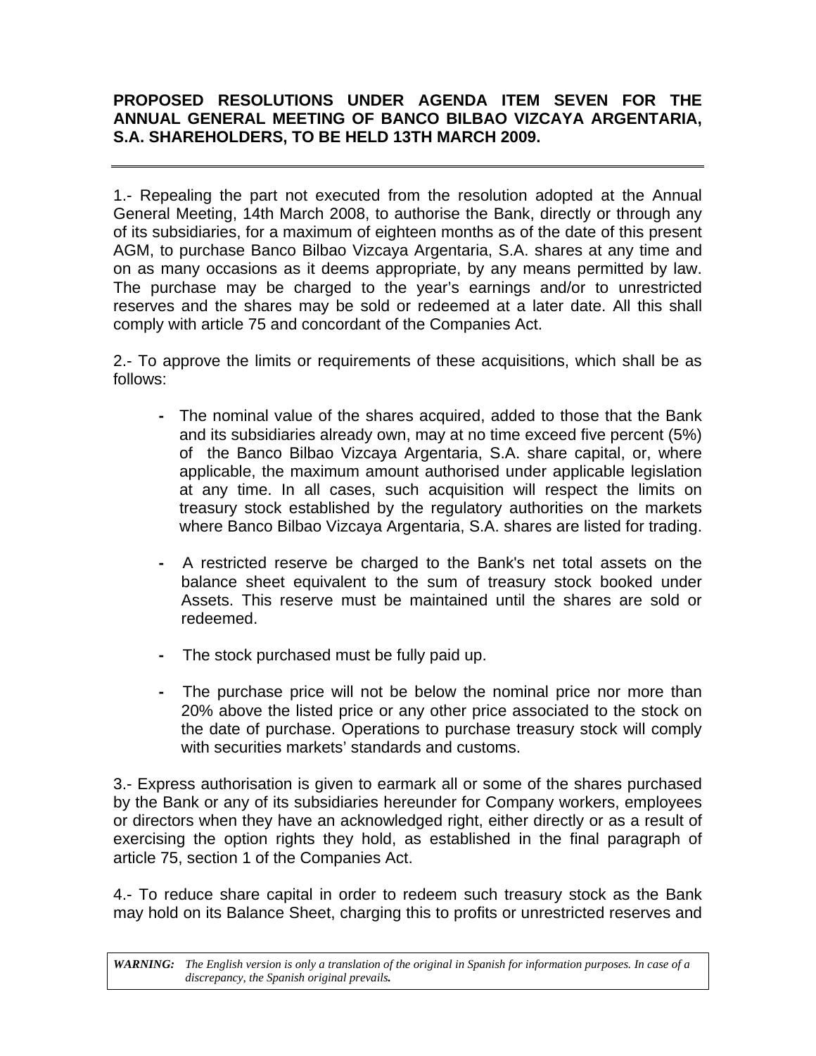**PROPOSED RESOLUTIONS UNDER AGENDA ITEM SEVEN FOR THE ANNUAL GENERAL MEETING OF BANCO BILBAO VIZCAYA ARGENTARIA, S.A. SHAREHOLDERS, TO BE HELD 13TH MARCH 2009.**

---

1.- Repealing the part not executed from the resolution adopted at the Annual General Meeting, 14th March 2008, to authorise the Bank, directly or through any of its subsidiaries, for a maximum of eighteen months as of the date of this present AGM, to purchase Banco Bilbao Vizcaya Argentaria, S.A. shares at any time and on as many occasions as it deems appropriate, by any means permitted by law. The purchase may be charged to the year's earnings and/or to unrestricted reserves and the shares may be sold or redeemed at a later date. All this shall comply with article 75 and concordant of the Companies Act.

2.- To approve the limits or requirements of these acquisitions, which shall be as follows:

- The nominal value of the shares acquired, added to those that the Bank and its subsidiaries already own, may at no time exceed five percent (5%) of the Banco Bilbao Vizcaya Argentaria, S.A. share capital, or, where applicable, the maximum amount authorised under applicable legislation at any time. In all cases, such acquisition will respect the limits on treasury stock established by the regulatory authorities on the markets where Banco Bilbao Vizcaya Argentaria, S.A. shares are listed for trading.

- A restricted reserve be charged to the Bank's net total assets on the balance sheet equivalent to the sum of treasury stock booked under Assets. This reserve must be maintained until the shares are sold or redeemed.

- The stock purchased must be fully paid up.

- The purchase price will not be below the nominal price nor more than 20% above the listed price or any other price associated to the stock on the date of purchase. Operations to purchase treasury stock will comply with securities markets' standards and customs.

3.- Express authorisation is given to earmark all or some of the shares purchased by the Bank or any of its subsidiaries hereunder for Company workers, employees or directors when they have an acknowledged right, either directly or as a result of exercising the option rights they hold, as established in the final paragraph of article 75, section 1 of the Companies Act.

4.- To reduce share capital in order to redeem such treasury stock as the Bank may hold on its Balance Sheet, charging this to profits or unrestricted reserves and

***WARNING:*** *The English version is only a translation of the original in Spanish for information purposes. In case of a discrepancy, the Spanish original prevails.*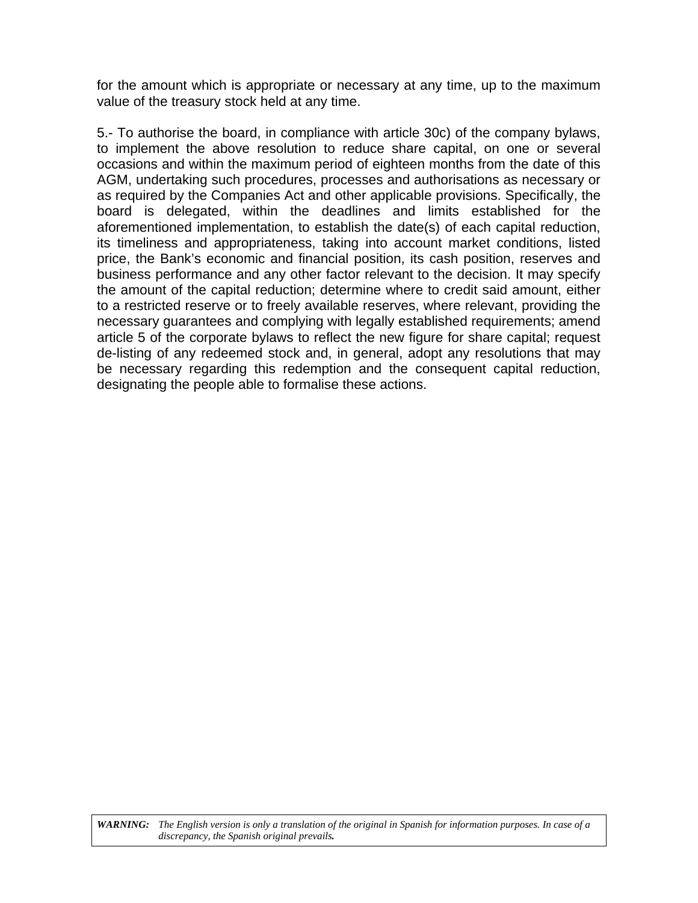for the amount which is appropriate or necessary at any time, up to the maximum value of the treasury stock held at any time.

5.- To authorise the board, in compliance with article 30c) of the company bylaws, to implement the above resolution to reduce share capital, on one or several occasions and within the maximum period of eighteen months from the date of this AGM, undertaking such procedures, processes and authorisations as necessary or as required by the Companies Act and other applicable provisions. Specifically, the board is delegated, within the deadlines and limits established for the aforementioned implementation, to establish the date(s) of each capital reduction, its timeliness and appropriateness, taking into account market conditions, listed price, the Bank's economic and financial position, its cash position, reserves and business performance and any other factor relevant to the decision. It may specify the amount of the capital reduction; determine where to credit said amount, either to a restricted reserve or to freely available reserves, where relevant, providing the necessary guarantees and complying with legally established requirements; amend article 5 of the corporate bylaws to reflect the new figure for share capital; request de-listing of any redeemed stock and, in general, adopt any resolutions that may be necessary regarding this redemption and the consequent capital reduction, designating the people able to formalise these actions.

***WARNING:*** *The English version is only a translation of the original in Spanish for information purposes. In case of a discrepancy, the Spanish original prevails.*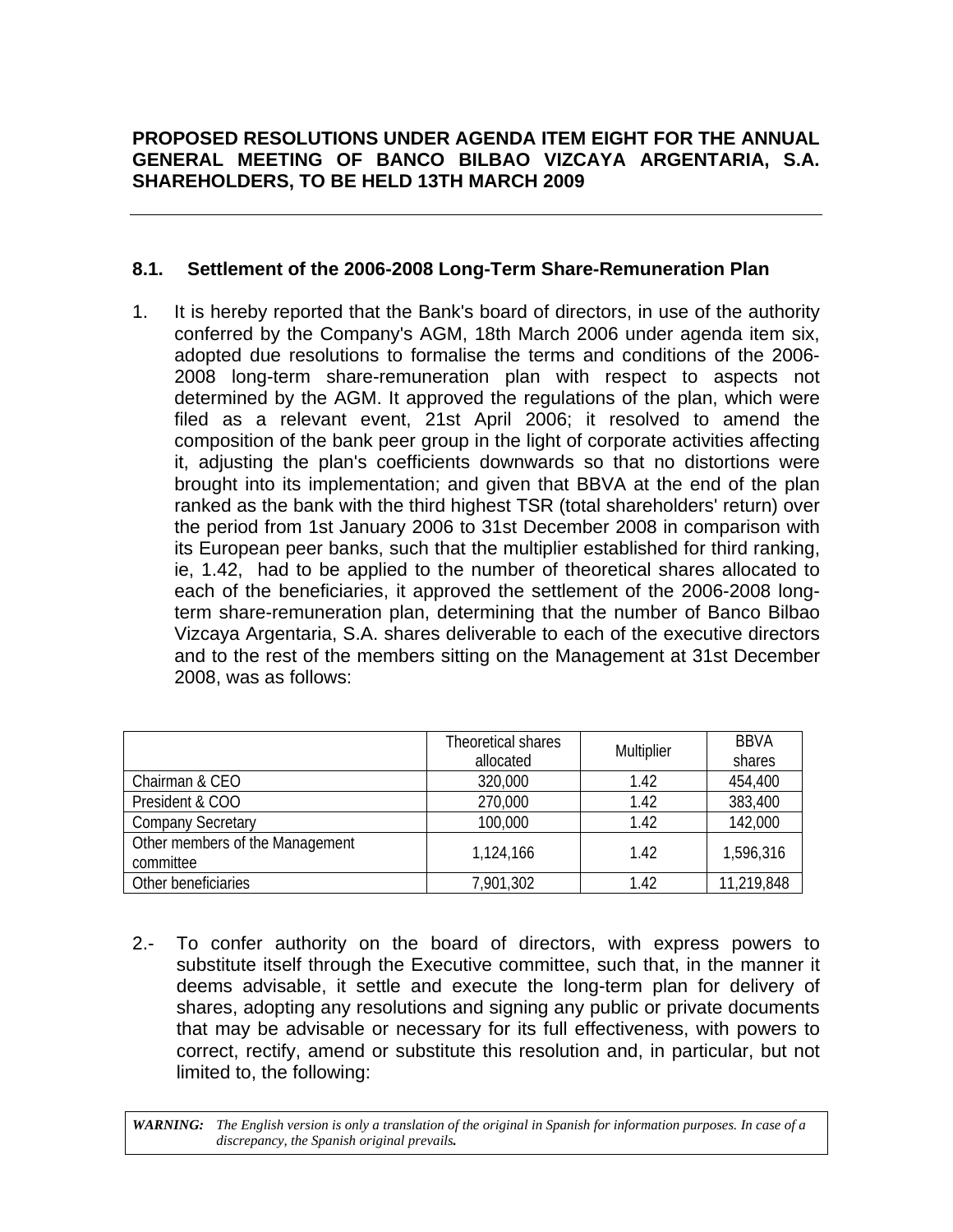**PROPOSED RESOLUTIONS UNDER AGENDA ITEM EIGHT FOR THE ANNUAL GENERAL MEETING OF BANCO BILBAO VIZCAYA ARGENTARIA, S.A. SHAREHOLDERS, TO BE HELD 13TH MARCH 2009**

---

## 8.1. Settlement of the 2006-2008 Long-Term Share-Remuneration Plan

1. It is hereby reported that the Bank's board of directors, in use of the authority conferred by the Company's AGM, 18th March 2006 under agenda item six, adopted due resolutions to formalise the terms and conditions of the 2006-2008 long-term share-remuneration plan with respect to aspects not determined by the AGM. It approved the regulations of the plan, which were filed as a relevant event, 21st April 2006; it resolved to amend the composition of the bank peer group in the light of corporate activities affecting it, adjusting the plan's coefficients downwards so that no distortions were brought into its implementation; and given that BBVA at the end of the plan ranked as the bank with the third highest TSR (total shareholders' return) over the period from 1st January 2006 to 31st December 2008 in comparison with its European peer banks, such that the multiplier established for third ranking, ie, 1.42, had to be applied to the number of theoretical shares allocated to each of the beneficiaries, it approved the settlement of the 2006-2008 long-term share-remuneration plan, determining that the number of Banco Bilbao Vizcaya Argentaria, S.A. shares deliverable to each of the executive directors and to the rest of the members sitting on the Management at 31st December 2008, was as follows:

| | Theoretical shares allocated | Multiplier | BBVA shares |
|---|---|---|---|
| Chairman & CEO | 320,000 | 1.42 | 454,400 |
| President & COO | 270,000 | 1.42 | 383,400 |
| Company Secretary | 100,000 | 1.42 | 142,000 |
| Other members of the Management committee | 1,124,166 | 1.42 | 1,596,316 |
| Other beneficiaries | 7,901,302 | 1.42 | 11,219,848 |

2.- To confer authority on the board of directors, with express powers to substitute itself through the Executive committee, such that, in the manner it deems advisable, it settle and execute the long-term plan for delivery of shares, adopting any resolutions and signing any public or private documents that may be advisable or necessary for its full effectiveness, with powers to correct, rectify, amend or substitute this resolution and, in particular, but not limited to, the following:

***WARNING:*** *The English version is only a translation of the original in Spanish for information purposes. In case of a discrepancy, the Spanish original prevails.*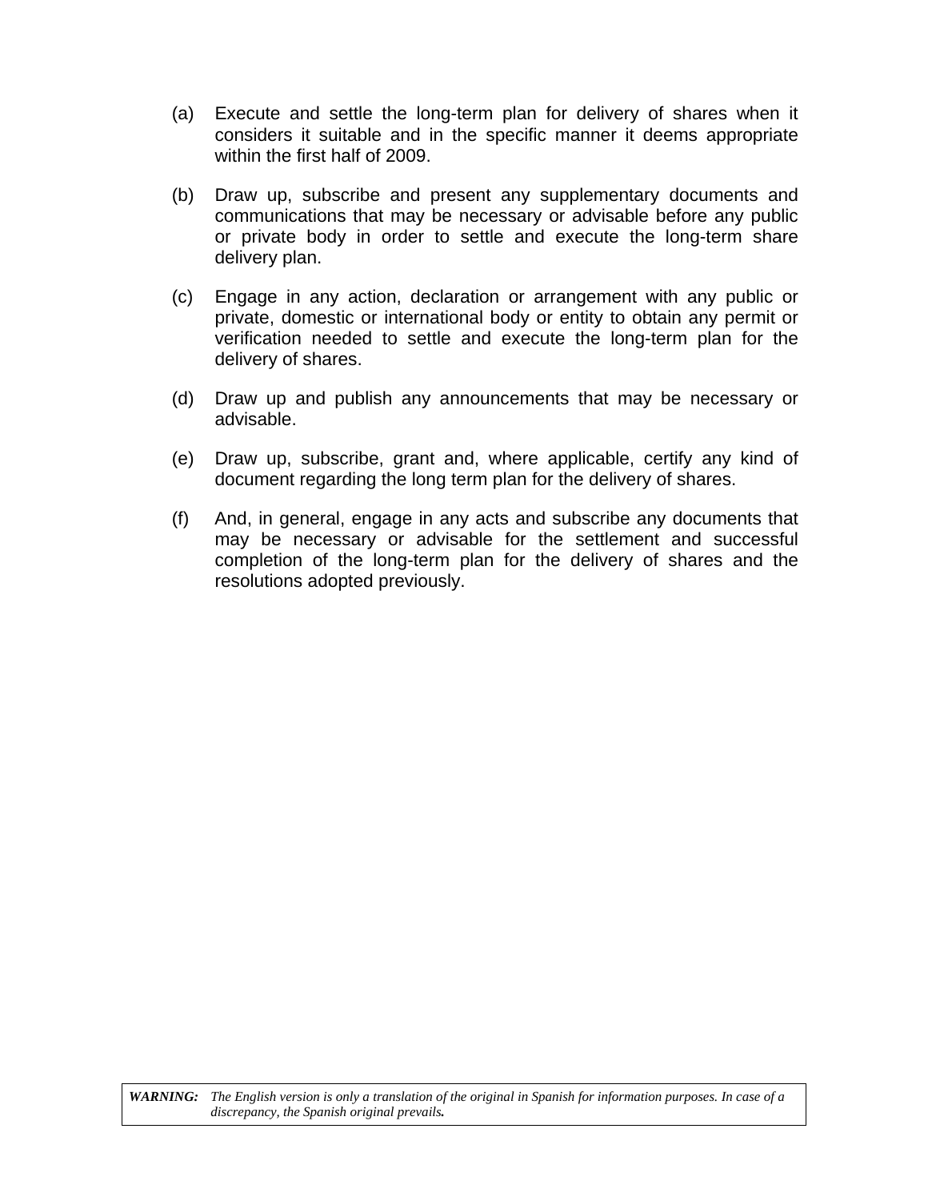(a) Execute and settle the long-term plan for delivery of shares when it considers it suitable and in the specific manner it deems appropriate within the first half of 2009.

(b) Draw up, subscribe and present any supplementary documents and communications that may be necessary or advisable before any public or private body in order to settle and execute the long-term share delivery plan.

(c) Engage in any action, declaration or arrangement with any public or private, domestic or international body or entity to obtain any permit or verification needed to settle and execute the long-term plan for the delivery of shares.

(d) Draw up and publish any announcements that may be necessary or advisable.

(e) Draw up, subscribe, grant and, where applicable, certify any kind of document regarding the long term plan for the delivery of shares.

(f) And, in general, engage in any acts and subscribe any documents that may be necessary or advisable for the settlement and successful completion of the long-term plan for the delivery of shares and the resolutions adopted previously.

***WARNING:*** *The English version is only a translation of the original in Spanish for information purposes. In case of a discrepancy, the Spanish original prevails.*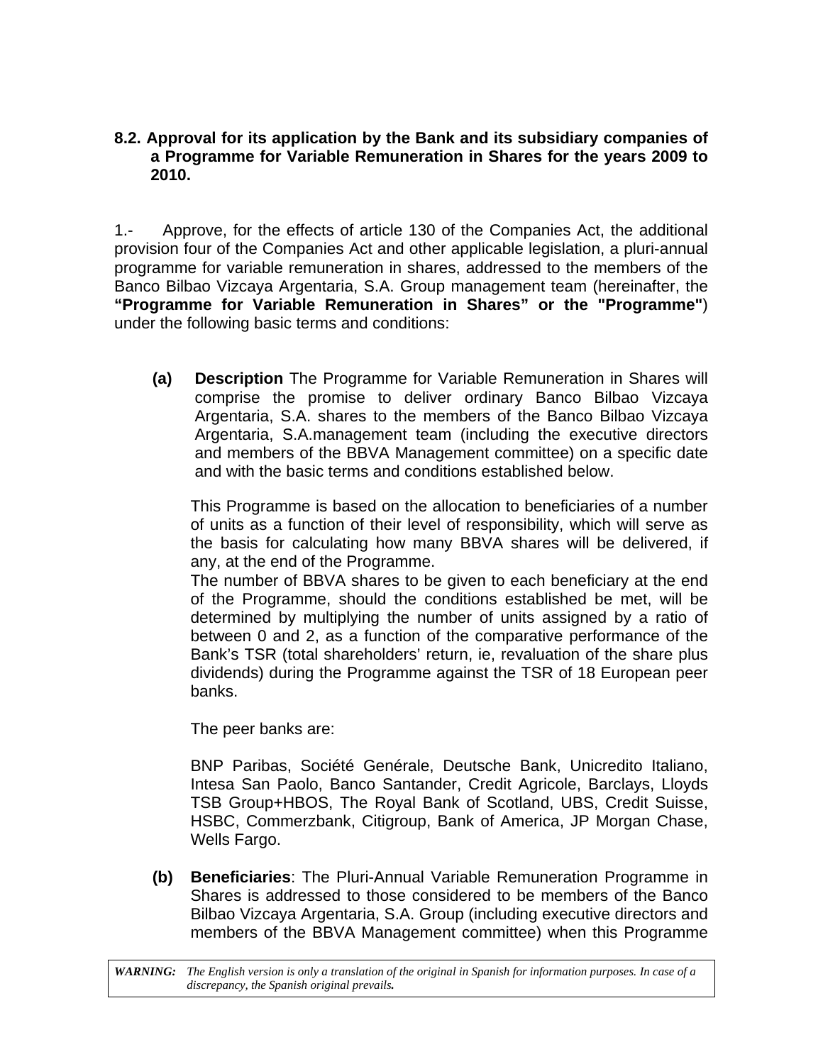**8.2. Approval for its application by the Bank and its subsidiary companies of a Programme for Variable Remuneration in Shares for the years 2009 to 2010.**

1.- Approve, for the effects of article 130 of the Companies Act, the additional provision four of the Companies Act and other applicable legislation, a pluri-annual programme for variable remuneration in shares, addressed to the members of the Banco Bilbao Vizcaya Argentaria, S.A. Group management team (hereinafter, the **"Programme for Variable Remuneration in Shares" or the "Programme"**) under the following basic terms and conditions:

**(a)** **Description** The Programme for Variable Remuneration in Shares will comprise the promise to deliver ordinary Banco Bilbao Vizcaya Argentaria, S.A. shares to the members of the Banco Bilbao Vizcaya Argentaria, S.A.management team (including the executive directors and members of the BBVA Management committee) on a specific date and with the basic terms and conditions established below.

This Programme is based on the allocation to beneficiaries of a number of units as a function of their level of responsibility, which will serve as the basis for calculating how many BBVA shares will be delivered, if any, at the end of the Programme.

The number of BBVA shares to be given to each beneficiary at the end of the Programme, should the conditions established be met, will be determined by multiplying the number of units assigned by a ratio of between 0 and 2, as a function of the comparative performance of the Bank's TSR (total shareholders' return, ie, revaluation of the share plus dividends) during the Programme against the TSR of 18 European peer banks.

The peer banks are:

BNP Paribas, Société Genérale, Deutsche Bank, Unicredito Italiano, Intesa San Paolo, Banco Santander, Credit Agricole, Barclays, Lloyds TSB Group+HBOS, The Royal Bank of Scotland, UBS, Credit Suisse, HSBC, Commerzbank, Citigroup, Bank of America, JP Morgan Chase, Wells Fargo.

**(b)** **Beneficiaries**: The Pluri-Annual Variable Remuneration Programme in Shares is addressed to those considered to be members of the Banco Bilbao Vizcaya Argentaria, S.A. Group (including executive directors and members of the BBVA Management committee) when this Programme

***WARNING:*** *The English version is only a translation of the original in Spanish for information purposes. In case of a discrepancy, the Spanish original prevails.*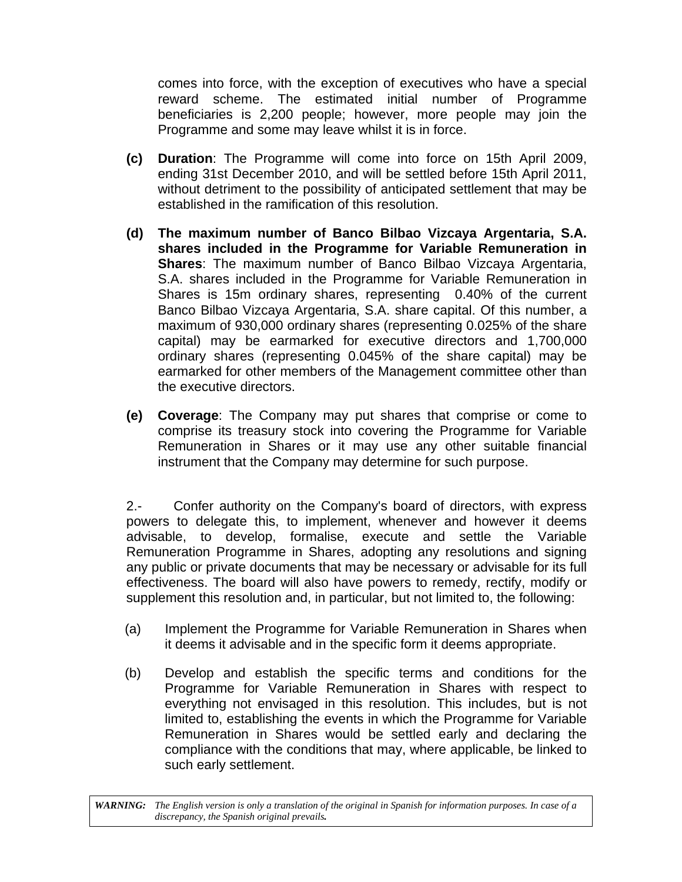comes into force, with the exception of executives who have a special reward scheme. The estimated initial number of Programme beneficiaries is 2,200 people; however, more people may join the Programme and some may leave whilst it is in force.

**(c)** **Duration**: The Programme will come into force on 15th April 2009, ending 31st December 2010, and will be settled before 15th April 2011, without detriment to the possibility of anticipated settlement that may be established in the ramification of this resolution.

**(d)** **The maximum number of Banco Bilbao Vizcaya Argentaria, S.A. shares included in the Programme for Variable Remuneration in Shares**: The maximum number of Banco Bilbao Vizcaya Argentaria, S.A. shares included in the Programme for Variable Remuneration in Shares is 15m ordinary shares, representing 0.40% of the current Banco Bilbao Vizcaya Argentaria, S.A. share capital. Of this number, a maximum of 930,000 ordinary shares (representing 0.025% of the share capital) may be earmarked for executive directors and 1,700,000 ordinary shares (representing 0.045% of the share capital) may be earmarked for other members of the Management committee other than the executive directors.

**(e)** **Coverage**: The Company may put shares that comprise or come to comprise its treasury stock into covering the Programme for Variable Remuneration in Shares or it may use any other suitable financial instrument that the Company may determine for such purpose.

2.- Confer authority on the Company's board of directors, with express powers to delegate this, to implement, whenever and however it deems advisable, to develop, formalise, execute and settle the Variable Remuneration Programme in Shares, adopting any resolutions and signing any public or private documents that may be necessary or advisable for its full effectiveness. The board will also have powers to remedy, rectify, modify or supplement this resolution and, in particular, but not limited to, the following:

(a) Implement the Programme for Variable Remuneration in Shares when it deems it advisable and in the specific form it deems appropriate.

(b) Develop and establish the specific terms and conditions for the Programme for Variable Remuneration in Shares with respect to everything not envisaged in this resolution. This includes, but is not limited to, establishing the events in which the Programme for Variable Remuneration in Shares would be settled early and declaring the compliance with the conditions that may, where applicable, be linked to such early settlement.

***WARNING:*** *The English version is only a translation of the original in Spanish for information purposes. In case of a discrepancy, the Spanish original prevails.*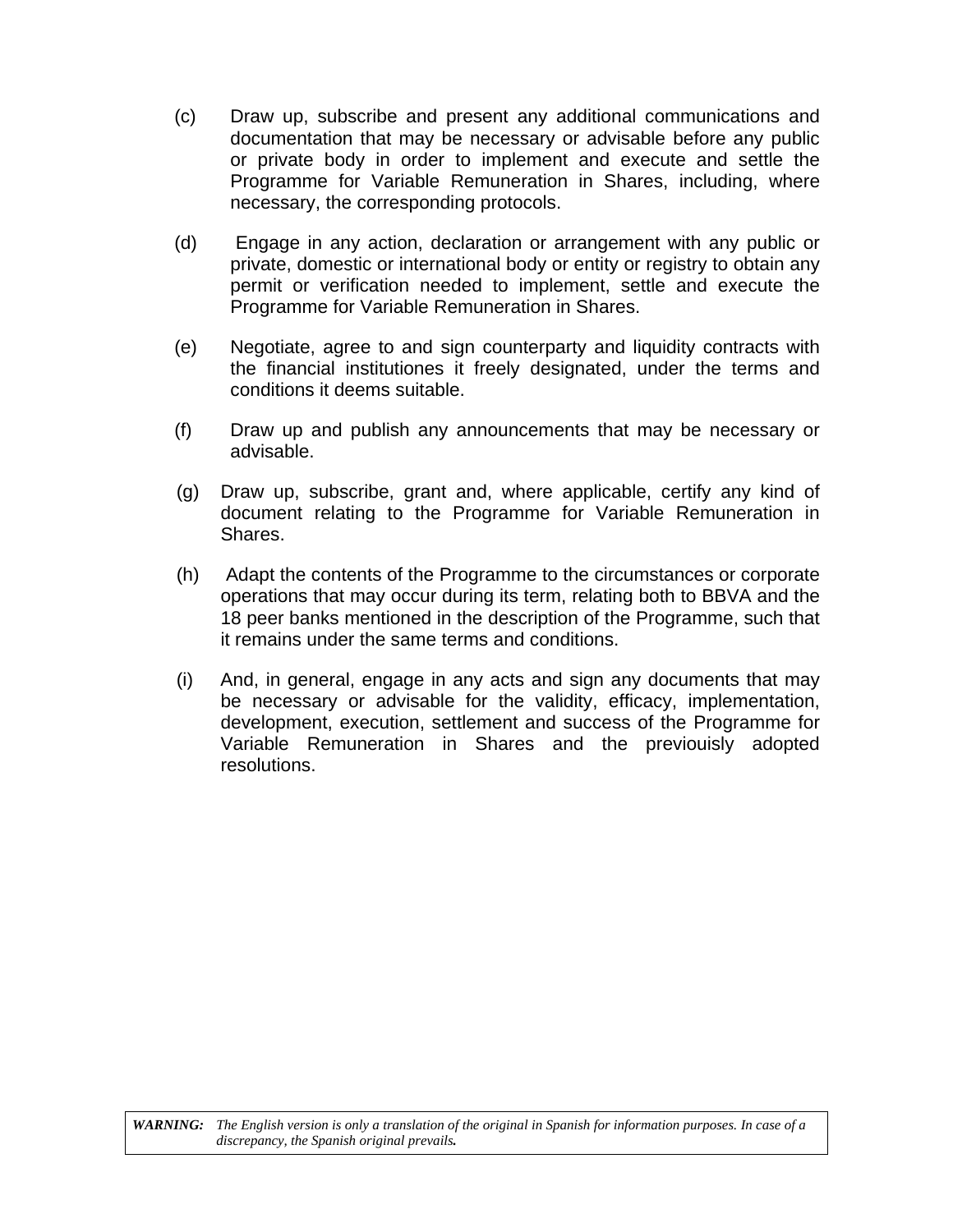(c) Draw up, subscribe and present any additional communications and documentation that may be necessary or advisable before any public or private body in order to implement and execute and settle the Programme for Variable Remuneration in Shares, including, where necessary, the corresponding protocols.

(d) Engage in any action, declaration or arrangement with any public or private, domestic or international body or entity or registry to obtain any permit or verification needed to implement, settle and execute the Programme for Variable Remuneration in Shares.

(e) Negotiate, agree to and sign counterparty and liquidity contracts with the financial institutiones it freely designated, under the terms and conditions it deems suitable.

(f) Draw up and publish any announcements that may be necessary or advisable.

(g) Draw up, subscribe, grant and, where applicable, certify any kind of document relating to the Programme for Variable Remuneration in Shares.

(h) Adapt the contents of the Programme to the circumstances or corporate operations that may occur during its term, relating both to BBVA and the 18 peer banks mentioned in the description of the Programme, such that it remains under the same terms and conditions.

(i) And, in general, engage in any acts and sign any documents that may be necessary or advisable for the validity, efficacy, implementation, development, execution, settlement and success of the Programme for Variable Remuneration in Shares and the previouisly adopted resolutions.

***WARNING:*** *The English version is only a translation of the original in Spanish for information purposes. In case of a discrepancy, the Spanish original prevails.*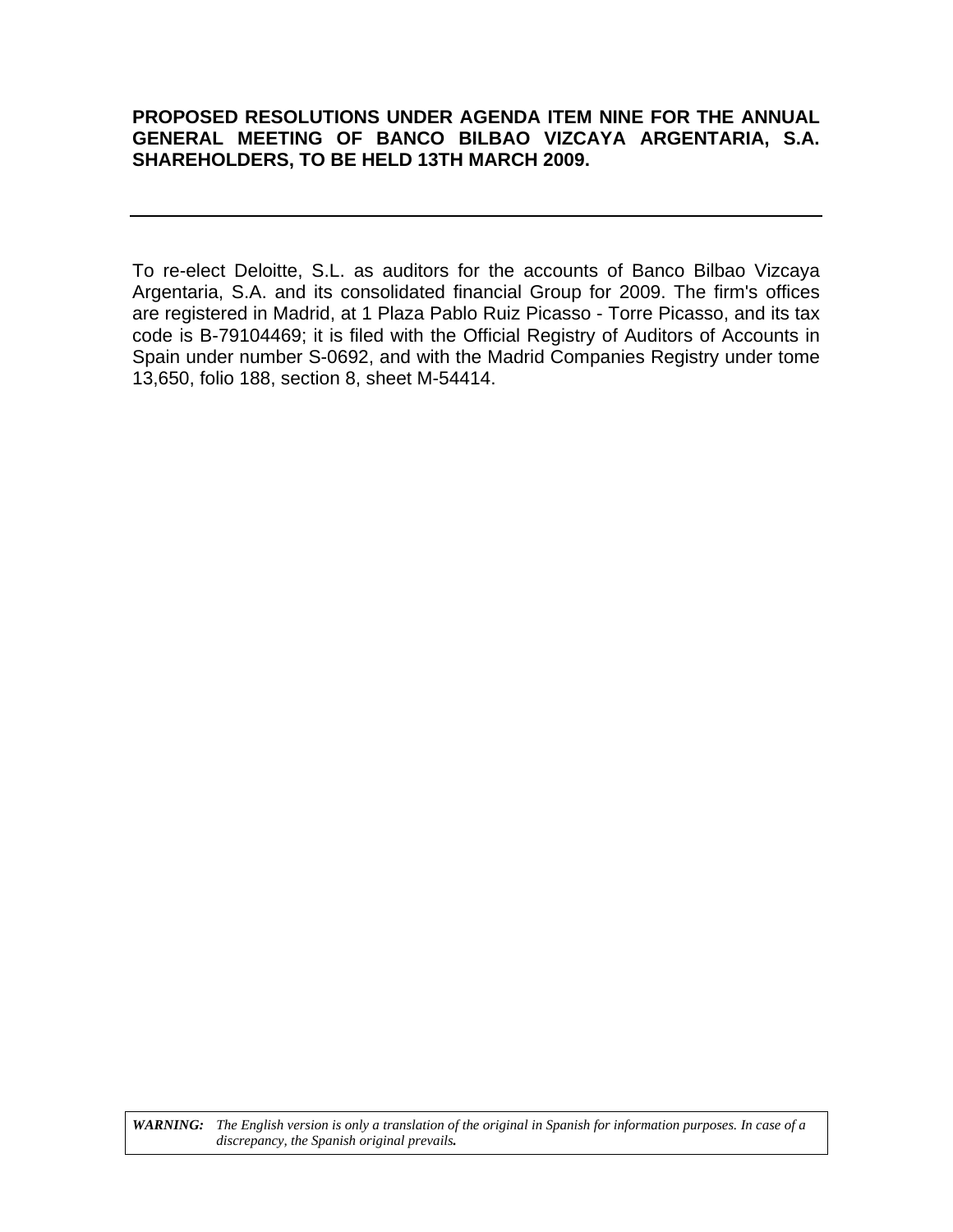**PROPOSED RESOLUTIONS UNDER AGENDA ITEM NINE FOR THE ANNUAL GENERAL MEETING OF BANCO BILBAO VIZCAYA ARGENTARIA, S.A. SHAREHOLDERS, TO BE HELD 13TH MARCH 2009.**

---

To re-elect Deloitte, S.L. as auditors for the accounts of Banco Bilbao Vizcaya Argentaria, S.A. and its consolidated financial Group for 2009. The firm's offices are registered in Madrid, at 1 Plaza Pablo Ruiz Picasso - Torre Picasso, and its tax code is B-79104469; it is filed with the Official Registry of Auditors of Accounts in Spain under number S-0692, and with the Madrid Companies Registry under tome 13,650, folio 188, section 8, sheet M-54414.

***WARNING:*** *The English version is only a translation of the original in Spanish for information purposes. In case of a discrepancy, the Spanish original prevails.*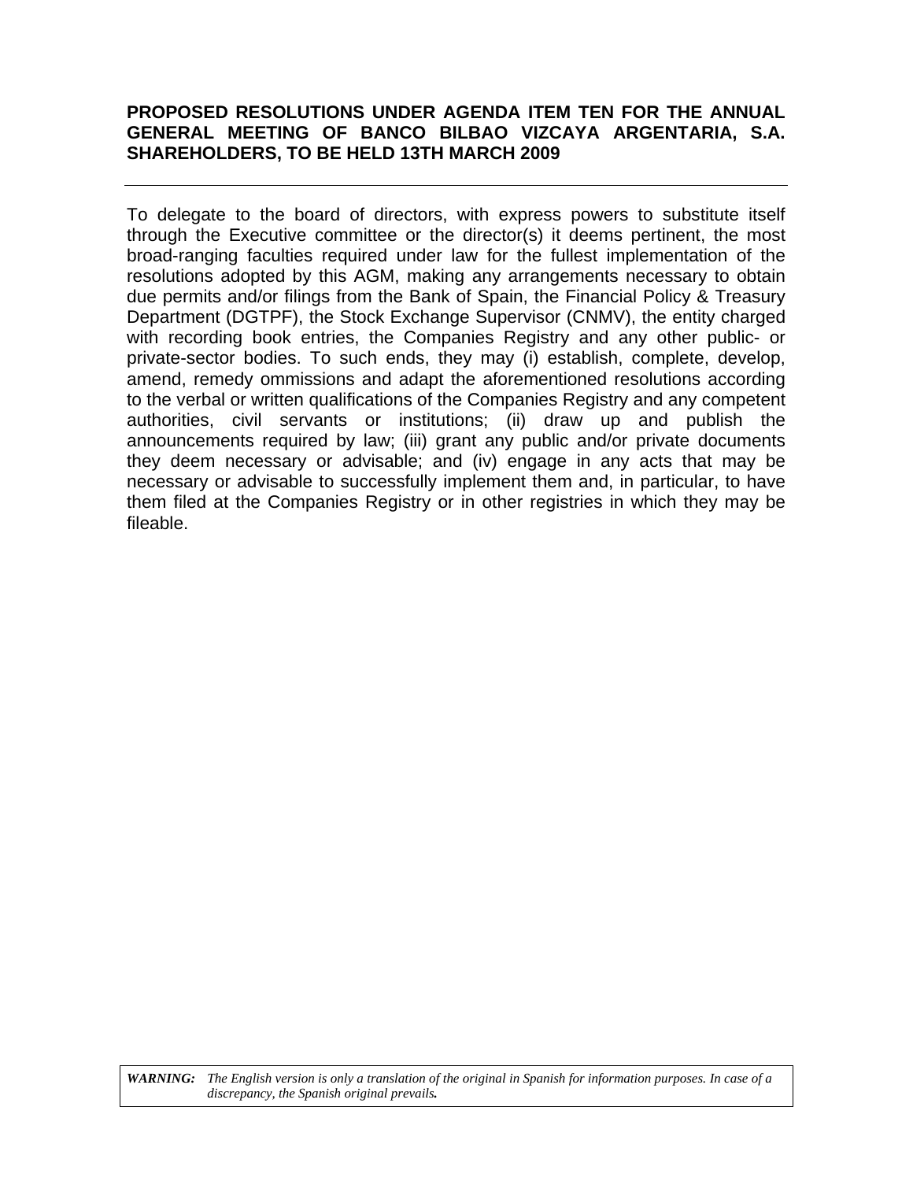**PROPOSED RESOLUTIONS UNDER AGENDA ITEM TEN FOR THE ANNUAL GENERAL MEETING OF BANCO BILBAO VIZCAYA ARGENTARIA, S.A. SHAREHOLDERS, TO BE HELD 13TH MARCH 2009**

---

To delegate to the board of directors, with express powers to substitute itself through the Executive committee or the director(s) it deems pertinent, the most broad-ranging faculties required under law for the fullest implementation of the resolutions adopted by this AGM, making any arrangements necessary to obtain due permits and/or filings from the Bank of Spain, the Financial Policy & Treasury Department (DGTPF), the Stock Exchange Supervisor (CNMV), the entity charged with recording book entries, the Companies Registry and any other public- or private-sector bodies. To such ends, they may (i) establish, complete, develop, amend, remedy ommissions and adapt the aforementioned resolutions according to the verbal or written qualifications of the Companies Registry and any competent authorities, civil servants or institutions; (ii) draw up and publish the announcements required by law; (iii) grant any public and/or private documents they deem necessary or advisable; and (iv) engage in any acts that may be necessary or advisable to successfully implement them and, in particular, to have them filed at the Companies Registry or in other registries in which they may be fileable.

***WARNING:*** *The English version is only a translation of the original in Spanish for information purposes. In case of a discrepancy, the Spanish original prevails.*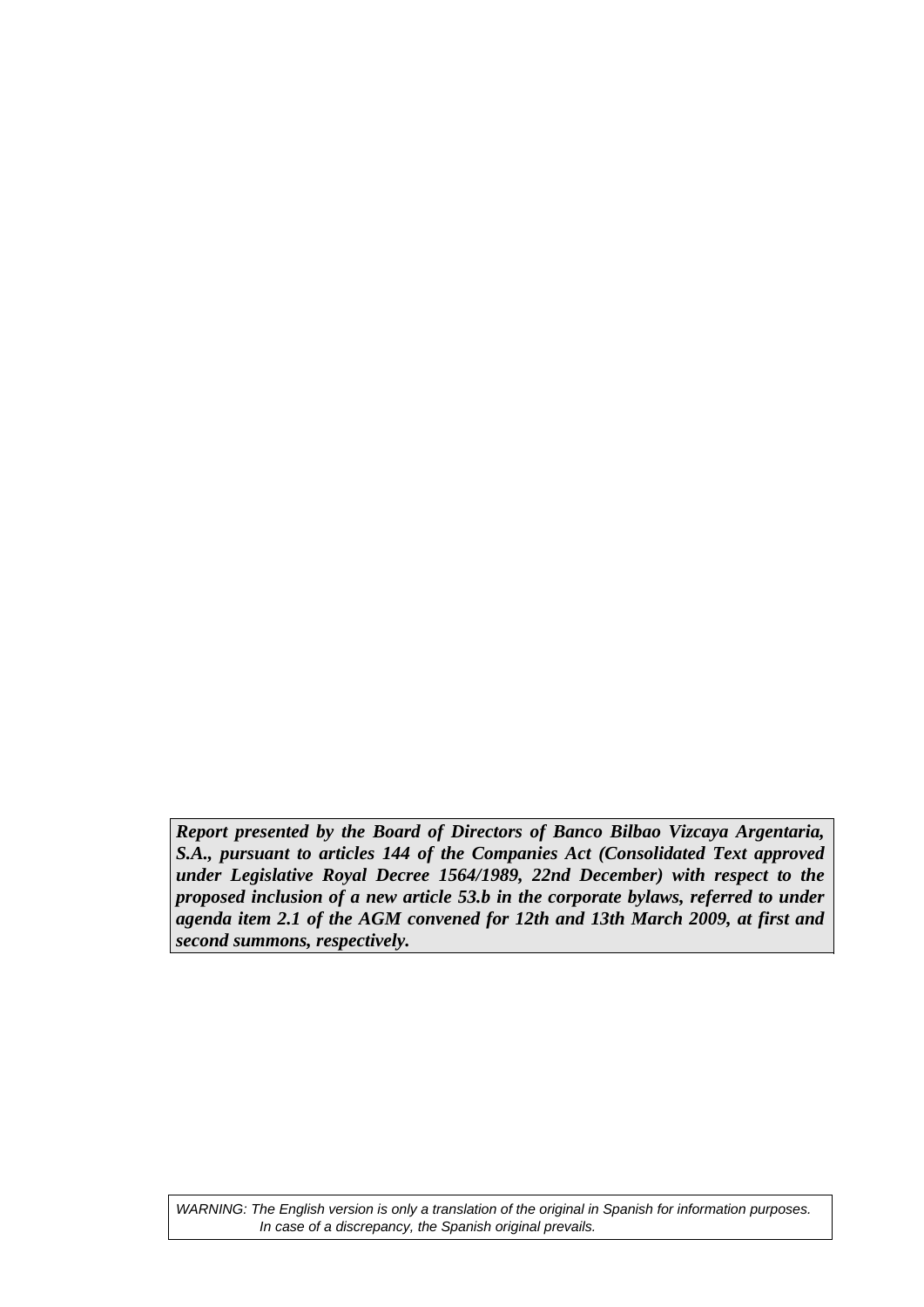***Report presented by the Board of Directors of Banco Bilbao Vizcaya Argentaria, S.A., pursuant to articles 144 of the Companies Act (Consolidated Text approved under Legislative Royal Decree 1564/1989, 22nd December) with respect to the proposed inclusion of a new article 53.b in the corporate bylaws, referred to under agenda item 2.1 of the AGM convened for 12th and 13th March 2009, at first and second summons, respectively.***

*WARNING: The English version is only a translation of the original in Spanish for information purposes. In case of a discrepancy, the Spanish original prevails.*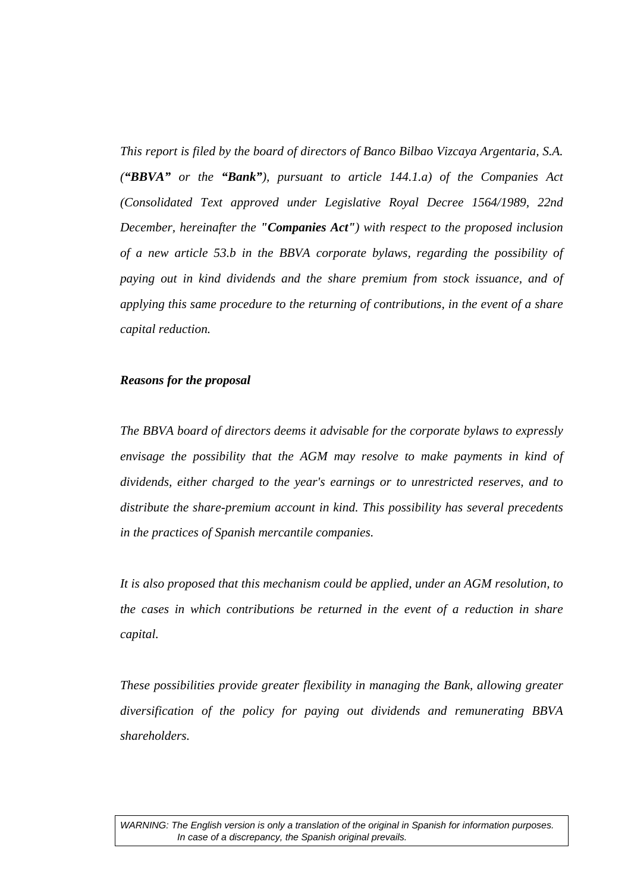*This report is filed by the board of directors of Banco Bilbao Vizcaya Argentaria, S.A. (**"BBVA"** or the **"Bank"**), pursuant to article 144.1.a) of the Companies Act (Consolidated Text approved under Legislative Royal Decree 1564/1989, 22nd December, hereinafter the "**Companies Act**") with respect to the proposed inclusion of a new article 53.b in the BBVA corporate bylaws, regarding the possibility of paying out in kind dividends and the share premium from stock issuance, and of applying this same procedure to the returning of contributions, in the event of a share capital reduction.*

***Reasons for the proposal***

*The BBVA board of directors deems it advisable for the corporate bylaws to expressly envisage the possibility that the AGM may resolve to make payments in kind of dividends, either charged to the year's earnings or to unrestricted reserves, and to distribute the share-premium account in kind. This possibility has several precedents in the practices of Spanish mercantile companies.*

*It is also proposed that this mechanism could be applied, under an AGM resolution, to the cases in which contributions be returned in the event of a reduction in share capital.*

*These possibilities provide greater flexibility in managing the Bank, allowing greater diversification of the policy for paying out dividends and remunerating BBVA shareholders.*

*WARNING: The English version is only a translation of the original in Spanish for information purposes. In case of a discrepancy, the Spanish original prevails.*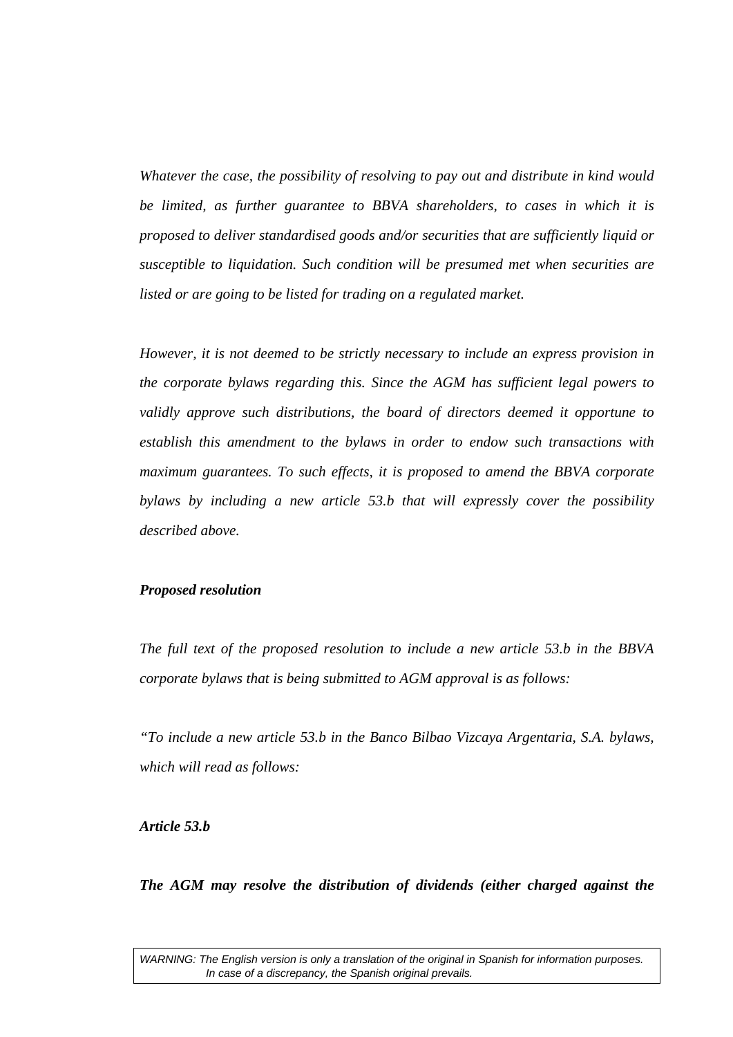*Whatever the case, the possibility of resolving to pay out and distribute in kind would be limited, as further guarantee to BBVA shareholders, to cases in which it is proposed to deliver standardised goods and/or securities that are sufficiently liquid or susceptible to liquidation. Such condition will be presumed met when securities are listed or are going to be listed for trading on a regulated market.*

*However, it is not deemed to be strictly necessary to include an express provision in the corporate bylaws regarding this. Since the AGM has sufficient legal powers to validly approve such distributions, the board of directors deemed it opportune to establish this amendment to the bylaws in order to endow such transactions with maximum guarantees. To such effects, it is proposed to amend the BBVA corporate bylaws by including a new article 53.b that will expressly cover the possibility described above.*

***Proposed resolution***

*The full text of the proposed resolution to include a new article 53.b in the BBVA corporate bylaws that is being submitted to AGM approval is as follows:*

*"To include a new article 53.b in the Banco Bilbao Vizcaya Argentaria, S.A. bylaws, which will read as follows:*

***Article 53.b***

***The AGM may resolve the distribution of dividends (either charged against the***

WARNING: The English version is only a translation of the original in Spanish for information purposes. In case of a discrepancy, the Spanish original prevails.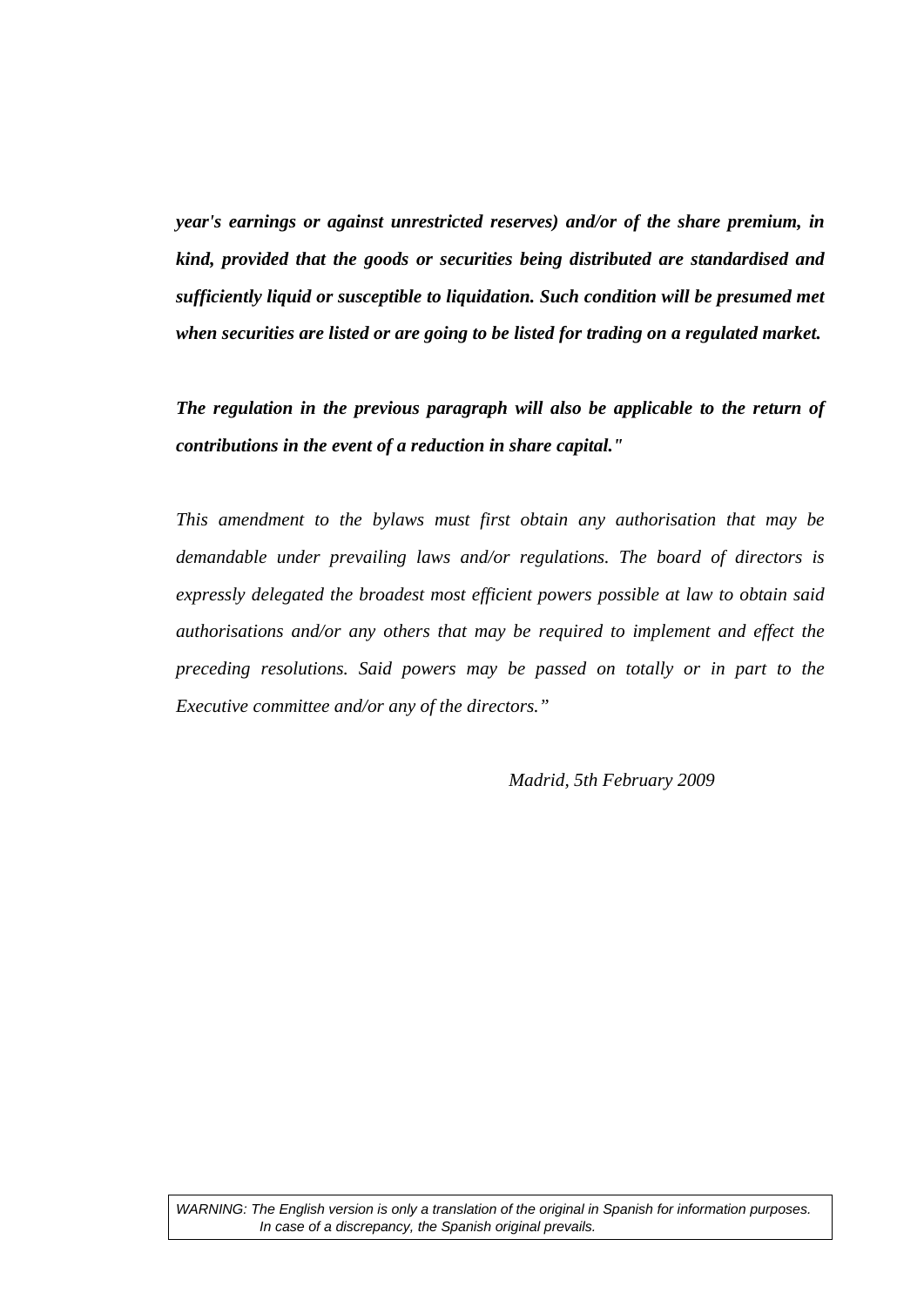***year's earnings or against unrestricted reserves) and/or of the share premium, in kind, provided that the goods or securities being distributed are standardised and sufficiently liquid or susceptible to liquidation. Such condition will be presumed met when securities are listed or are going to be listed for trading on a regulated market.***

***The regulation in the previous paragraph will also be applicable to the return of contributions in the event of a reduction in share capital."***

*This amendment to the bylaws must first obtain any authorisation that may be demandable under prevailing laws and/or regulations. The board of directors is expressly delegated the broadest most efficient powers possible at law to obtain said authorisations and/or any others that may be required to implement and effect the preceding resolutions. Said powers may be passed on totally or in part to the Executive committee and/or any of the directors."*

*Madrid, 5th February 2009*

*WARNING: The English version is only a translation of the original in Spanish for information purposes. In case of a discrepancy, the Spanish original prevails.*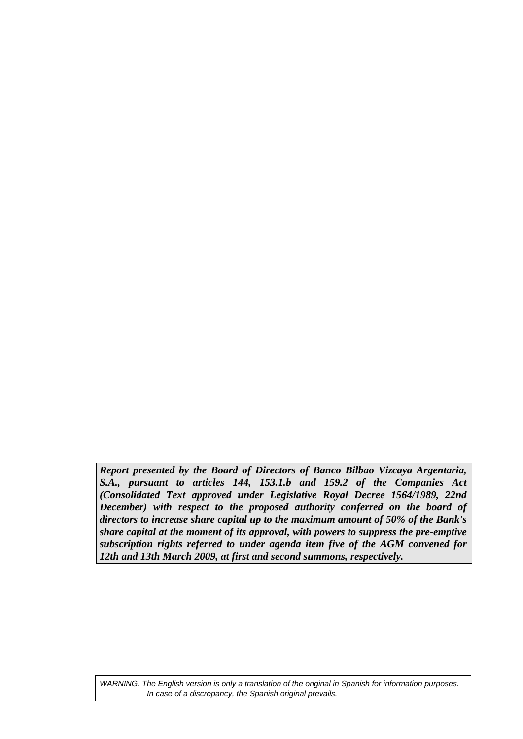***Report presented by the Board of Directors of Banco Bilbao Vizcaya Argentaria, S.A., pursuant to articles 144, 153.1.b and 159.2 of the Companies Act (Consolidated Text approved under Legislative Royal Decree 1564/1989, 22nd December) with respect to the proposed authority conferred on the board of directors to increase share capital up to the maximum amount of 50% of the Bank's share capital at the moment of its approval, with powers to suppress the pre-emptive subscription rights referred to under agenda item five of the AGM convened for 12th and 13th March 2009, at first and second summons, respectively.***

*WARNING: The English version is only a translation of the original in Spanish for information purposes. In case of a discrepancy, the Spanish original prevails.*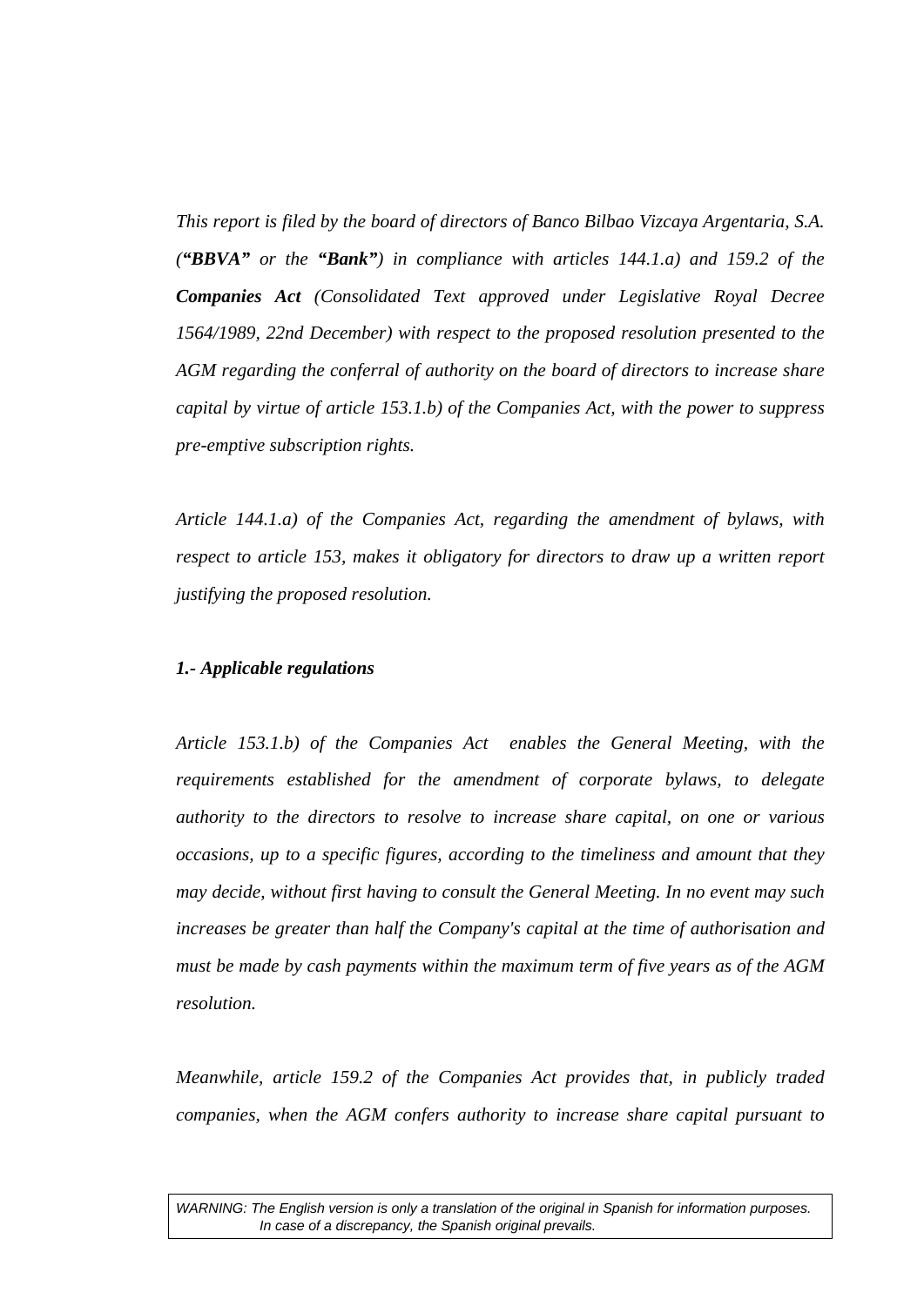*This report is filed by the board of directors of Banco Bilbao Vizcaya Argentaria, S.A. (**"BBVA"** or the **"Bank"**) in compliance with articles 144.1.a) and 159.2 of the **Companies Act** (Consolidated Text approved under Legislative Royal Decree 1564/1989, 22nd December) with respect to the proposed resolution presented to the AGM regarding the conferral of authority on the board of directors to increase share capital by virtue of article 153.1.b) of the Companies Act, with the power to suppress pre-emptive subscription rights.*

*Article 144.1.a) of the Companies Act, regarding the amendment of bylaws, with respect to article 153, makes it obligatory for directors to draw up a written report justifying the proposed resolution.*

***1.- Applicable regulations***

*Article 153.1.b) of the Companies Act enables the General Meeting, with the requirements established for the amendment of corporate bylaws, to delegate authority to the directors to resolve to increase share capital, on one or various occasions, up to a specific figures, according to the timeliness and amount that they may decide, without first having to consult the General Meeting. In no event may such increases be greater than half the Company's capital at the time of authorisation and must be made by cash payments within the maximum term of five years as of the AGM resolution.*

*Meanwhile, article 159.2 of the Companies Act provides that, in publicly traded companies, when the AGM confers authority to increase share capital pursuant to*

*WARNING: The English version is only a translation of the original in Spanish for information purposes. In case of a discrepancy, the Spanish original prevails.*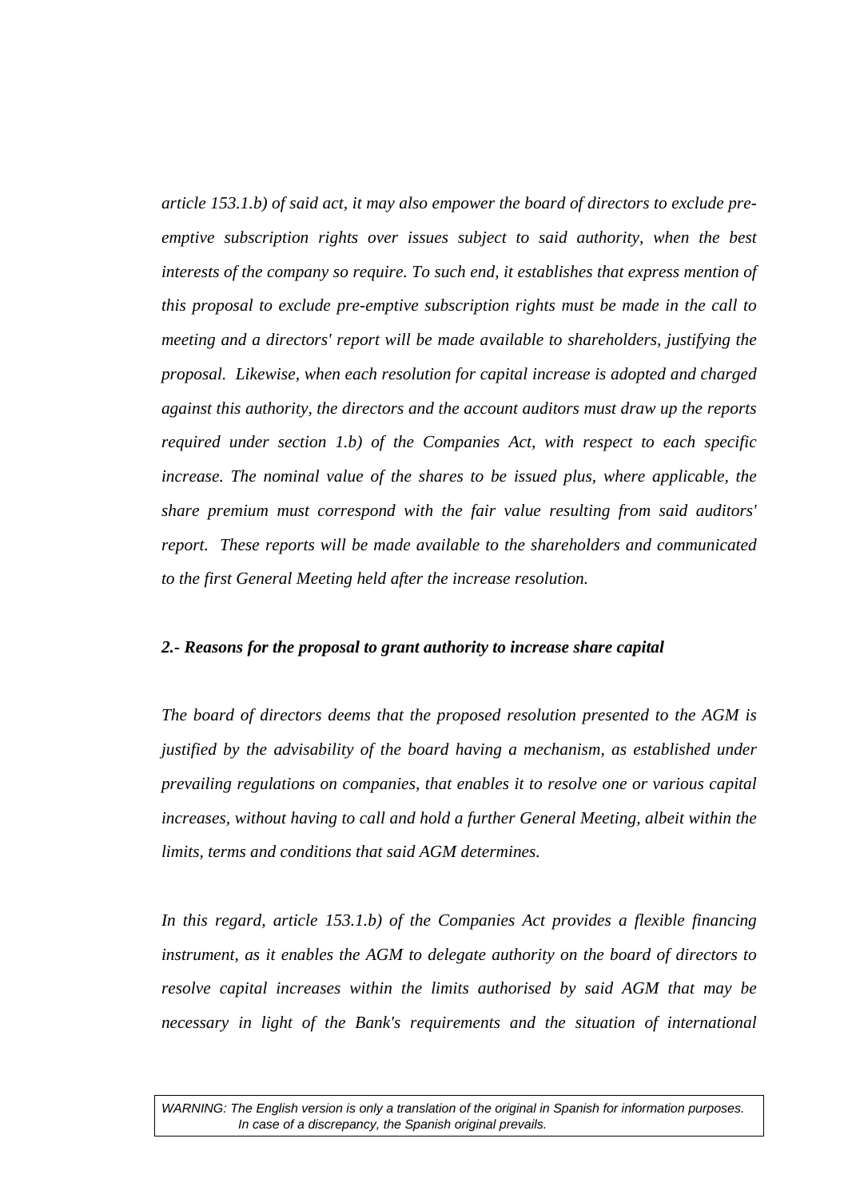*article 153.1.b) of said act, it may also empower the board of directors to exclude pre-emptive subscription rights over issues subject to said authority, when the best interests of the company so require. To such end, it establishes that express mention of this proposal to exclude pre-emptive subscription rights must be made in the call to meeting and a directors' report will be made available to shareholders, justifying the proposal. Likewise, when each resolution for capital increase is adopted and charged against this authority, the directors and the account auditors must draw up the reports required under section 1.b) of the Companies Act, with respect to each specific increase. The nominal value of the shares to be issued plus, where applicable, the share premium must correspond with the fair value resulting from said auditors' report. These reports will be made available to the shareholders and communicated to the first General Meeting held after the increase resolution.*

***2.- Reasons for the proposal to grant authority to increase share capital***

*The board of directors deems that the proposed resolution presented to the AGM is justified by the advisability of the board having a mechanism, as established under prevailing regulations on companies, that enables it to resolve one or various capital increases, without having to call and hold a further General Meeting, albeit within the limits, terms and conditions that said AGM determines.*

*In this regard, article 153.1.b) of the Companies Act provides a flexible financing instrument, as it enables the AGM to delegate authority on the board of directors to resolve capital increases within the limits authorised by said AGM that may be necessary in light of the Bank's requirements and the situation of international*

*WARNING: The English version is only a translation of the original in Spanish for information purposes. In case of a discrepancy, the Spanish original prevails.*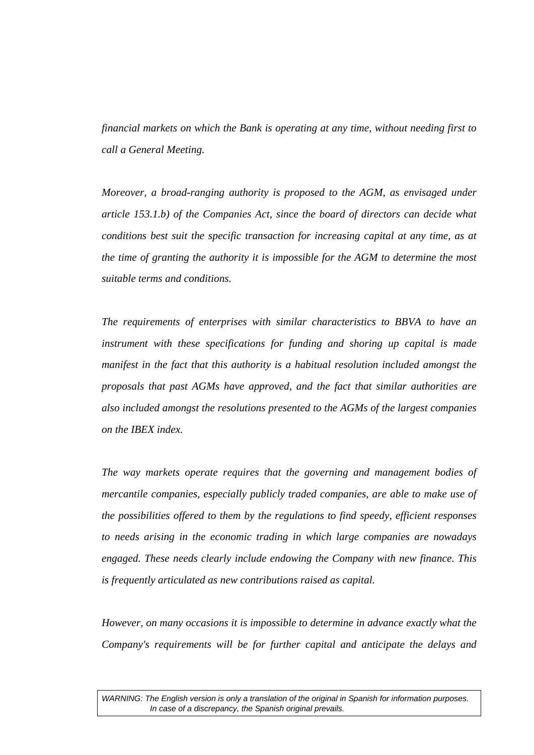*financial markets on which the Bank is operating at any time, without needing first to call a General Meeting.*

*Moreover, a broad-ranging authority is proposed to the AGM, as envisaged under article 153.1.b) of the Companies Act, since the board of directors can decide what conditions best suit the specific transaction for increasing capital at any time, as at the time of granting the authority it is impossible for the AGM to determine the most suitable terms and conditions.*

*The requirements of enterprises with similar characteristics to BBVA to have an instrument with these specifications for funding and shoring up capital is made manifest in the fact that this authority is a habitual resolution included amongst the proposals that past AGMs have approved, and the fact that similar authorities are also included amongst the resolutions presented to the AGMs of the largest companies on the IBEX index.*

*The way markets operate requires that the governing and management bodies of mercantile companies, especially publicly traded companies, are able to make use of the possibilities offered to them by the regulations to find speedy, efficient responses to needs arising in the economic trading in which large companies are nowadays engaged. These needs clearly include endowing the Company with new finance. This is frequently articulated as new contributions raised as capital.*

*However, on many occasions it is impossible to determine in advance exactly what the Company's requirements will be for further capital and anticipate the delays and*

*WARNING: The English version is only a translation of the original in Spanish for information purposes. In case of a discrepancy, the Spanish original prevails.*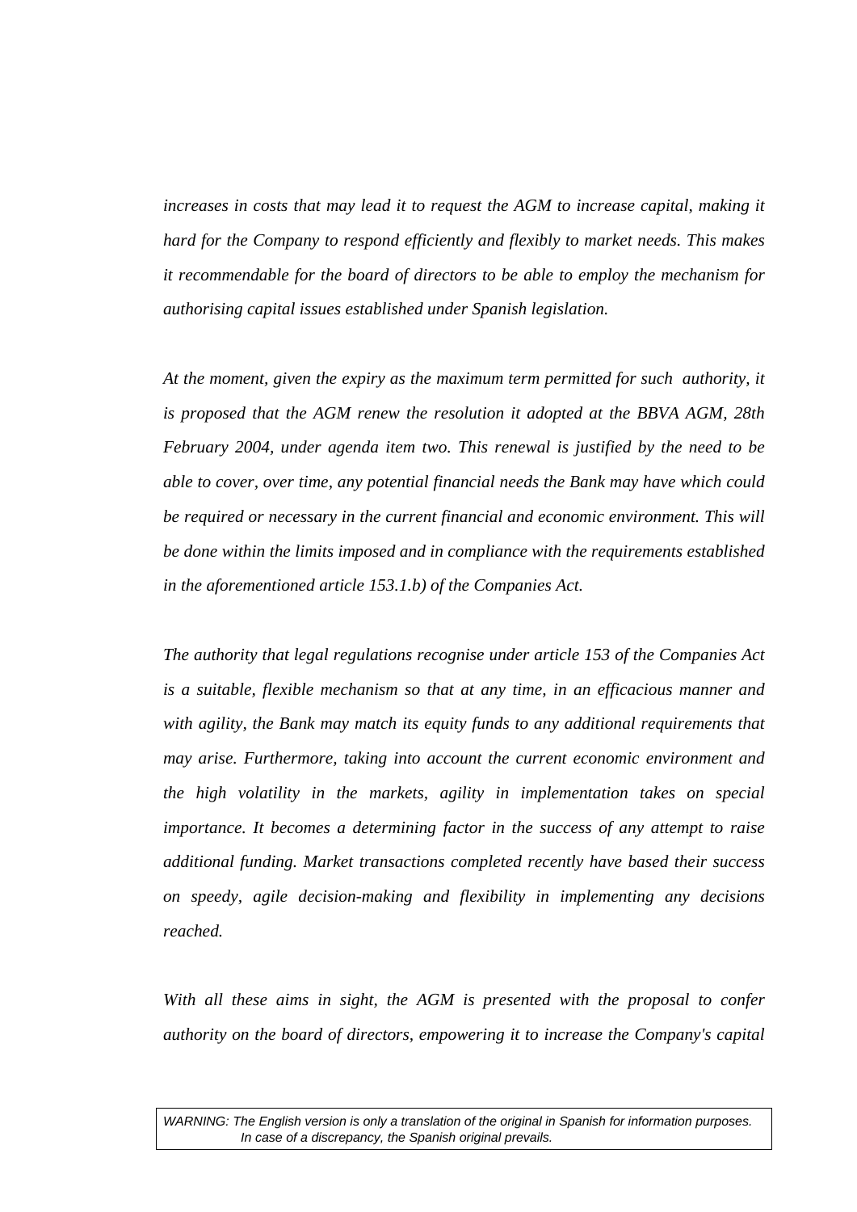*increases in costs that may lead it to request the AGM to increase capital, making it hard for the Company to respond efficiently and flexibly to market needs. This makes it recommendable for the board of directors to be able to employ the mechanism for authorising capital issues established under Spanish legislation.*

*At the moment, given the expiry as the maximum term permitted for such authority, it is proposed that the AGM renew the resolution it adopted at the BBVA AGM, 28th February 2004, under agenda item two. This renewal is justified by the need to be able to cover, over time, any potential financial needs the Bank may have which could be required or necessary in the current financial and economic environment. This will be done within the limits imposed and in compliance with the requirements established in the aforementioned article 153.1.b) of the Companies Act.*

*The authority that legal regulations recognise under article 153 of the Companies Act is a suitable, flexible mechanism so that at any time, in an efficacious manner and with agility, the Bank may match its equity funds to any additional requirements that may arise. Furthermore, taking into account the current economic environment and the high volatility in the markets, agility in implementation takes on special importance. It becomes a determining factor in the success of any attempt to raise additional funding. Market transactions completed recently have based their success on speedy, agile decision-making and flexibility in implementing any decisions reached.*

*With all these aims in sight, the AGM is presented with the proposal to confer authority on the board of directors, empowering it to increase the Company's capital*

*WARNING: The English version is only a translation of the original in Spanish for information purposes. In case of a discrepancy, the Spanish original prevails.*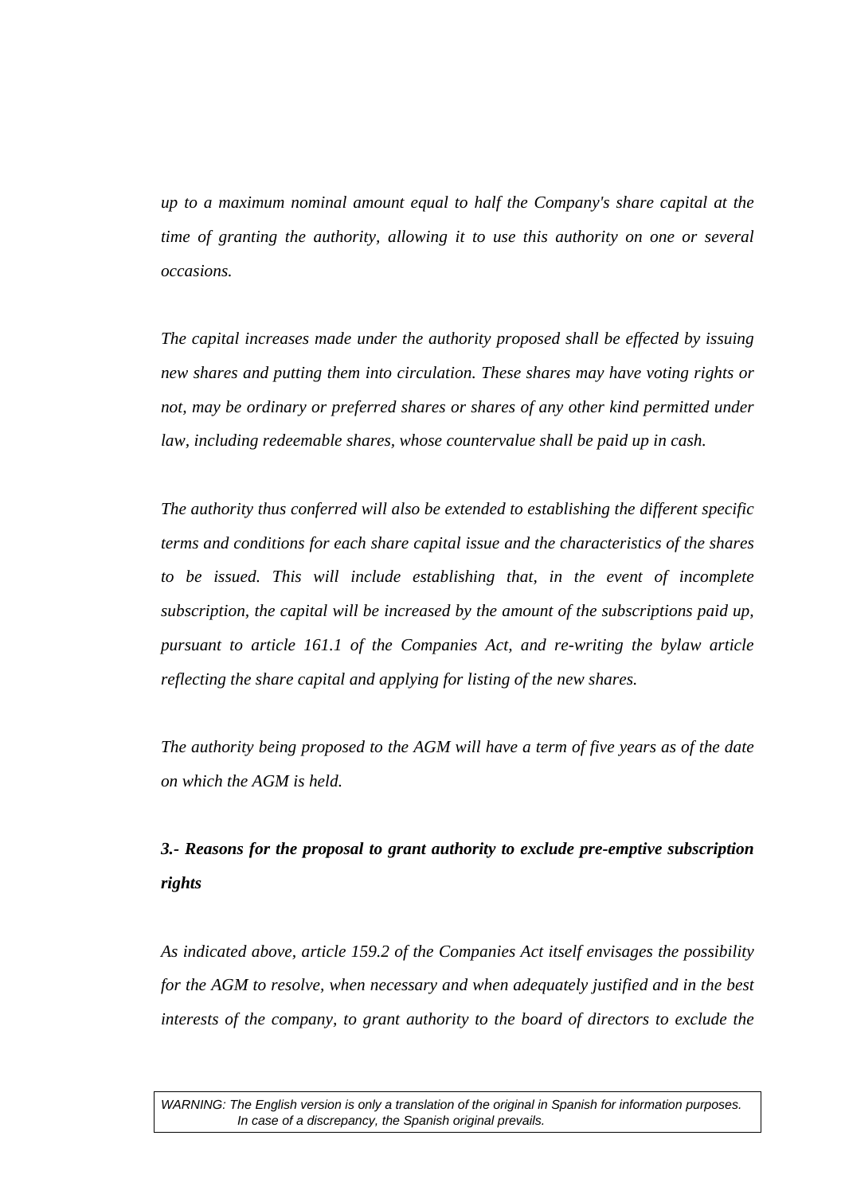*up to a maximum nominal amount equal to half the Company's share capital at the time of granting the authority, allowing it to use this authority on one or several occasions.*

*The capital increases made under the authority proposed shall be effected by issuing new shares and putting them into circulation. These shares may have voting rights or not, may be ordinary or preferred shares or shares of any other kind permitted under law, including redeemable shares, whose countervalue shall be paid up in cash.*

*The authority thus conferred will also be extended to establishing the different specific terms and conditions for each share capital issue and the characteristics of the shares to be issued. This will include establishing that, in the event of incomplete subscription, the capital will be increased by the amount of the subscriptions paid up, pursuant to article 161.1 of the Companies Act, and re-writing the bylaw article reflecting the share capital and applying for listing of the new shares.*

*The authority being proposed to the AGM will have a term of five years as of the date on which the AGM is held.*

***3.- Reasons for the proposal to grant authority to exclude pre-emptive subscription rights***

*As indicated above, article 159.2 of the Companies Act itself envisages the possibility for the AGM to resolve, when necessary and when adequately justified and in the best interests of the company, to grant authority to the board of directors to exclude the*

*WARNING: The English version is only a translation of the original in Spanish for information purposes. In case of a discrepancy, the Spanish original prevails.*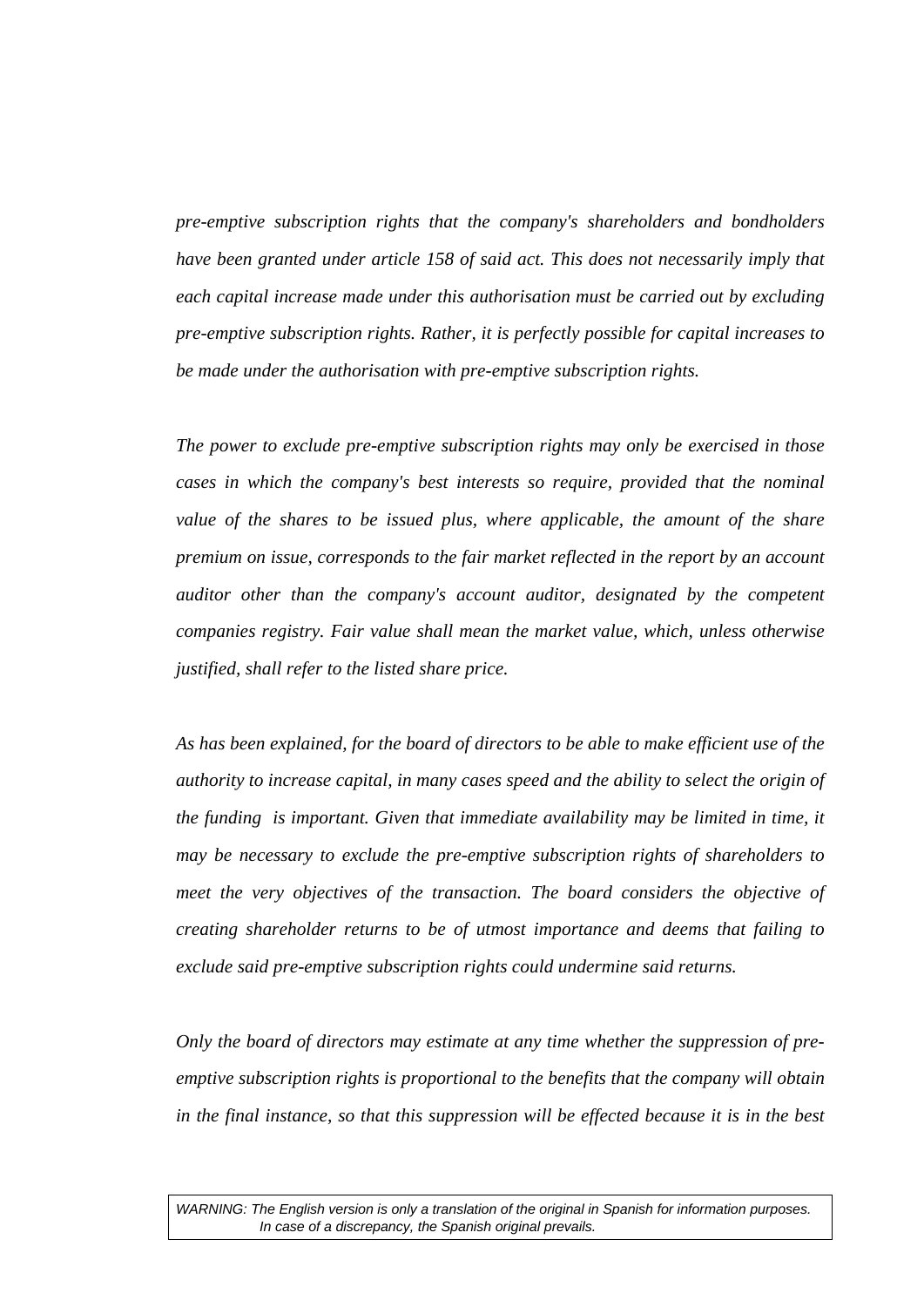*pre-emptive subscription rights that the company's shareholders and bondholders have been granted under article 158 of said act. This does not necessarily imply that each capital increase made under this authorisation must be carried out by excluding pre-emptive subscription rights. Rather, it is perfectly possible for capital increases to be made under the authorisation with pre-emptive subscription rights.*

*The power to exclude pre-emptive subscription rights may only be exercised in those cases in which the company's best interests so require, provided that the nominal value of the shares to be issued plus, where applicable, the amount of the share premium on issue, corresponds to the fair market reflected in the report by an account auditor other than the company's account auditor, designated by the competent companies registry. Fair value shall mean the market value, which, unless otherwise justified, shall refer to the listed share price.*

*As has been explained, for the board of directors to be able to make efficient use of the authority to increase capital, in many cases speed and the ability to select the origin of the funding is important. Given that immediate availability may be limited in time, it may be necessary to exclude the pre-emptive subscription rights of shareholders to meet the very objectives of the transaction. The board considers the objective of creating shareholder returns to be of utmost importance and deems that failing to exclude said pre-emptive subscription rights could undermine said returns.*

*Only the board of directors may estimate at any time whether the suppression of pre-emptive subscription rights is proportional to the benefits that the company will obtain in the final instance, so that this suppression will be effected because it is in the best*

*WARNING: The English version is only a translation of the original in Spanish for information purposes. In case of a discrepancy, the Spanish original prevails.*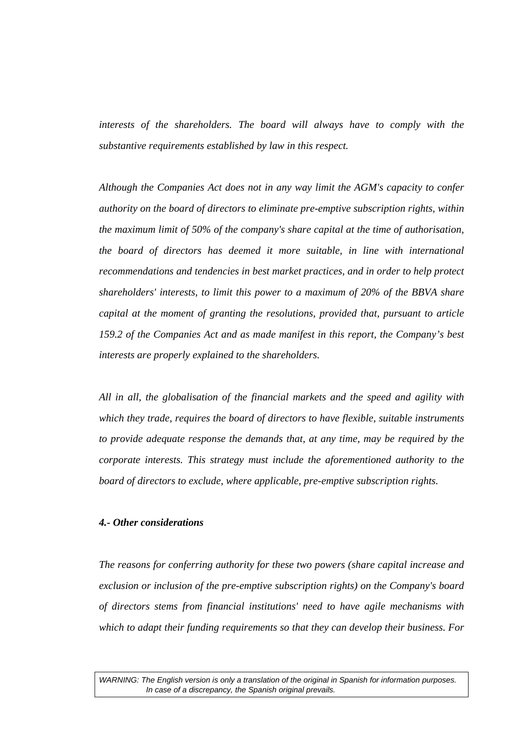*interests of the shareholders. The board will always have to comply with the substantive requirements established by law in this respect.*

*Although the Companies Act does not in any way limit the AGM's capacity to confer authority on the board of directors to eliminate pre-emptive subscription rights, within the maximum limit of 50% of the company's share capital at the time of authorisation, the board of directors has deemed it more suitable, in line with international recommendations and tendencies in best market practices, and in order to help protect shareholders' interests, to limit this power to a maximum of 20% of the BBVA share capital at the moment of granting the resolutions, provided that, pursuant to article 159.2 of the Companies Act and as made manifest in this report, the Company's best interests are properly explained to the shareholders.*

*All in all, the globalisation of the financial markets and the speed and agility with which they trade, requires the board of directors to have flexible, suitable instruments to provide adequate response the demands that, at any time, may be required by the corporate interests. This strategy must include the aforementioned authority to the board of directors to exclude, where applicable, pre-emptive subscription rights.*

### *4.- Other considerations*

*The reasons for conferring authority for these two powers (share capital increase and exclusion or inclusion of the pre-emptive subscription rights) on the Company's board of directors stems from financial institutions' need to have agile mechanisms with which to adapt their funding requirements so that they can develop their business. For*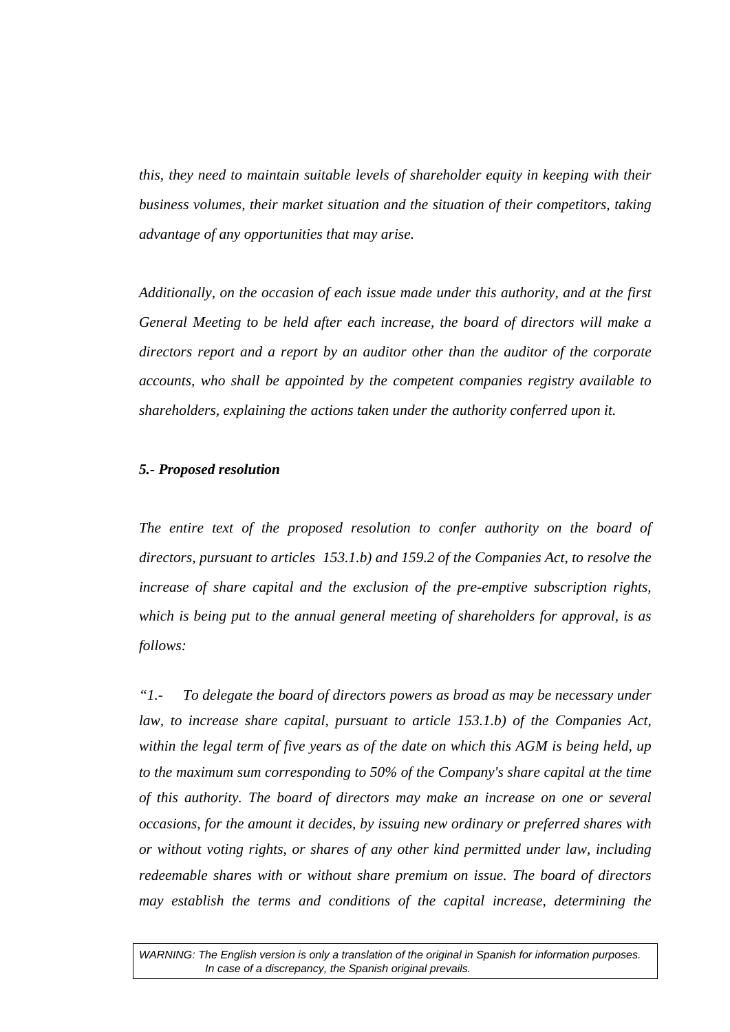*this, they need to maintain suitable levels of shareholder equity in keeping with their business volumes, their market situation and the situation of their competitors, taking advantage of any opportunities that may arise.*

*Additionally, on the occasion of each issue made under this authority, and at the first General Meeting to be held after each increase, the board of directors will make a directors report and a report by an auditor other than the auditor of the corporate accounts, who shall be appointed by the competent companies registry available to shareholders, explaining the actions taken under the authority conferred upon it.*

***5.- Proposed resolution***

*The entire text of the proposed resolution to confer authority on the board of directors, pursuant to articles 153.1.b) and 159.2 of the Companies Act, to resolve the increase of share capital and the exclusion of the pre-emptive subscription rights, which is being put to the annual general meeting of shareholders for approval, is as follows:*

*"1.- To delegate the board of directors powers as broad as may be necessary under law, to increase share capital, pursuant to article 153.1.b) of the Companies Act, within the legal term of five years as of the date on which this AGM is being held, up to the maximum sum corresponding to 50% of the Company's share capital at the time of this authority. The board of directors may make an increase on one or several occasions, for the amount it decides, by issuing new ordinary or preferred shares with or without voting rights, or shares of any other kind permitted under law, including redeemable shares with or without share premium on issue. The board of directors may establish the terms and conditions of the capital increase, determining the*

WARNING: The English version is only a translation of the original in Spanish for information purposes. In case of a discrepancy, the Spanish original prevails.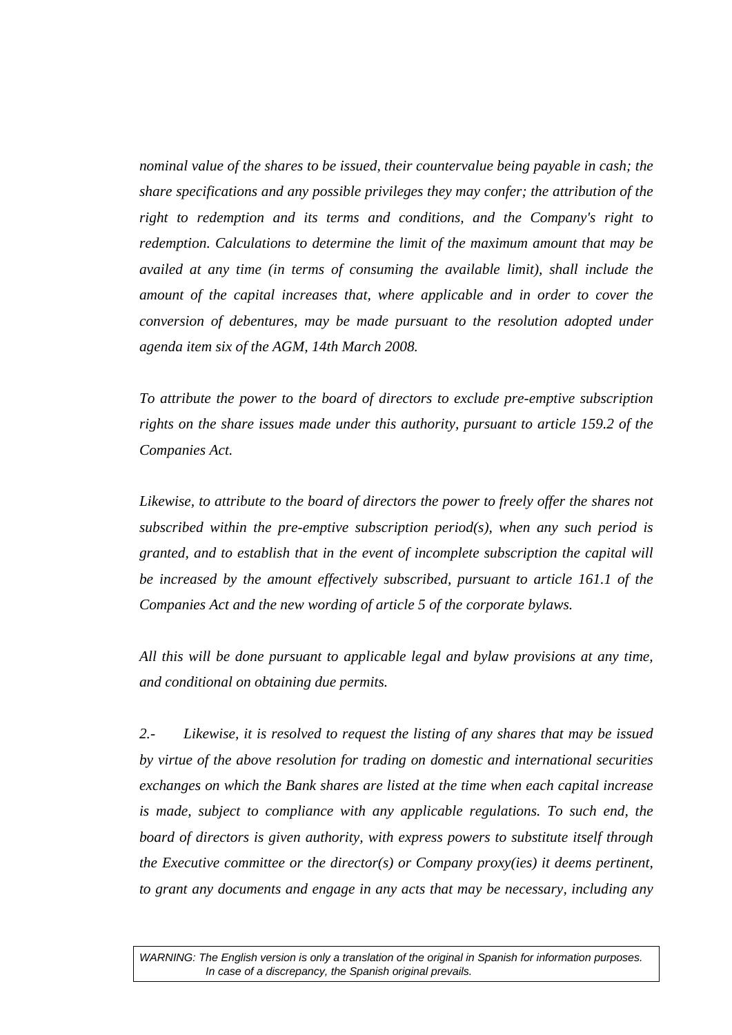*nominal value of the shares to be issued, their countervalue being payable in cash; the share specifications and any possible privileges they may confer; the attribution of the right to redemption and its terms and conditions, and the Company's right to redemption. Calculations to determine the limit of the maximum amount that may be availed at any time (in terms of consuming the available limit), shall include the amount of the capital increases that, where applicable and in order to cover the conversion of debentures, may be made pursuant to the resolution adopted under agenda item six of the AGM, 14th March 2008.*

*To attribute the power to the board of directors to exclude pre-emptive subscription rights on the share issues made under this authority, pursuant to article 159.2 of the Companies Act.*

*Likewise, to attribute to the board of directors the power to freely offer the shares not subscribed within the pre-emptive subscription period(s), when any such period is granted, and to establish that in the event of incomplete subscription the capital will be increased by the amount effectively subscribed, pursuant to article 161.1 of the Companies Act and the new wording of article 5 of the corporate bylaws.*

*All this will be done pursuant to applicable legal and bylaw provisions at any time, and conditional on obtaining due permits.*

*2.- Likewise, it is resolved to request the listing of any shares that may be issued by virtue of the above resolution for trading on domestic and international securities exchanges on which the Bank shares are listed at the time when each capital increase is made, subject to compliance with any applicable regulations. To such end, the board of directors is given authority, with express powers to substitute itself through the Executive committee or the director(s) or Company proxy(ies) it deems pertinent, to grant any documents and engage in any acts that may be necessary, including any*

*WARNING: The English version is only a translation of the original in Spanish for information purposes. In case of a discrepancy, the Spanish original prevails.*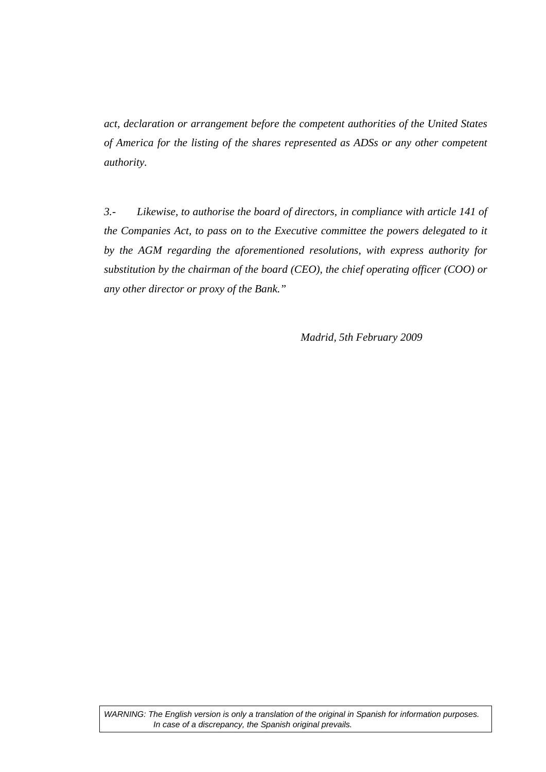*act, declaration or arrangement before the competent authorities of the United States of America for the listing of the shares represented as ADSs or any other competent authority.*

*3.- Likewise, to authorise the board of directors, in compliance with article 141 of the Companies Act, to pass on to the Executive committee the powers delegated to it by the AGM regarding the aforementioned resolutions, with express authority for substitution by the chairman of the board (CEO), the chief operating officer (COO) or any other director or proxy of the Bank."*

*Madrid, 5th February 2009*

*WARNING: The English version is only a translation of the original in Spanish for information purposes. In case of a discrepancy, the Spanish original prevails.*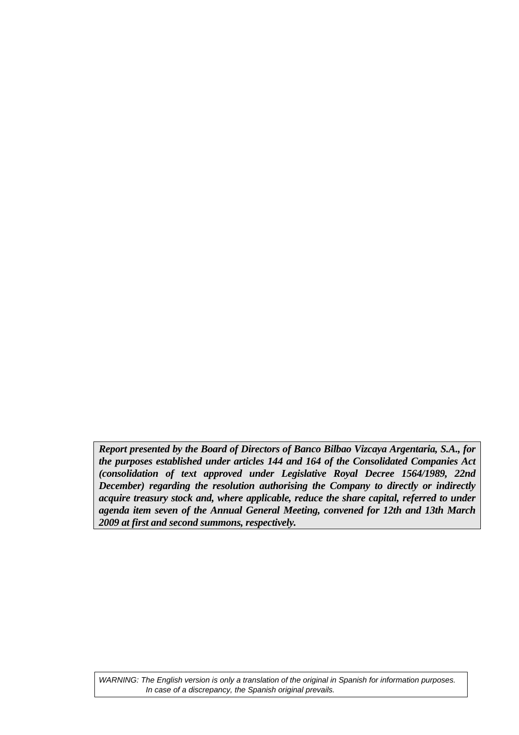***Report presented by the Board of Directors of Banco Bilbao Vizcaya Argentaria, S.A., for the purposes established under articles 144 and 164 of the Consolidated Companies Act (consolidation of text approved under Legislative Royal Decree 1564/1989, 22nd December) regarding the resolution authorising the Company to directly or indirectly acquire treasury stock and, where applicable, reduce the share capital, referred to under agenda item seven of the Annual General Meeting, convened for 12th and 13th March 2009 at first and second summons, respectively.***

*WARNING: The English version is only a translation of the original in Spanish for information purposes. In case of a discrepancy, the Spanish original prevails.*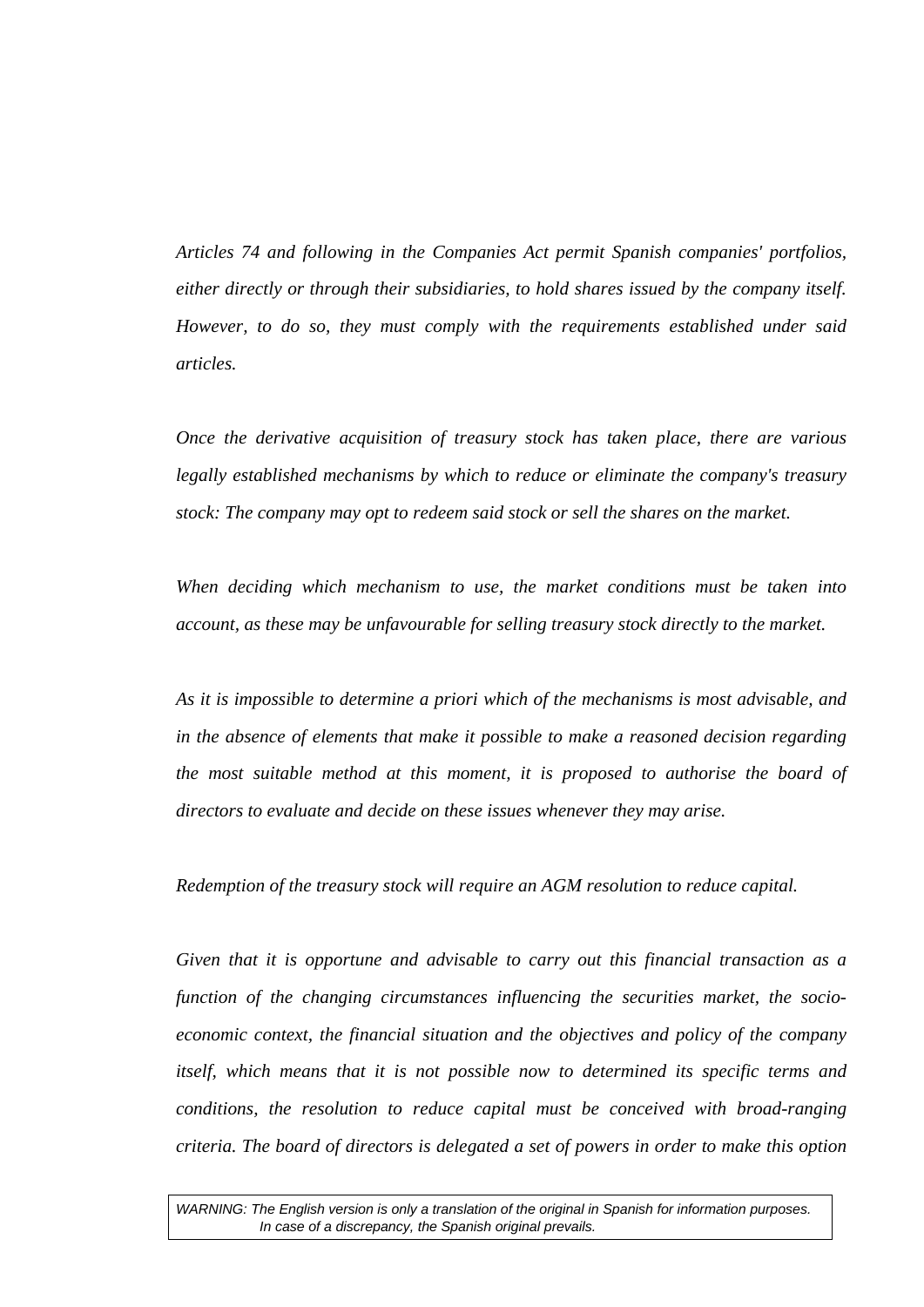*Articles 74 and following in the Companies Act permit Spanish companies' portfolios, either directly or through their subsidiaries, to hold shares issued by the company itself. However, to do so, they must comply with the requirements established under said articles.*

*Once the derivative acquisition of treasury stock has taken place, there are various legally established mechanisms by which to reduce or eliminate the company's treasury stock: The company may opt to redeem said stock or sell the shares on the market.*

*When deciding which mechanism to use, the market conditions must be taken into account, as these may be unfavourable for selling treasury stock directly to the market.*

*As it is impossible to determine a priori which of the mechanisms is most advisable, and in the absence of elements that make it possible to make a reasoned decision regarding the most suitable method at this moment, it is proposed to authorise the board of directors to evaluate and decide on these issues whenever they may arise.*

*Redemption of the treasury stock will require an AGM resolution to reduce capital.*

*Given that it is opportune and advisable to carry out this financial transaction as a function of the changing circumstances influencing the securities market, the socio-economic context, the financial situation and the objectives and policy of the company itself, which means that it is not possible now to determined its specific terms and conditions, the resolution to reduce capital must be conceived with broad-ranging criteria. The board of directors is delegated a set of powers in order to make this option*

*WARNING: The English version is only a translation of the original in Spanish for information purposes. In case of a discrepancy, the Spanish original prevails.*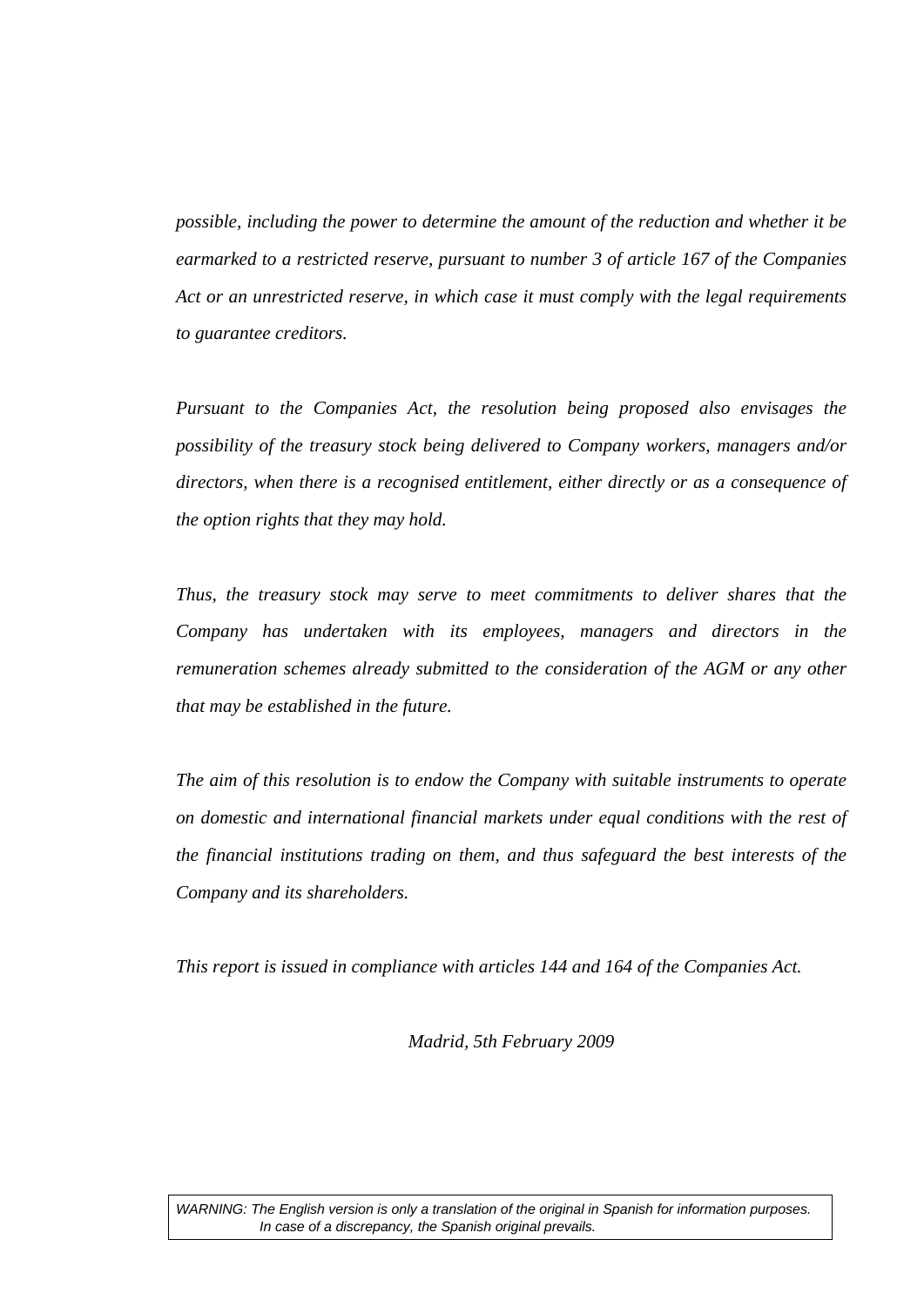*possible, including the power to determine the amount of the reduction and whether it be earmarked to a restricted reserve, pursuant to number 3 of article 167 of the Companies Act or an unrestricted reserve, in which case it must comply with the legal requirements to guarantee creditors.*

*Pursuant to the Companies Act, the resolution being proposed also envisages the possibility of the treasury stock being delivered to Company workers, managers and/or directors, when there is a recognised entitlement, either directly or as a consequence of the option rights that they may hold.*

*Thus, the treasury stock may serve to meet commitments to deliver shares that the Company has undertaken with its employees, managers and directors in the remuneration schemes already submitted to the consideration of the AGM or any other that may be established in the future.*

*The aim of this resolution is to endow the Company with suitable instruments to operate on domestic and international financial markets under equal conditions with the rest of the financial institutions trading on them, and thus safeguard the best interests of the Company and its shareholders.*

*This report is issued in compliance with articles 144 and 164 of the Companies Act.*

*Madrid, 5th February 2009*

*WARNING: The English version is only a translation of the original in Spanish for information purposes. In case of a discrepancy, the Spanish original prevails.*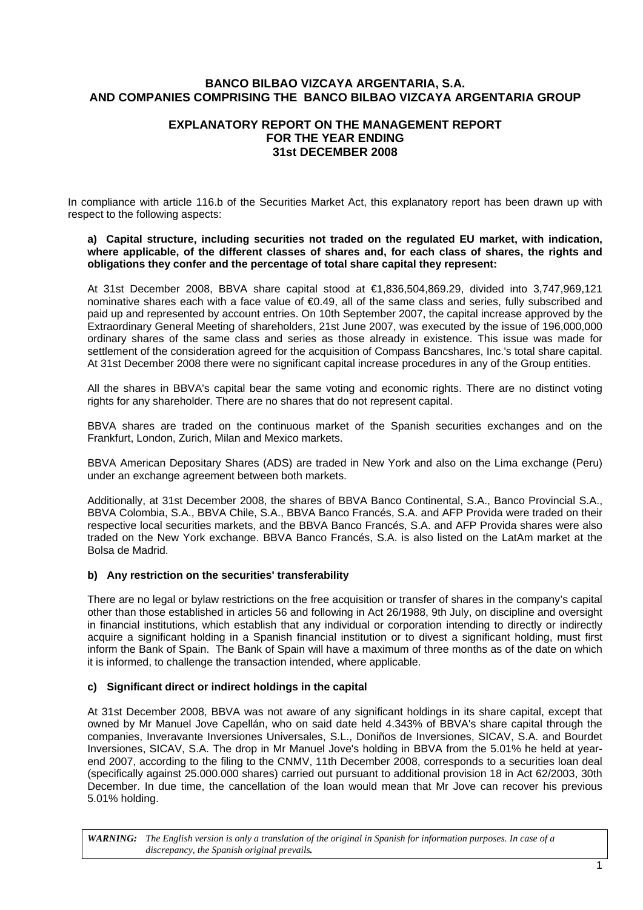# BANCO BILBAO VIZCAYA ARGENTARIA, S.A.
# AND COMPANIES COMPRISING THE BANCO BILBAO VIZCAYA ARGENTARIA GROUP

## EXPLANATORY REPORT ON THE MANAGEMENT REPORT FOR THE YEAR ENDING 31st DECEMBER 2008

In compliance with article 116.b of the Securities Market Act, this explanatory report has been drawn up with respect to the following aspects:

**a) Capital structure, including securities not traded on the regulated EU market, with indication, where applicable, of the different classes of shares and, for each class of shares, the rights and obligations they confer and the percentage of total share capital they represent:**

At 31st December 2008, BBVA share capital stood at €1,836,504,869.29, divided into 3,747,969,121 nominative shares each with a face value of €0.49, all of the same class and series, fully subscribed and paid up and represented by account entries. On 10th September 2007, the capital increase approved by the Extraordinary General Meeting of shareholders, 21st June 2007, was executed by the issue of 196,000,000 ordinary shares of the same class and series as those already in existence. This issue was made for settlement of the consideration agreed for the acquisition of Compass Bancshares, Inc.'s total share capital. At 31st December 2008 there were no significant capital increase procedures in any of the Group entities.

All the shares in BBVA's capital bear the same voting and economic rights. There are no distinct voting rights for any shareholder. There are no shares that do not represent capital.

BBVA shares are traded on the continuous market of the Spanish securities exchanges and on the Frankfurt, London, Zurich, Milan and Mexico markets.

BBVA American Depositary Shares (ADS) are traded in New York and also on the Lima exchange (Peru) under an exchange agreement between both markets.

Additionally, at 31st December 2008, the shares of BBVA Banco Continental, S.A., Banco Provincial S.A., BBVA Colombia, S.A., BBVA Chile, S.A., BBVA Banco Francés, S.A. and AFP Provida were traded on their respective local securities markets, and the BBVA Banco Francés, S.A. and AFP Provida shares were also traded on the New York exchange. BBVA Banco Francés, S.A. is also listed on the LatAm market at the Bolsa de Madrid.

**b) Any restriction on the securities' transferability**

There are no legal or bylaw restrictions on the free acquisition or transfer of shares in the company's capital other than those established in articles 56 and following in Act 26/1988, 9th July, on discipline and oversight in financial institutions, which establish that any individual or corporation intending to directly or indirectly acquire a significant holding in a Spanish financial institution or to divest a significant holding, must first inform the Bank of Spain. The Bank of Spain will have a maximum of three months as of the date on which it is informed, to challenge the transaction intended, where applicable.

**c) Significant direct or indirect holdings in the capital**

At 31st December 2008, BBVA was not aware of any significant holdings in its share capital, except that owned by Mr Manuel Jove Capellán, who on said date held 4.343% of BBVA's share capital through the companies, Inveravante Inversiones Universales, S.L., Doniños de Inversiones, SICAV, S.A. and Bourdet Inversiones, SICAV, S.A. The drop in Mr Manuel Jove's holding in BBVA from the 5.01% he held at year-end 2007, according to the filing to the CNMV, 11th December 2008, corresponds to a securities loan deal (specifically against 25.000.000 shares) carried out pursuant to additional provision 18 in Act 62/2003, 30th December. In due time, the cancellation of the loan would mean that Mr Jove can recover his previous 5.01% holding.

***WARNING:*** *The English version is only a translation of the original in Spanish for information purposes. In case of a discrepancy, the Spanish original prevails.*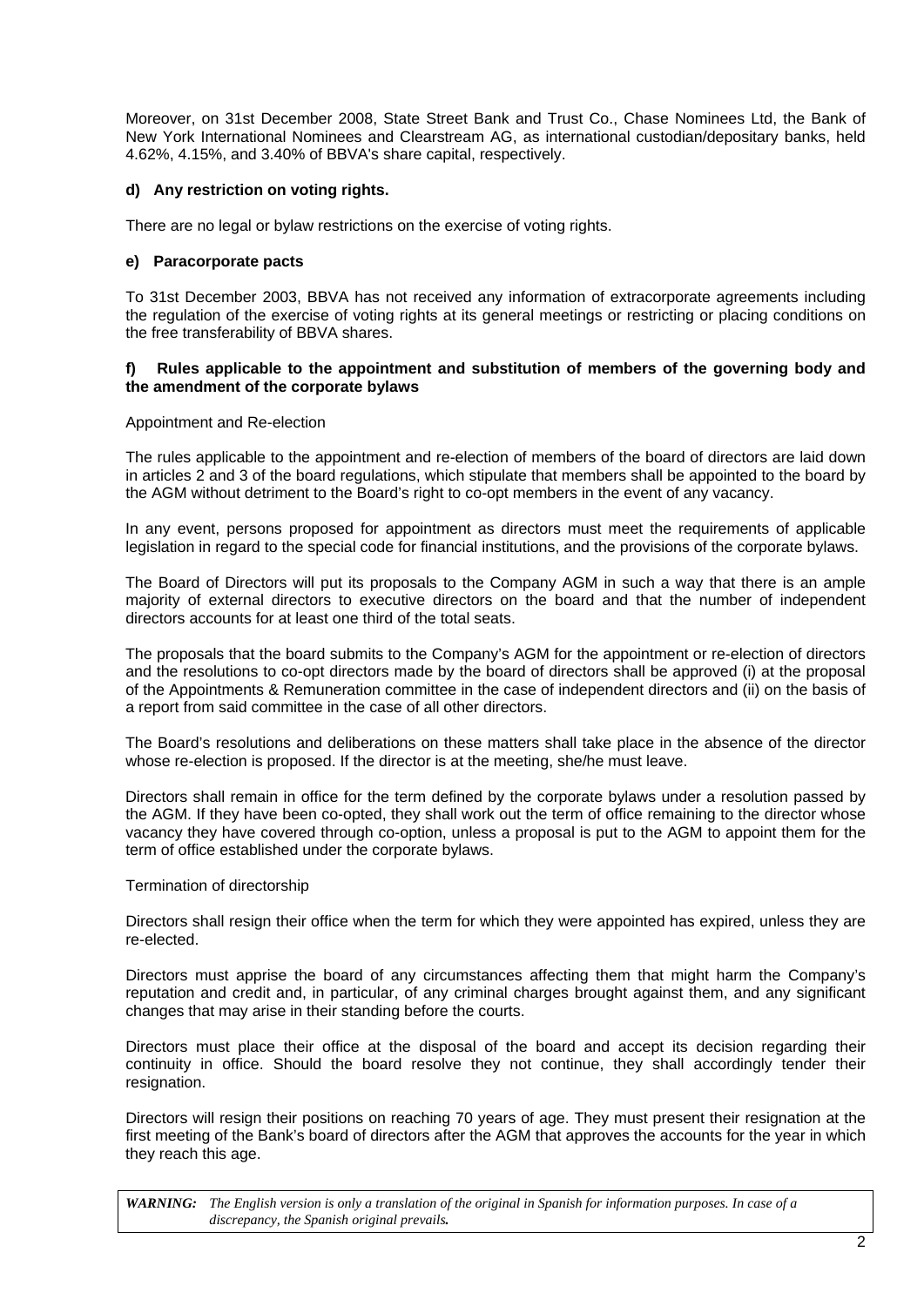Moreover, on 31st December 2008, State Street Bank and Trust Co., Chase Nominees Ltd, the Bank of New York International Nominees and Clearstream AG, as international custodian/depositary banks, held 4.62%, 4.15%, and 3.40% of BBVA's share capital, respectively.

**d) Any restriction on voting rights.**

There are no legal or bylaw restrictions on the exercise of voting rights.

**e) Paracorporate pacts**

To 31st December 2003, BBVA has not received any information of extracorporate agreements including the regulation of the exercise of voting rights at its general meetings or restricting or placing conditions on the free transferability of BBVA shares.

**f) Rules applicable to the appointment and substitution of members of the governing body and the amendment of the corporate bylaws**

Appointment and Re-election

The rules applicable to the appointment and re-election of members of the board of directors are laid down in articles 2 and 3 of the board regulations, which stipulate that members shall be appointed to the board by the AGM without detriment to the Board's right to co-opt members in the event of any vacancy.

In any event, persons proposed for appointment as directors must meet the requirements of applicable legislation in regard to the special code for financial institutions, and the provisions of the corporate bylaws.

The Board of Directors will put its proposals to the Company AGM in such a way that there is an ample majority of external directors to executive directors on the board and that the number of independent directors accounts for at least one third of the total seats.

The proposals that the board submits to the Company's AGM for the appointment or re-election of directors and the resolutions to co-opt directors made by the board of directors shall be approved (i) at the proposal of the Appointments & Remuneration committee in the case of independent directors and (ii) on the basis of a report from said committee in the case of all other directors.

The Board's resolutions and deliberations on these matters shall take place in the absence of the director whose re-election is proposed. If the director is at the meeting, she/he must leave.

Directors shall remain in office for the term defined by the corporate bylaws under a resolution passed by the AGM. If they have been co-opted, they shall work out the term of office remaining to the director whose vacancy they have covered through co-option, unless a proposal is put to the AGM to appoint them for the term of office established under the corporate bylaws.

Termination of directorship

Directors shall resign their office when the term for which they were appointed has expired, unless they are re-elected.

Directors must apprise the board of any circumstances affecting them that might harm the Company's reputation and credit and, in particular, of any criminal charges brought against them, and any significant changes that may arise in their standing before the courts.

Directors must place their office at the disposal of the board and accept its decision regarding their continuity in office. Should the board resolve they not continue, they shall accordingly tender their resignation.

Directors will resign their positions on reaching 70 years of age. They must present their resignation at the first meeting of the Bank's board of directors after the AGM that approves the accounts for the year in which they reach this age.

***WARNING:*** *The English version is only a translation of the original in Spanish for information purposes. In case of a discrepancy, the Spanish original prevails.*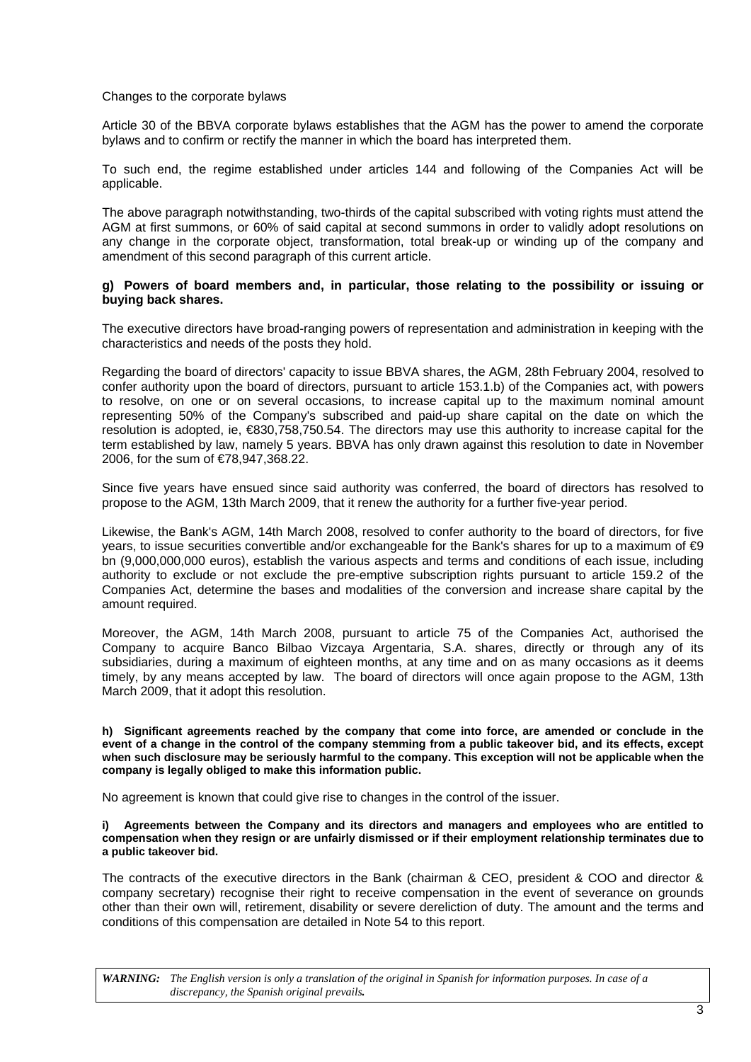Changes to the corporate bylaws

Article 30 of the BBVA corporate bylaws establishes that the AGM has the power to amend the corporate bylaws and to confirm or rectify the manner in which the board has interpreted them.

To such end, the regime established under articles 144 and following of the Companies Act will be applicable.

The above paragraph notwithstanding, two-thirds of the capital subscribed with voting rights must attend the AGM at first summons, or 60% of said capital at second summons in order to validly adopt resolutions on any change in the corporate object, transformation, total break-up or winding up of the company and amendment of this second paragraph of this current article.

**g) Powers of board members and, in particular, those relating to the possibility or issuing or buying back shares.**

The executive directors have broad-ranging powers of representation and administration in keeping with the characteristics and needs of the posts they hold.

Regarding the board of directors' capacity to issue BBVA shares, the AGM, 28th February 2004, resolved to confer authority upon the board of directors, pursuant to article 153.1.b) of the Companies act, with powers to resolve, on one or on several occasions, to increase capital up to the maximum nominal amount representing 50% of the Company's subscribed and paid-up share capital on the date on which the resolution is adopted, ie, €830,758,750.54. The directors may use this authority to increase capital for the term established by law, namely 5 years. BBVA has only drawn against this resolution to date in November 2006, for the sum of €78,947,368.22.

Since five years have ensued since said authority was conferred, the board of directors has resolved to propose to the AGM, 13th March 2009, that it renew the authority for a further five-year period.

Likewise, the Bank's AGM, 14th March 2008, resolved to confer authority to the board of directors, for five years, to issue securities convertible and/or exchangeable for the Bank's shares for up to a maximum of €9 bn (9,000,000,000 euros), establish the various aspects and terms and conditions of each issue, including authority to exclude or not exclude the pre-emptive subscription rights pursuant to article 159.2 of the Companies Act, determine the bases and modalities of the conversion and increase share capital by the amount required.

Moreover, the AGM, 14th March 2008, pursuant to article 75 of the Companies Act, authorised the Company to acquire Banco Bilbao Vizcaya Argentaria, S.A. shares, directly or through any of its subsidiaries, during a maximum of eighteen months, at any time and on as many occasions as it deems timely, by any means accepted by law. The board of directors will once again propose to the AGM, 13th March 2009, that it adopt this resolution.

**h) Significant agreements reached by the company that come into force, are amended or conclude in the event of a change in the control of the company stemming from a public takeover bid, and its effects, except when such disclosure may be seriously harmful to the company. This exception will not be applicable when the company is legally obliged to make this information public.**

No agreement is known that could give rise to changes in the control of the issuer.

**i) Agreements between the Company and its directors and managers and employees who are entitled to compensation when they resign or are unfairly dismissed or if their employment relationship terminates due to a public takeover bid.**

The contracts of the executive directors in the Bank (chairman & CEO, president & COO and director & company secretary) recognise their right to receive compensation in the event of severance on grounds other than their own will, retirement, disability or severe dereliction of duty. The amount and the terms and conditions of this compensation are detailed in Note 54 to this report.

***WARNING:*** *The English version is only a translation of the original in Spanish for information purposes. In case of a discrepancy, the Spanish original prevails.*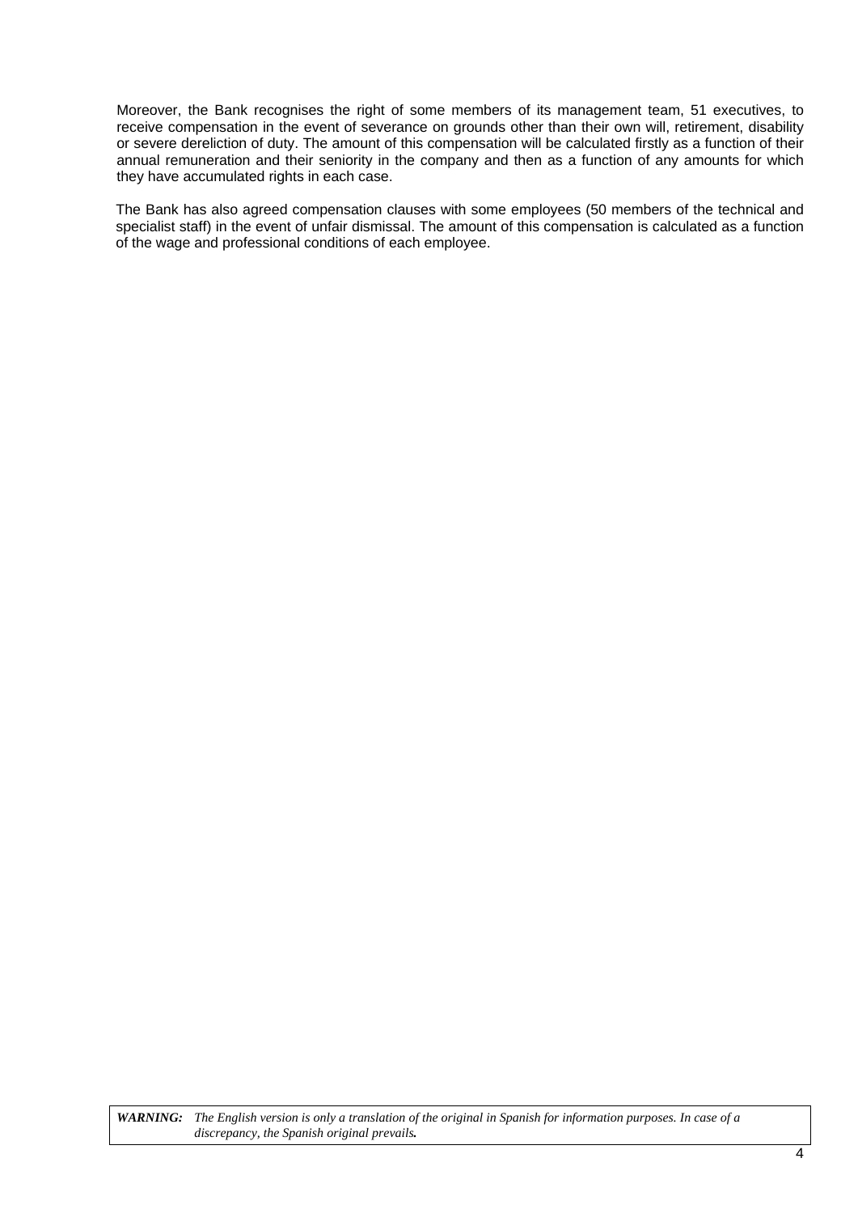Moreover, the Bank recognises the right of some members of its management team, 51 executives, to receive compensation in the event of severance on grounds other than their own will, retirement, disability or severe dereliction of duty. The amount of this compensation will be calculated firstly as a function of their annual remuneration and their seniority in the company and then as a function of any amounts for which they have accumulated rights in each case.

The Bank has also agreed compensation clauses with some employees (50 members of the technical and specialist staff) in the event of unfair dismissal. The amount of this compensation is calculated as a function of the wage and professional conditions of each employee.

***WARNING:*** *The English version is only a translation of the original in Spanish for information purposes. In case of a discrepancy, the Spanish original prevails.*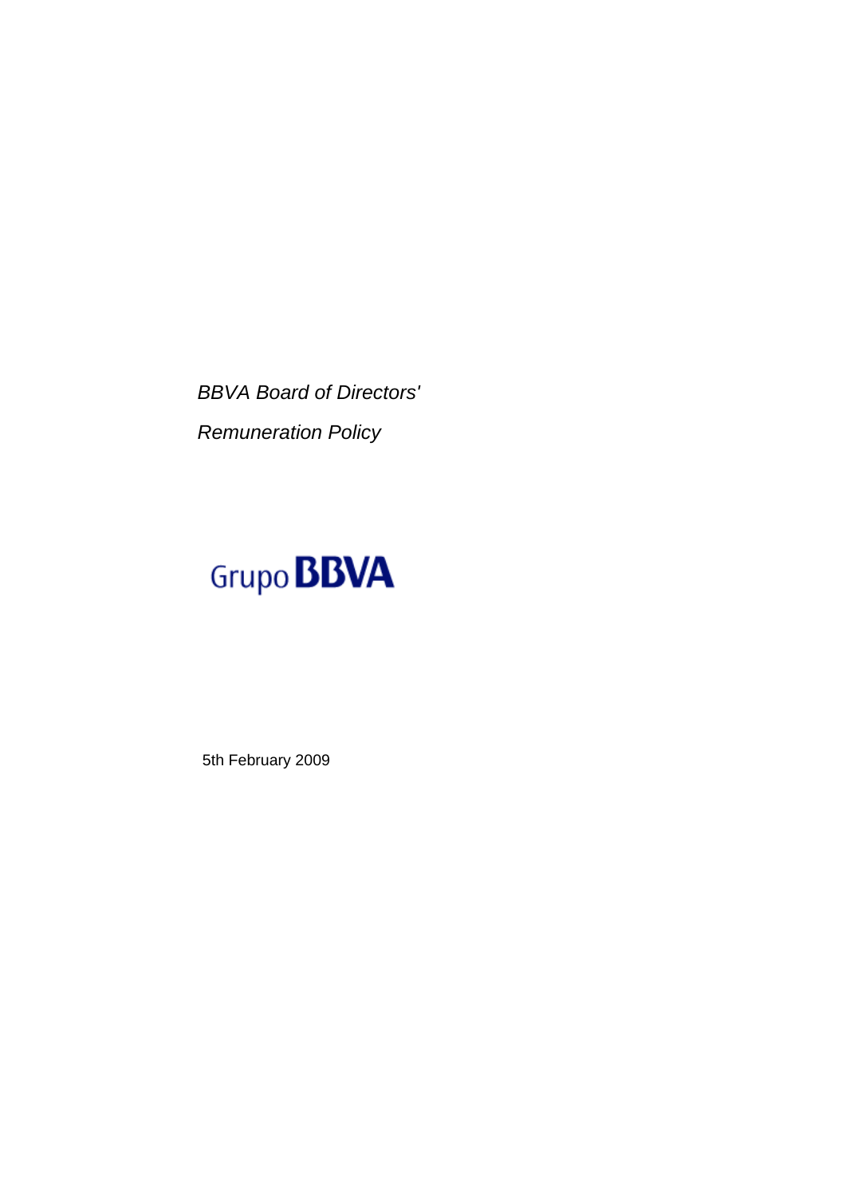*BBVA Board of Directors'*

*Remuneration Policy*

Grupo BBVA

5th February 2009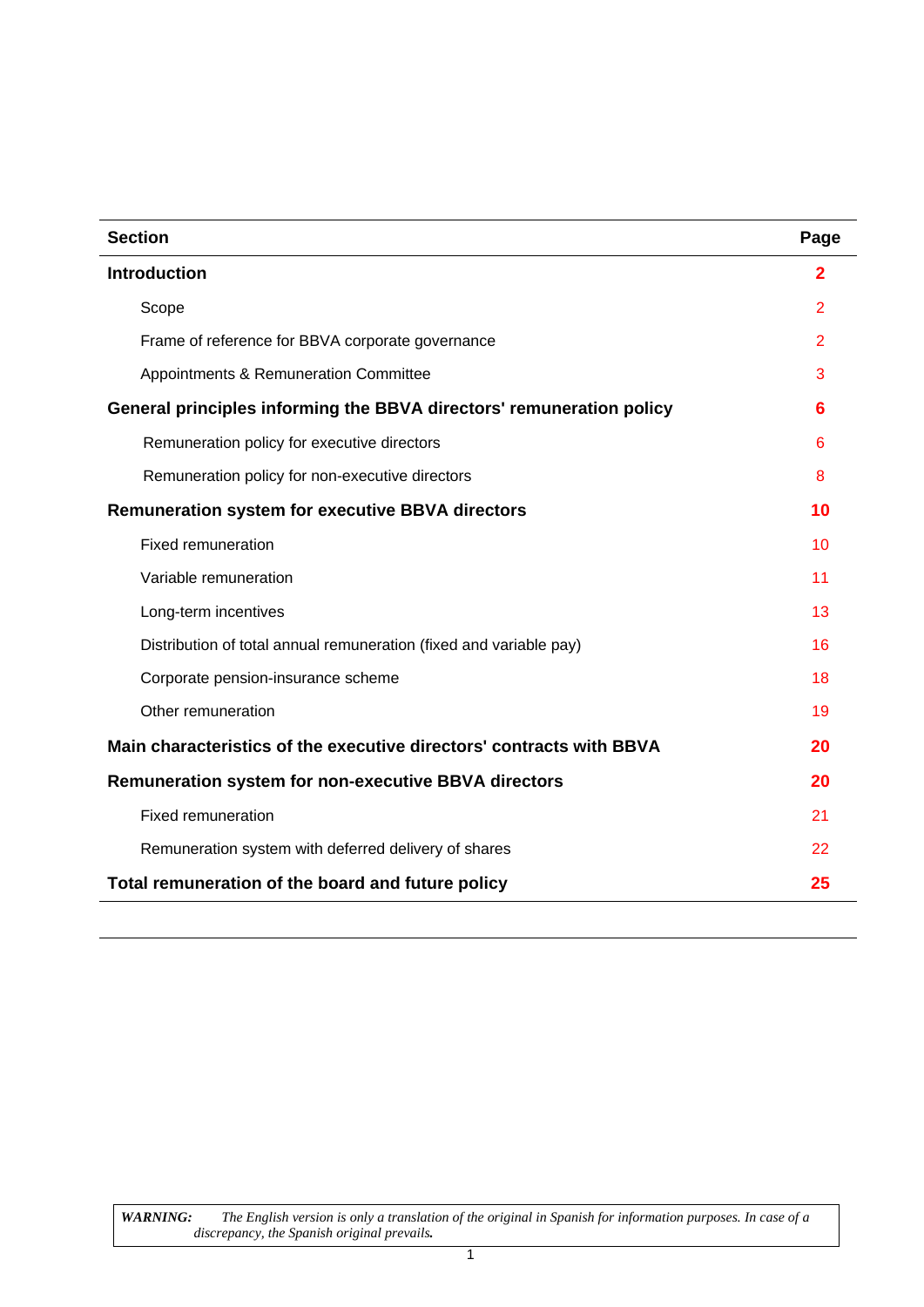| Section | Page |
|---|---|
| **Introduction** | **2** |
| Scope | 2 |
| Frame of reference for BBVA corporate governance | 2 |
| Appointments & Remuneration Committee | 3 |
| **General principles informing the BBVA directors' remuneration policy** | **6** |
| Remuneration policy for executive directors | 6 |
| Remuneration policy for non-executive directors | 8 |
| **Remuneration system for executive BBVA directors** | **10** |
| Fixed remuneration | 10 |
| Variable remuneration | 11 |
| Long-term incentives | 13 |
| Distribution of total annual remuneration (fixed and variable pay) | 16 |
| Corporate pension-insurance scheme | 18 |
| Other remuneration | 19 |
| **Main characteristics of the executive directors' contracts with BBVA** | **20** |
| **Remuneration system for non-executive BBVA directors** | **20** |
| Fixed remuneration | 21 |
| Remuneration system with deferred delivery of shares | 22 |
| **Total remuneration of the board and future policy** | **25** |

***WARNING:*** *The English version is only a translation of the original in Spanish for information purposes. In case of a discrepancy, the Spanish original prevails.*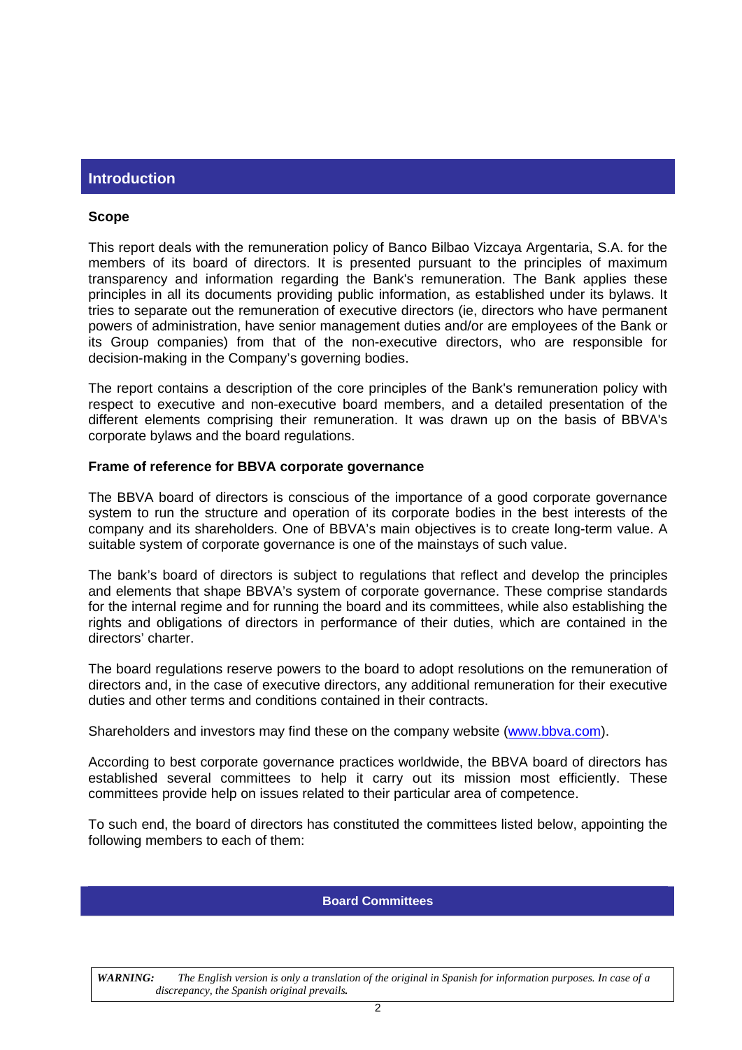## Introduction

**Scope**

This report deals with the remuneration policy of Banco Bilbao Vizcaya Argentaria, S.A. for the members of its board of directors. It is presented pursuant to the principles of maximum transparency and information regarding the Bank's remuneration. The Bank applies these principles in all its documents providing public information, as established under its bylaws. It tries to separate out the remuneration of executive directors (ie, directors who have permanent powers of administration, have senior management duties and/or are employees of the Bank or its Group companies) from that of the non-executive directors, who are responsible for decision-making in the Company's governing bodies.

The report contains a description of the core principles of the Bank's remuneration policy with respect to executive and non-executive board members, and a detailed presentation of the different elements comprising their remuneration. It was drawn up on the basis of BBVA's corporate bylaws and the board regulations.

**Frame of reference for BBVA corporate governance**

The BBVA board of directors is conscious of the importance of a good corporate governance system to run the structure and operation of its corporate bodies in the best interests of the company and its shareholders. One of BBVA's main objectives is to create long-term value. A suitable system of corporate governance is one of the mainstays of such value.

The bank's board of directors is subject to regulations that reflect and develop the principles and elements that shape BBVA's system of corporate governance. These comprise standards for the internal regime and for running the board and its committees, while also establishing the rights and obligations of directors in performance of their duties, which are contained in the directors' charter.

The board regulations reserve powers to the board to adopt resolutions on the remuneration of directors and, in the case of executive directors, any additional remuneration for their executive duties and other terms and conditions contained in their contracts.

Shareholders and investors may find these on the company website (www.bbva.com).

According to best corporate governance practices worldwide, the BBVA board of directors has established several committees to help it carry out its mission most efficiently. These committees provide help on issues related to their particular area of competence.

To such end, the board of directors has constituted the committees listed below, appointing the following members to each of them:

### Board Committees

*WARNING: The English version is only a translation of the original in Spanish for information purposes. In case of a discrepancy, the Spanish original prevails.*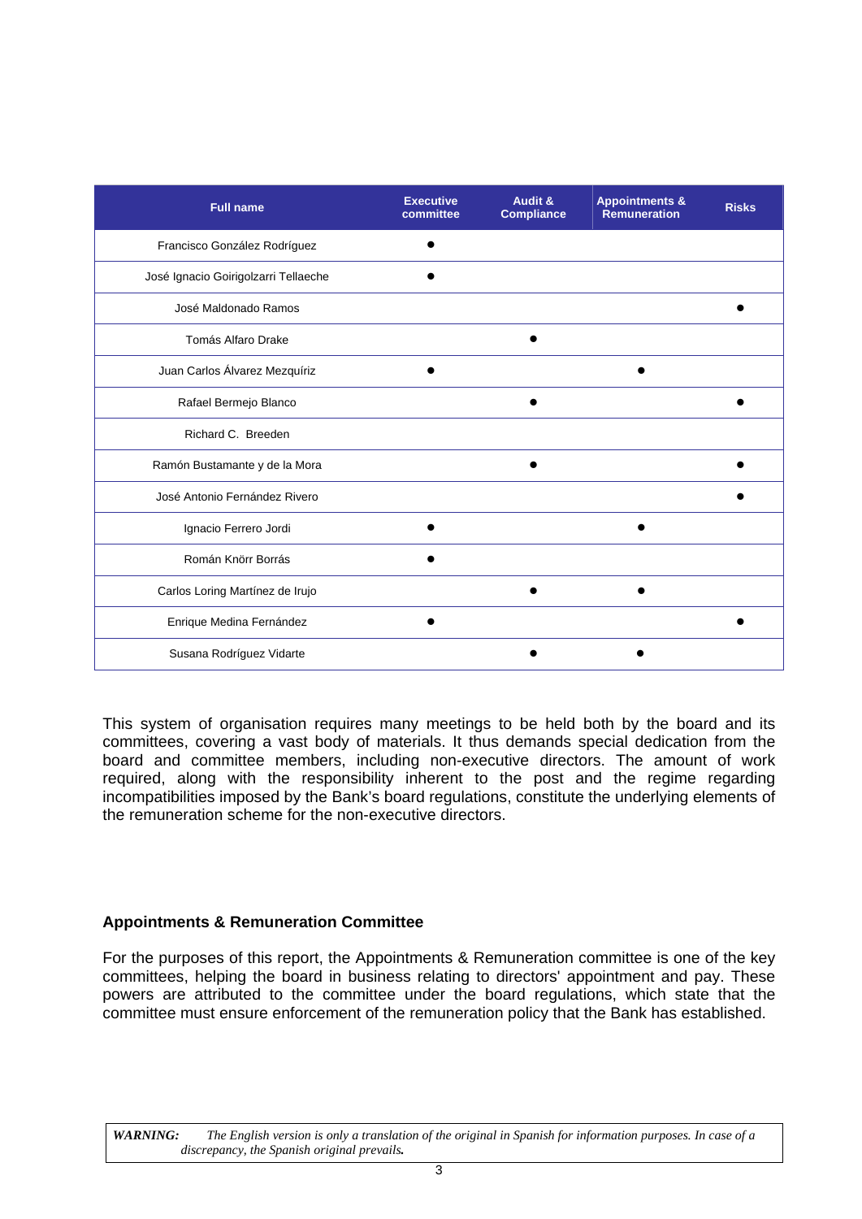| Full name | Executive committee | Audit & Compliance | Appointments & Remuneration | Risks |
|---|---|---|---|---|
| Francisco González Rodríguez | ● | | | |
| José Ignacio Goirigolzarri Tellaeche | ● | | | |
| José Maldonado Ramos | | | | ● |
| Tomás Alfaro Drake | | ● | | |
| Juan Carlos Álvarez Mezquíriz | ● | | ● | |
| Rafael Bermejo Blanco | | ● | | ● |
| Richard C. Breeden | | | | |
| Ramón Bustamante y de la Mora | | ● | | ● |
| José Antonio Fernández Rivero | | | | ● |
| Ignacio Ferrero Jordi | ● | | ● | |
| Román Knörr Borrás | ● | | | |
| Carlos Loring Martínez de Irujo | | ● | ● | |
| Enrique Medina Fernández | ● | | | ● |
| Susana Rodríguez Vidarte | | ● | ● | |

This system of organisation requires many meetings to be held both by the board and its committees, covering a vast body of materials. It thus demands special dedication from the board and committee members, including non-executive directors. The amount of work required, along with the responsibility inherent to the post and the regime regarding incompatibilities imposed by the Bank's board regulations, constitute the underlying elements of the remuneration scheme for the non-executive directors.

**Appointments & Remuneration Committee**

For the purposes of this report, the Appointments & Remuneration committee is one of the key committees, helping the board in business relating to directors' appointment and pay. These powers are attributed to the committee under the board regulations, which state that the committee must ensure enforcement of the remuneration policy that the Bank has established.

***WARNING:*** *The English version is only a translation of the original in Spanish for information purposes. In case of a discrepancy, the Spanish original prevails.*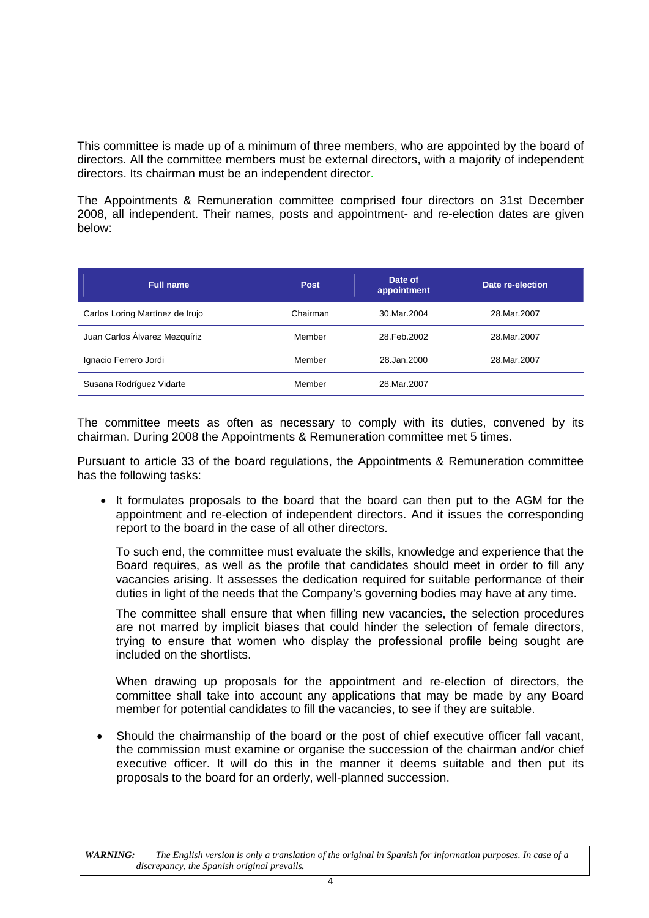This committee is made up of a minimum of three members, who are appointed by the board of directors. All the committee members must be external directors, with a majority of independent directors. Its chairman must be an independent director.

The Appointments & Remuneration committee comprised four directors on 31st December 2008, all independent. Their names, posts and appointment- and re-election dates are given below:

| Full name | Post | Date of appointment | Date re-election |
|---|---|---|---|
| Carlos Loring Martínez de Irujo | Chairman | 30.Mar.2004 | 28.Mar.2007 |
| Juan Carlos Álvarez Mezquíriz | Member | 28.Feb.2002 | 28.Mar.2007 |
| Ignacio Ferrero Jordi | Member | 28.Jan.2000 | 28.Mar.2007 |
| Susana Rodríguez Vidarte | Member | 28.Mar.2007 | |

The committee meets as often as necessary to comply with its duties, convened by its chairman. During 2008 the Appointments & Remuneration committee met 5 times.

Pursuant to article 33 of the board regulations, the Appointments & Remuneration committee has the following tasks:

- It formulates proposals to the board that the board can then put to the AGM for the appointment and re-election of independent directors. And it issues the corresponding report to the board in the case of all other directors.

  To such end, the committee must evaluate the skills, knowledge and experience that the Board requires, as well as the profile that candidates should meet in order to fill any vacancies arising. It assesses the dedication required for suitable performance of their duties in light of the needs that the Company's governing bodies may have at any time.

  The committee shall ensure that when filling new vacancies, the selection procedures are not marred by implicit biases that could hinder the selection of female directors, trying to ensure that women who display the professional profile being sought are included on the shortlists.

  When drawing up proposals for the appointment and re-election of directors, the committee shall take into account any applications that may be made by any Board member for potential candidates to fill the vacancies, to see if they are suitable.

- Should the chairmanship of the board or the post of chief executive officer fall vacant, the commission must examine or organise the succession of the chairman and/or chief executive officer. It will do this in the manner it deems suitable and then put its proposals to the board for an orderly, well-planned succession.

***WARNING:*** *The English version is only a translation of the original in Spanish for information purposes. In case of a discrepancy, the Spanish original prevails.*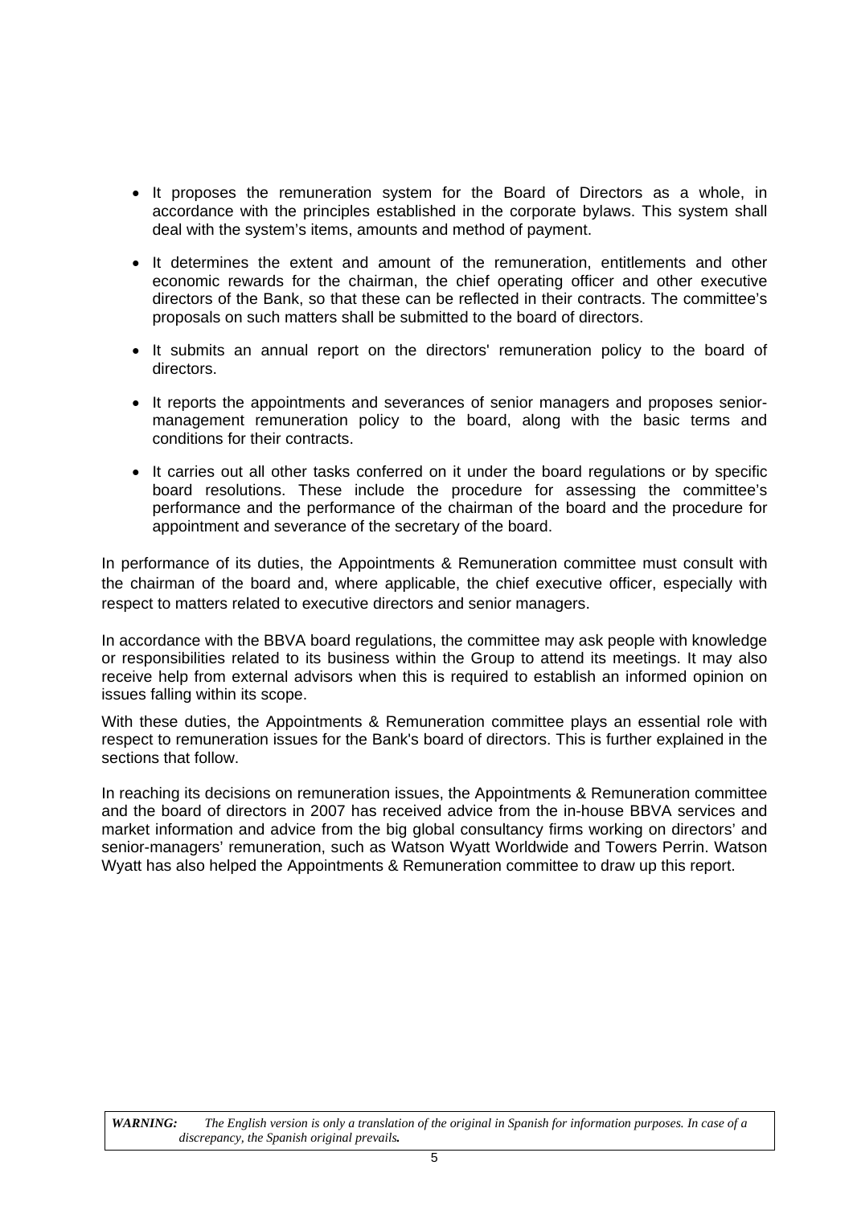- It proposes the remuneration system for the Board of Directors as a whole, in accordance with the principles established in the corporate bylaws. This system shall deal with the system's items, amounts and method of payment.

- It determines the extent and amount of the remuneration, entitlements and other economic rewards for the chairman, the chief operating officer and other executive directors of the Bank, so that these can be reflected in their contracts. The committee's proposals on such matters shall be submitted to the board of directors.

- It submits an annual report on the directors' remuneration policy to the board of directors.

- It reports the appointments and severances of senior managers and proposes senior-management remuneration policy to the board, along with the basic terms and conditions for their contracts.

- It carries out all other tasks conferred on it under the board regulations or by specific board resolutions. These include the procedure for assessing the committee's performance and the performance of the chairman of the board and the procedure for appointment and severance of the secretary of the board.

In performance of its duties, the Appointments & Remuneration committee must consult with the chairman of the board and, where applicable, the chief executive officer, especially with respect to matters related to executive directors and senior managers.

In accordance with the BBVA board regulations, the committee may ask people with knowledge or responsibilities related to its business within the Group to attend its meetings. It may also receive help from external advisors when this is required to establish an informed opinion on issues falling within its scope.

With these duties, the Appointments & Remuneration committee plays an essential role with respect to remuneration issues for the Bank's board of directors. This is further explained in the sections that follow.

In reaching its decisions on remuneration issues, the Appointments & Remuneration committee and the board of directors in 2007 has received advice from the in-house BBVA services and market information and advice from the big global consultancy firms working on directors' and senior-managers' remuneration, such as Watson Wyatt Worldwide and Towers Perrin. Watson Wyatt has also helped the Appointments & Remuneration committee to draw up this report.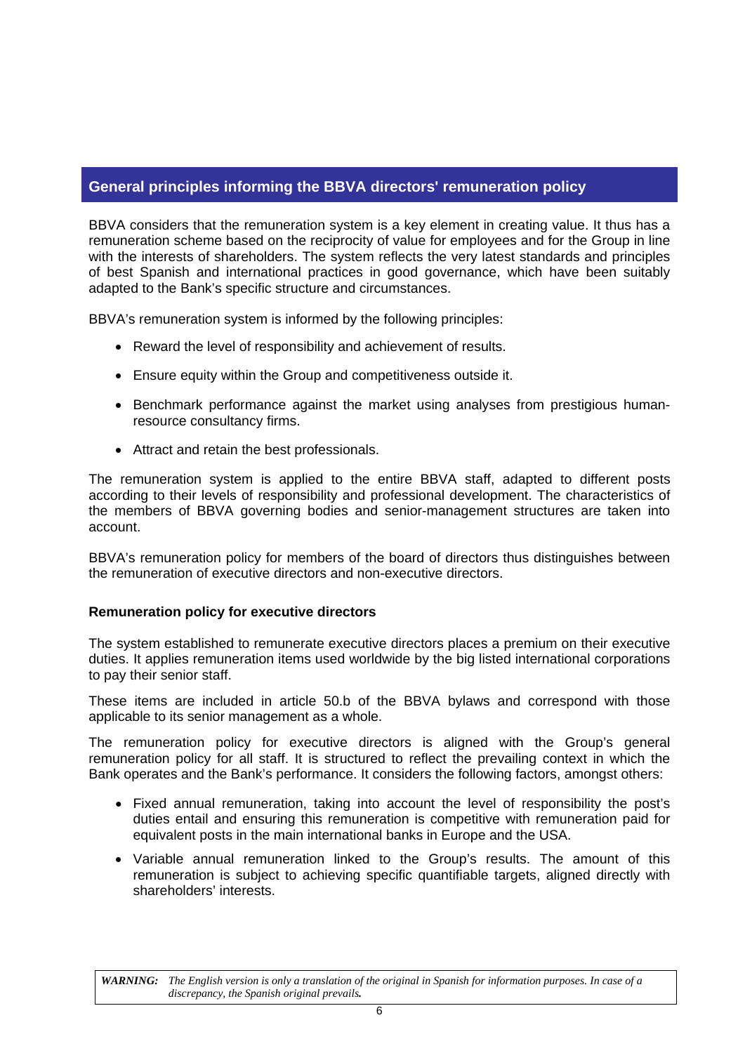## General principles informing the BBVA directors' remuneration policy

BBVA considers that the remuneration system is a key element in creating value. It thus has a remuneration scheme based on the reciprocity of value for employees and for the Group in line with the interests of shareholders. The system reflects the very latest standards and principles of best Spanish and international practices in good governance, which have been suitably adapted to the Bank's specific structure and circumstances.

BBVA's remuneration system is informed by the following principles:

- Reward the level of responsibility and achievement of results.
- Ensure equity within the Group and competitiveness outside it.
- Benchmark performance against the market using analyses from prestigious human-resource consultancy firms.
- Attract and retain the best professionals.

The remuneration system is applied to the entire BBVA staff, adapted to different posts according to their levels of responsibility and professional development. The characteristics of the members of BBVA governing bodies and senior-management structures are taken into account.

BBVA's remuneration policy for members of the board of directors thus distinguishes between the remuneration of executive directors and non-executive directors.

### Remuneration policy for executive directors

The system established to remunerate executive directors places a premium on their executive duties. It applies remuneration items used worldwide by the big listed international corporations to pay their senior staff.

These items are included in article 50.b of the BBVA bylaws and correspond with those applicable to its senior management as a whole.

The remuneration policy for executive directors is aligned with the Group's general remuneration policy for all staff. It is structured to reflect the prevailing context in which the Bank operates and the Bank's performance. It considers the following factors, amongst others:

- Fixed annual remuneration, taking into account the level of responsibility the post's duties entail and ensuring this remuneration is competitive with remuneration paid for equivalent posts in the main international banks in Europe and the USA.
- Variable annual remuneration linked to the Group's results. The amount of this remuneration is subject to achieving specific quantifiable targets, aligned directly with shareholders' interests.

***WARNING:*** *The English version is only a translation of the original in Spanish for information purposes. In case of a discrepancy, the Spanish original prevails.*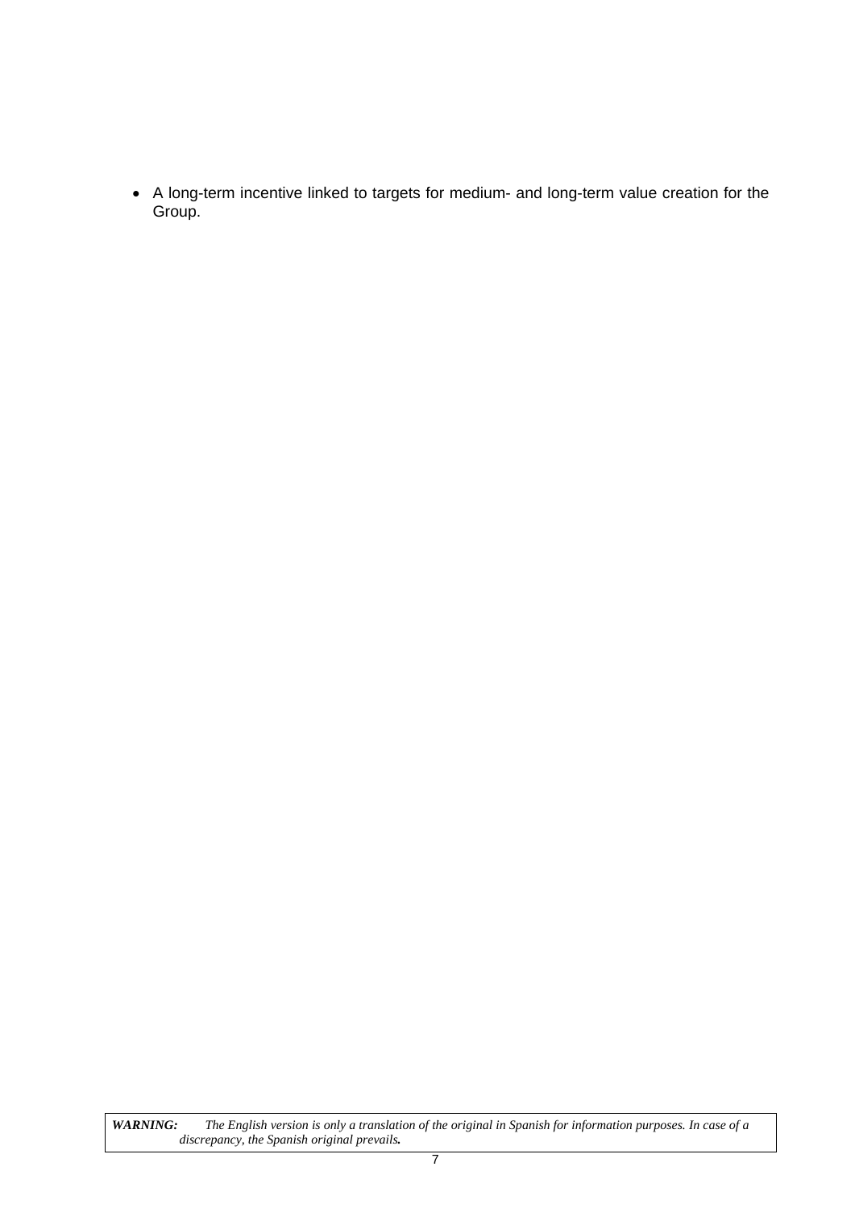- A long-term incentive linked to targets for medium- and long-term value creation for the Group.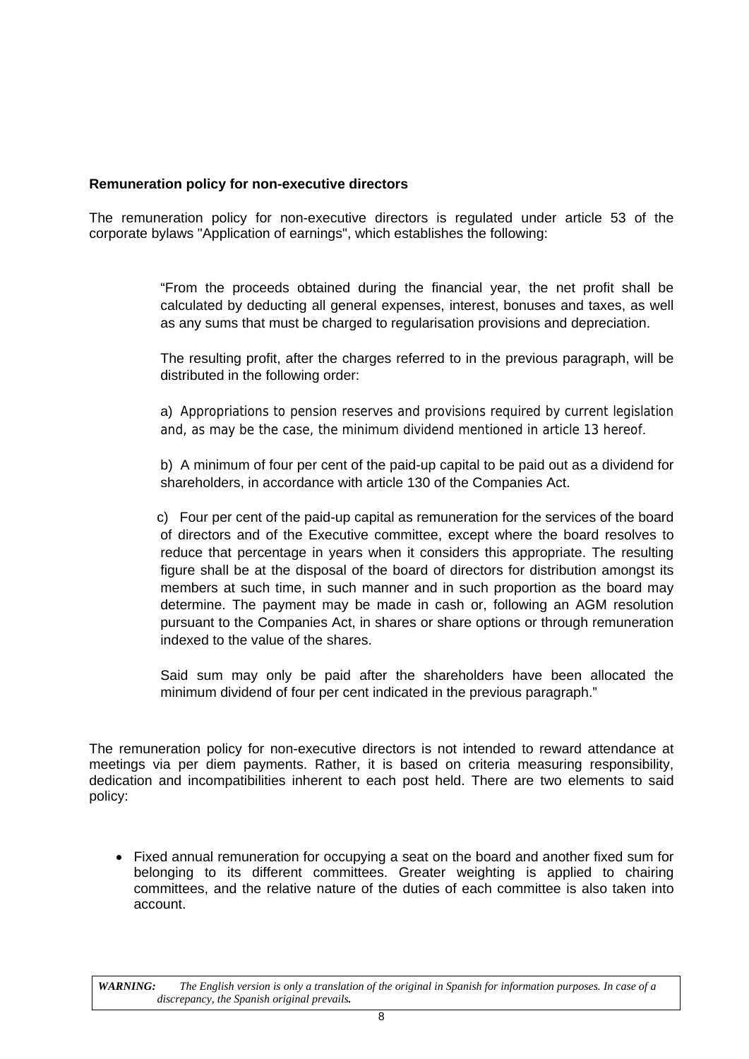**Remuneration policy for non-executive directors**

The remuneration policy for non-executive directors is regulated under article 53 of the corporate bylaws "Application of earnings", which establishes the following:

> "From the proceeds obtained during the financial year, the net profit shall be calculated by deducting all general expenses, interest, bonuses and taxes, as well as any sums that must be charged to regularisation provisions and depreciation.
>
> The resulting profit, after the charges referred to in the previous paragraph, will be distributed in the following order:
>
> a) Appropriations to pension reserves and provisions required by current legislation and, as may be the case, the minimum dividend mentioned in article 13 hereof.
>
> b) A minimum of four per cent of the paid-up capital to be paid out as a dividend for shareholders, in accordance with article 130 of the Companies Act.
>
> c) Four per cent of the paid-up capital as remuneration for the services of the board of directors and of the Executive committee, except where the board resolves to reduce that percentage in years when it considers this appropriate. The resulting figure shall be at the disposal of the board of directors for distribution amongst its members at such time, in such manner and in such proportion as the board may determine. The payment may be made in cash or, following an AGM resolution pursuant to the Companies Act, in shares or share options or through remuneration indexed to the value of the shares.
>
> Said sum may only be paid after the shareholders have been allocated the minimum dividend of four per cent indicated in the previous paragraph."

The remuneration policy for non-executive directors is not intended to reward attendance at meetings via per diem payments. Rather, it is based on criteria measuring responsibility, dedication and incompatibilities inherent to each post held. There are two elements to said policy:

- Fixed annual remuneration for occupying a seat on the board and another fixed sum for belonging to its different committees. Greater weighting is applied to chairing committees, and the relative nature of the duties of each committee is also taken into account.

***WARNING:*** *The English version is only a translation of the original in Spanish for information purposes. In case of a discrepancy, the Spanish original prevails.*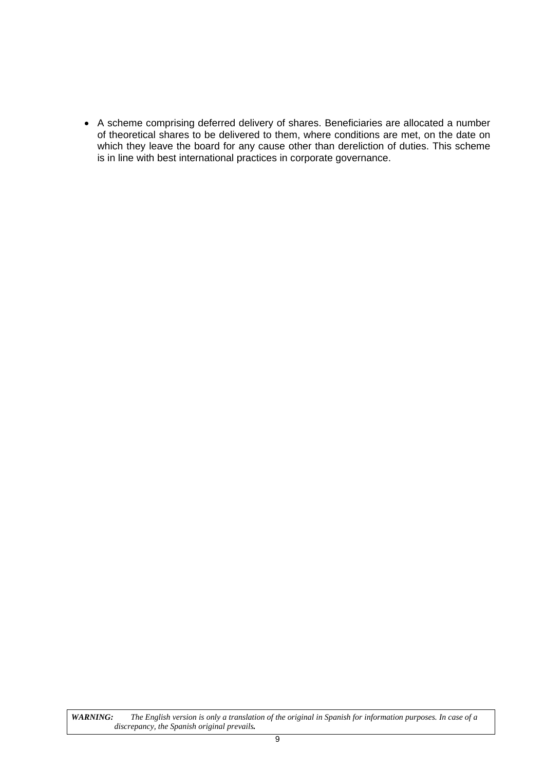- A scheme comprising deferred delivery of shares. Beneficiaries are allocated a number of theoretical shares to be delivered to them, where conditions are met, on the date on which they leave the board for any cause other than dereliction of duties. This scheme is in line with best international practices in corporate governance.

***WARNING:*** *The English version is only a translation of the original in Spanish for information purposes. In case of a discrepancy, the Spanish original prevails.*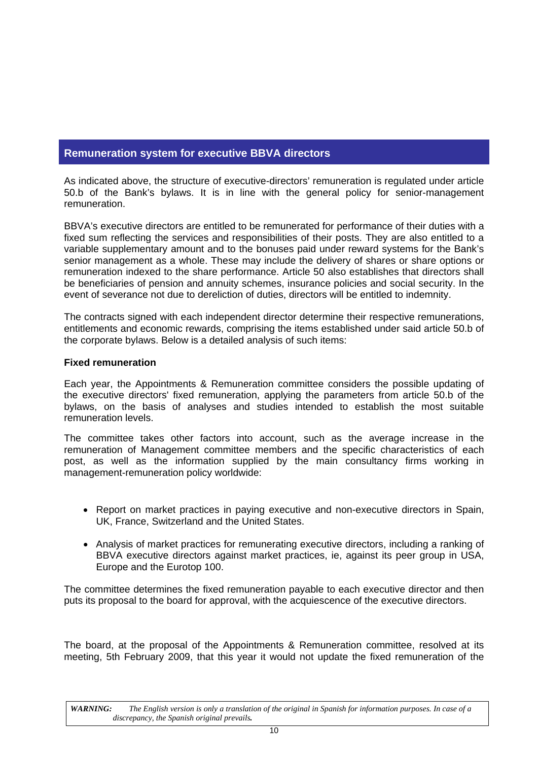## Remuneration system for executive BBVA directors

As indicated above, the structure of executive-directors' remuneration is regulated under article 50.b of the Bank's bylaws. It is in line with the general policy for senior-management remuneration.

BBVA's executive directors are entitled to be remunerated for performance of their duties with a fixed sum reflecting the services and responsibilities of their posts. They are also entitled to a variable supplementary amount and to the bonuses paid under reward systems for the Bank's senior management as a whole. These may include the delivery of shares or share options or remuneration indexed to the share performance. Article 50 also establishes that directors shall be beneficiaries of pension and annuity schemes, insurance policies and social security. In the event of severance not due to dereliction of duties, directors will be entitled to indemnity.

The contracts signed with each independent director determine their respective remunerations, entitlements and economic rewards, comprising the items established under said article 50.b of the corporate bylaws. Below is a detailed analysis of such items:

**Fixed remuneration**

Each year, the Appointments & Remuneration committee considers the possible updating of the executive directors' fixed remuneration, applying the parameters from article 50.b of the bylaws, on the basis of analyses and studies intended to establish the most suitable remuneration levels.

The committee takes other factors into account, such as the average increase in the remuneration of Management committee members and the specific characteristics of each post, as well as the information supplied by the main consultancy firms working in management-remuneration policy worldwide:

- Report on market practices in paying executive and non-executive directors in Spain, UK, France, Switzerland and the United States.
- Analysis of market practices for remunerating executive directors, including a ranking of BBVA executive directors against market practices, ie, against its peer group in USA, Europe and the Eurotop 100.

The committee determines the fixed remuneration payable to each executive director and then puts its proposal to the board for approval, with the acquiescence of the executive directors.

The board, at the proposal of the Appointments & Remuneration committee, resolved at its meeting, 5th February 2009, that this year it would not update the fixed remuneration of the

*WARNING: The English version is only a translation of the original in Spanish for information purposes. In case of a discrepancy, the Spanish original prevails.*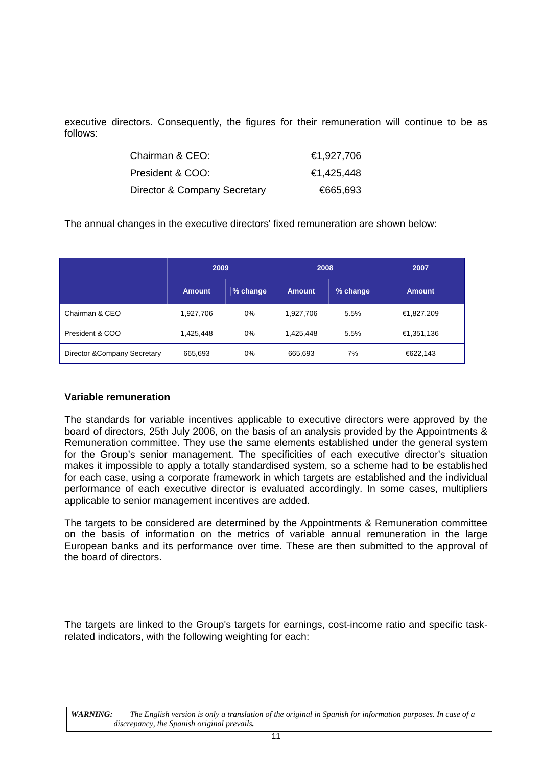executive directors. Consequently, the figures for their remuneration will continue to be as follows:

| | |
|---|---|
| Chairman & CEO: | €1,927,706 |
| President & COO: | €1,425,448 |
| Director & Company Secretary | €665,693 |

The annual changes in the executive directors' fixed remuneration are shown below:

| | 2009 | | 2008 | | 2007 |
|---|---|---|---|---|---|
| | Amount | % change | Amount | % change | Amount |
| Chairman & CEO | 1,927,706 | 0% | 1,927,706 | 5.5% | €1,827,209 |
| President & COO | 1,425,448 | 0% | 1,425,448 | 5.5% | €1,351,136 |
| Director &Company Secretary | 665,693 | 0% | 665,693 | 7% | €622,143 |

**Variable remuneration**

The standards for variable incentives applicable to executive directors were approved by the board of directors, 25th July 2006, on the basis of an analysis provided by the Appointments & Remuneration committee. They use the same elements established under the general system for the Group's senior management. The specificities of each executive director's situation makes it impossible to apply a totally standardised system, so a scheme had to be established for each case, using a corporate framework in which targets are established and the individual performance of each executive director is evaluated accordingly. In some cases, multipliers applicable to senior management incentives are added.

The targets to be considered are determined by the Appointments & Remuneration committee on the basis of information on the metrics of variable annual remuneration in the large European banks and its performance over time. These are then submitted to the approval of the board of directors.

The targets are linked to the Group's targets for earnings, cost-income ratio and specific task-related indicators, with the following weighting for each:

*WARNING: The English version is only a translation of the original in Spanish for information purposes. In case of a discrepancy, the Spanish original prevails.*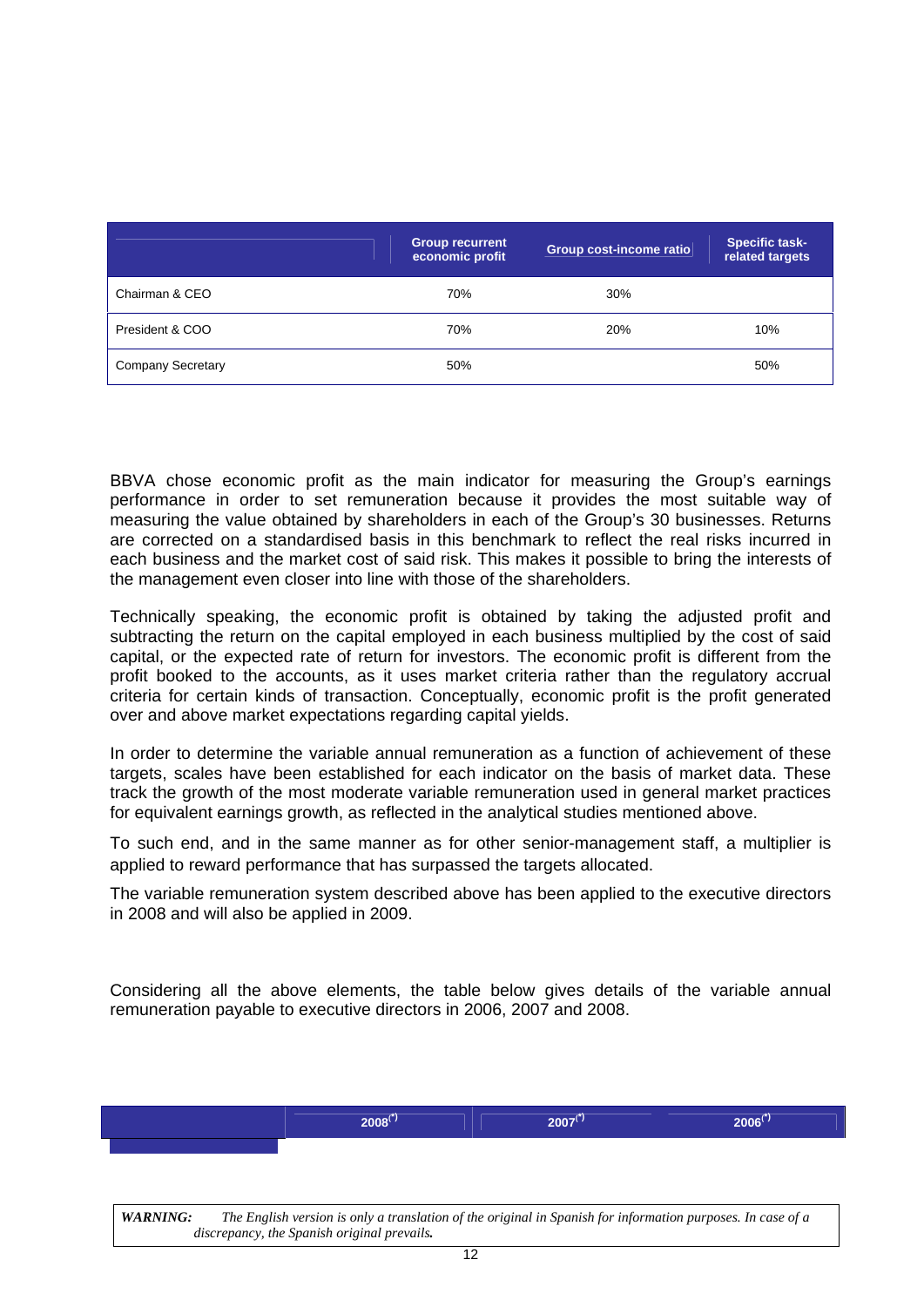| | Group recurrent economic profit | Group cost-income ratio | Specific task-related targets |
|---|---|---|---|
| Chairman & CEO | 70% | 30% | |
| President & COO | 70% | 20% | 10% |
| Company Secretary | 50% | | 50% |

BBVA chose economic profit as the main indicator for measuring the Group's earnings performance in order to set remuneration because it provides the most suitable way of measuring the value obtained by shareholders in each of the Group's 30 businesses. Returns are corrected on a standardised basis in this benchmark to reflect the real risks incurred in each business and the market cost of said risk. This makes it possible to bring the interests of the management even closer into line with those of the shareholders.

Technically speaking, the economic profit is obtained by taking the adjusted profit and subtracting the return on the capital employed in each business multiplied by the cost of said capital, or the expected rate of return for investors. The economic profit is different from the profit booked to the accounts, as it uses market criteria rather than the regulatory accrual criteria for certain kinds of transaction. Conceptually, economic profit is the profit generated over and above market expectations regarding capital yields.

In order to determine the variable annual remuneration as a function of achievement of these targets, scales have been established for each indicator on the basis of market data. These track the growth of the most moderate variable remuneration used in general market practices for equivalent earnings growth, as reflected in the analytical studies mentioned above.

To such end, and in the same manner as for other senior-management staff, a multiplier is applied to reward performance that has surpassed the targets allocated.

The variable remuneration system described above has been applied to the executive directors in 2008 and will also be applied in 2009.

Considering all the above elements, the table below gives details of the variable annual remuneration payable to executive directors in 2006, 2007 and 2008.

| | 2008(*) | 2007(*) | 2006(*) |
|---|---|---|---|

*WARNING: The English version is only a translation of the original in Spanish for information purposes. In case of a discrepancy, the Spanish original prevails.*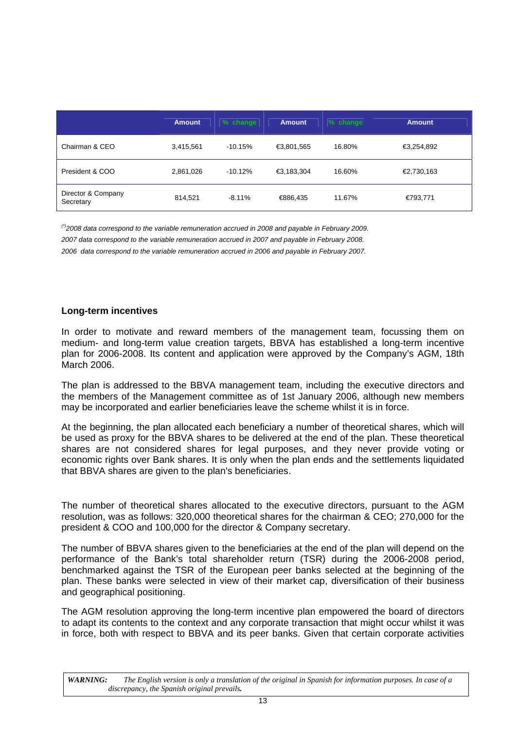| | Amount | % change | Amount | % change | Amount |
|---|---|---|---|---|---|
| Chairman & CEO | 3,415,561 | -10.15% | €3,801,565 | 16.80% | €3,254,892 |
| President & COO | 2,861,026 | -10.12% | €3,183,304 | 16.60% | €2,730,163 |
| Director & Company Secretary | 814,521 | -8.11% | €886,435 | 11.67% | €793,771 |

*[(*)]2008 data correspond to the variable remuneration accrued in 2008 and payable in February 2009.*

*2007 data correspond to the variable remuneration accrued in 2007 and payable in February 2008.*

*2006 data correspond to the variable remuneration accrued in 2006 and payable in February 2007.*

**Long-term incentives**

In order to motivate and reward members of the management team, focussing them on medium- and long-term value creation targets, BBVA has established a long-term incentive plan for 2006-2008. Its content and application were approved by the Company's AGM, 18th March 2006.

The plan is addressed to the BBVA management team, including the executive directors and the members of the Management committee as of 1st January 2006, although new members may be incorporated and earlier beneficiaries leave the scheme whilst it is in force.

At the beginning, the plan allocated each beneficiary a number of theoretical shares, which will be used as proxy for the BBVA shares to be delivered at the end of the plan. These theoretical shares are not considered shares for legal purposes, and they never provide voting or economic rights over Bank shares. It is only when the plan ends and the settlements liquidated that BBVA shares are given to the plan's beneficiaries.

The number of theoretical shares allocated to the executive directors, pursuant to the AGM resolution, was as follows: 320,000 theoretical shares for the chairman & CEO; 270,000 for the president & COO and 100,000 for the director & Company secretary.

The number of BBVA shares given to the beneficiaries at the end of the plan will depend on the performance of the Bank's total shareholder return (TSR) during the 2006-2008 period, benchmarked against the TSR of the European peer banks selected at the beginning of the plan. These banks were selected in view of their market cap, diversification of their business and geographical positioning.

The AGM resolution approving the long-term incentive plan empowered the board of directors to adapt its contents to the context and any corporate transaction that might occur whilst it was in force, both with respect to BBVA and its peer banks. Given that certain corporate activities

***WARNING:*** *The English version is only a translation of the original in Spanish for information purposes. In case of a discrepancy, the Spanish original prevails.*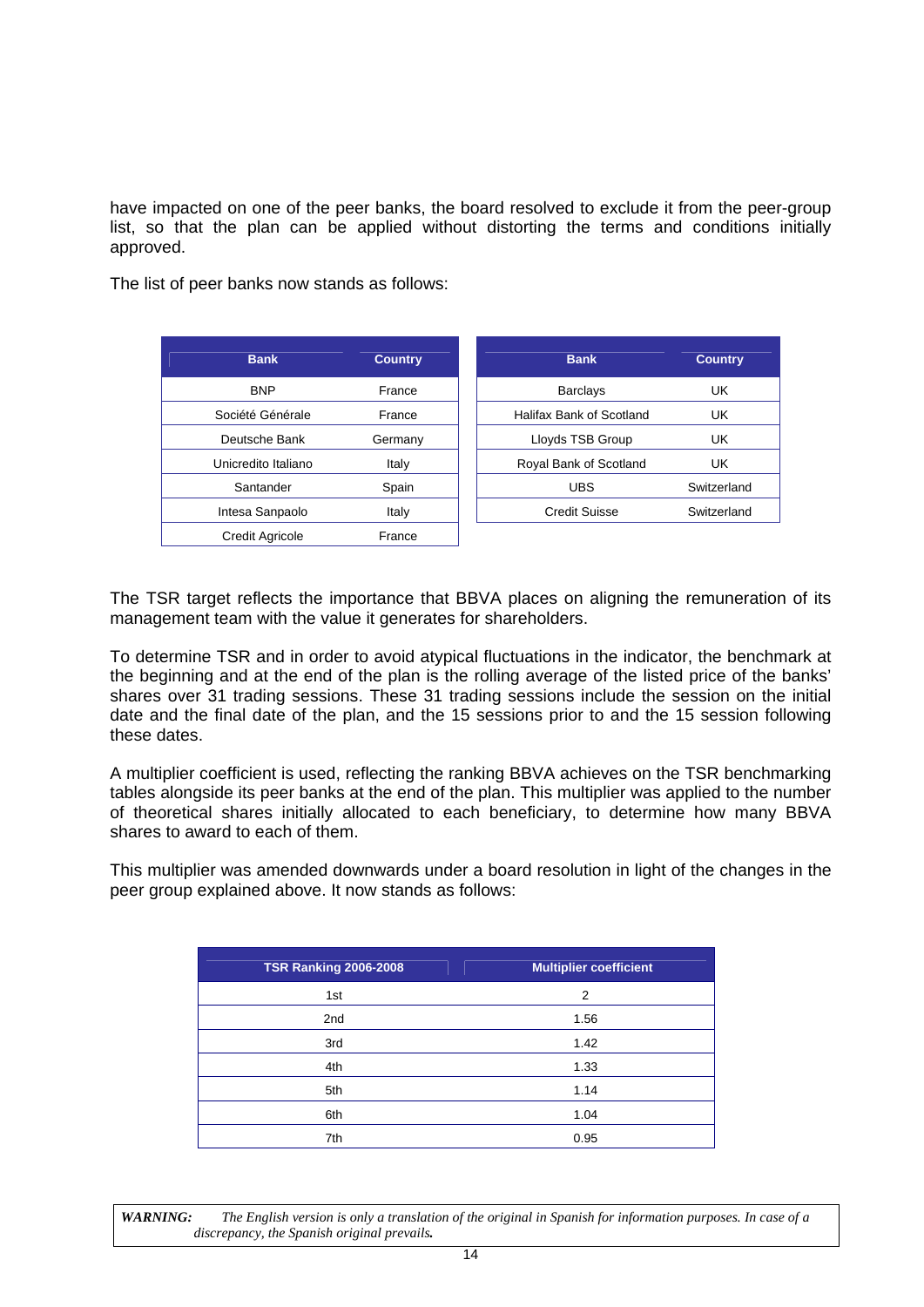have impacted on one of the peer banks, the board resolved to exclude it from the peer-group list, so that the plan can be applied without distorting the terms and conditions initially approved.

The list of peer banks now stands as follows:

| Bank | Country |
|---|---|
| BNP | France |
| Société Générale | France |
| Deutsche Bank | Germany |
| Unicredito Italiano | Italy |
| Santander | Spain |
| Intesa Sanpaolo | Italy |
| Credit Agricole | France |

| Bank | Country |
|---|---|
| Barclays | UK |
| Halifax Bank of Scotland | UK |
| Lloyds TSB Group | UK |
| Royal Bank of Scotland | UK |
| UBS | Switzerland |
| Credit Suisse | Switzerland |

The TSR target reflects the importance that BBVA places on aligning the remuneration of its management team with the value it generates for shareholders.

To determine TSR and in order to avoid atypical fluctuations in the indicator, the benchmark at the beginning and at the end of the plan is the rolling average of the listed price of the banks' shares over 31 trading sessions. These 31 trading sessions include the session on the initial date and the final date of the plan, and the 15 sessions prior to and the 15 session following these dates.

A multiplier coefficient is used, reflecting the ranking BBVA achieves on the TSR benchmarking tables alongside its peer banks at the end of the plan. This multiplier was applied to the number of theoretical shares initially allocated to each beneficiary, to determine how many BBVA shares to award to each of them.

This multiplier was amended downwards under a board resolution in light of the changes in the peer group explained above. It now stands as follows:

| TSR Ranking 2006-2008 | Multiplier coefficient |
|---|---|
| 1st | 2 |
| 2nd | 1.56 |
| 3rd | 1.42 |
| 4th | 1.33 |
| 5th | 1.14 |
| 6th | 1.04 |
| 7th | 0.95 |

*WARNING: The English version is only a translation of the original in Spanish for information purposes. In case of a discrepancy, the Spanish original prevails.*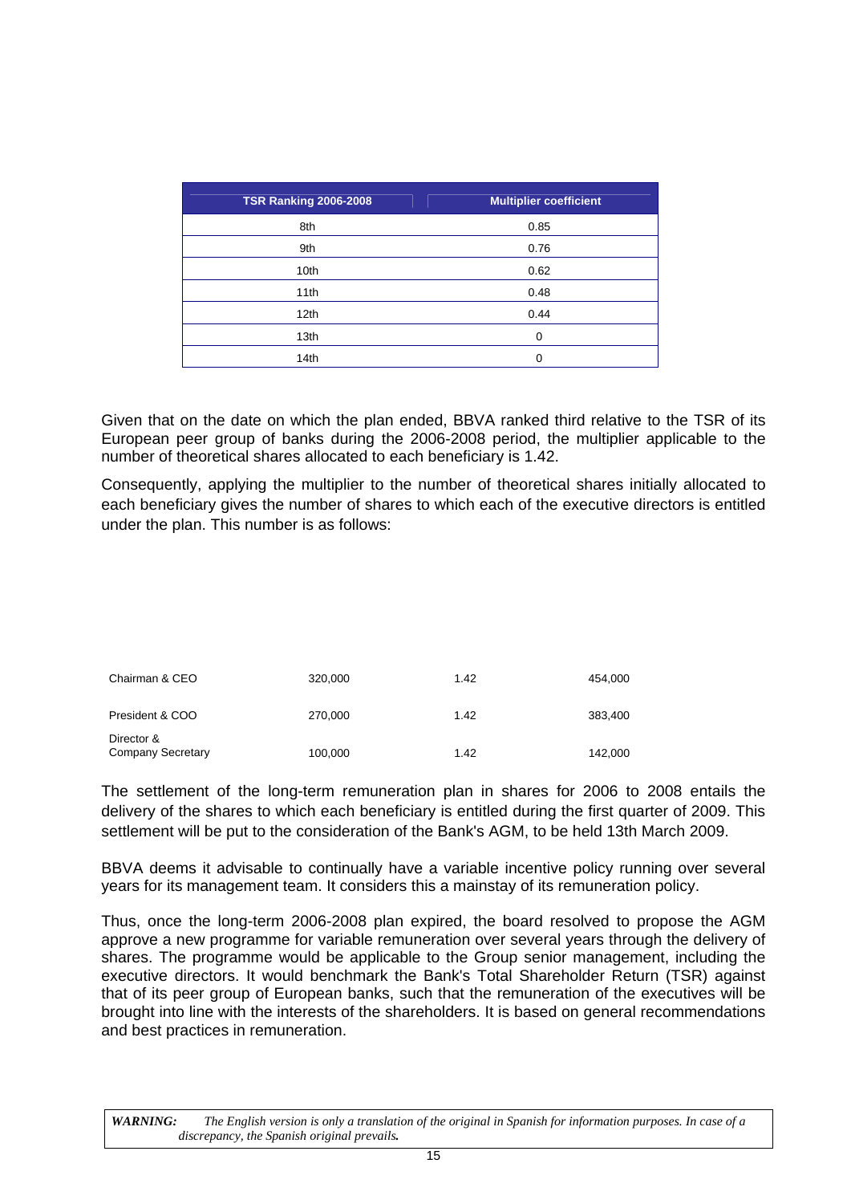| TSR Ranking 2006-2008 | Multiplier coefficient |
|---|---|
| 8th | 0.85 |
| 9th | 0.76 |
| 10th | 0.62 |
| 11th | 0.48 |
| 12th | 0.44 |
| 13th | 0 |
| 14th | 0 |

Given that on the date on which the plan ended, BBVA ranked third relative to the TSR of its European peer group of banks during the 2006-2008 period, the multiplier applicable to the number of theoretical shares allocated to each beneficiary is 1.42.

Consequently, applying the multiplier to the number of theoretical shares initially allocated to each beneficiary gives the number of shares to which each of the executive directors is entitled under the plan. This number is as follows:

| | | | |
|---|---|---|---|
| Chairman & CEO | 320,000 | 1.42 | 454,000 |
| President & COO | 270,000 | 1.42 | 383,400 |
| Director & Company Secretary | 100,000 | 1.42 | 142,000 |

The settlement of the long-term remuneration plan in shares for 2006 to 2008 entails the delivery of the shares to which each beneficiary is entitled during the first quarter of 2009. This settlement will be put to the consideration of the Bank's AGM, to be held 13th March 2009.

BBVA deems it advisable to continually have a variable incentive policy running over several years for its management team. It considers this a mainstay of its remuneration policy.

Thus, once the long-term 2006-2008 plan expired, the board resolved to propose the AGM approve a new programme for variable remuneration over several years through the delivery of shares. The programme would be applicable to the Group senior management, including the executive directors. It would benchmark the Bank's Total Shareholder Return (TSR) against that of its peer group of European banks, such that the remuneration of the executives will be brought into line with the interests of the shareholders. It is based on general recommendations and best practices in remuneration.

***WARNING:*** *The English version is only a translation of the original in Spanish for information purposes. In case of a discrepancy, the Spanish original prevails.*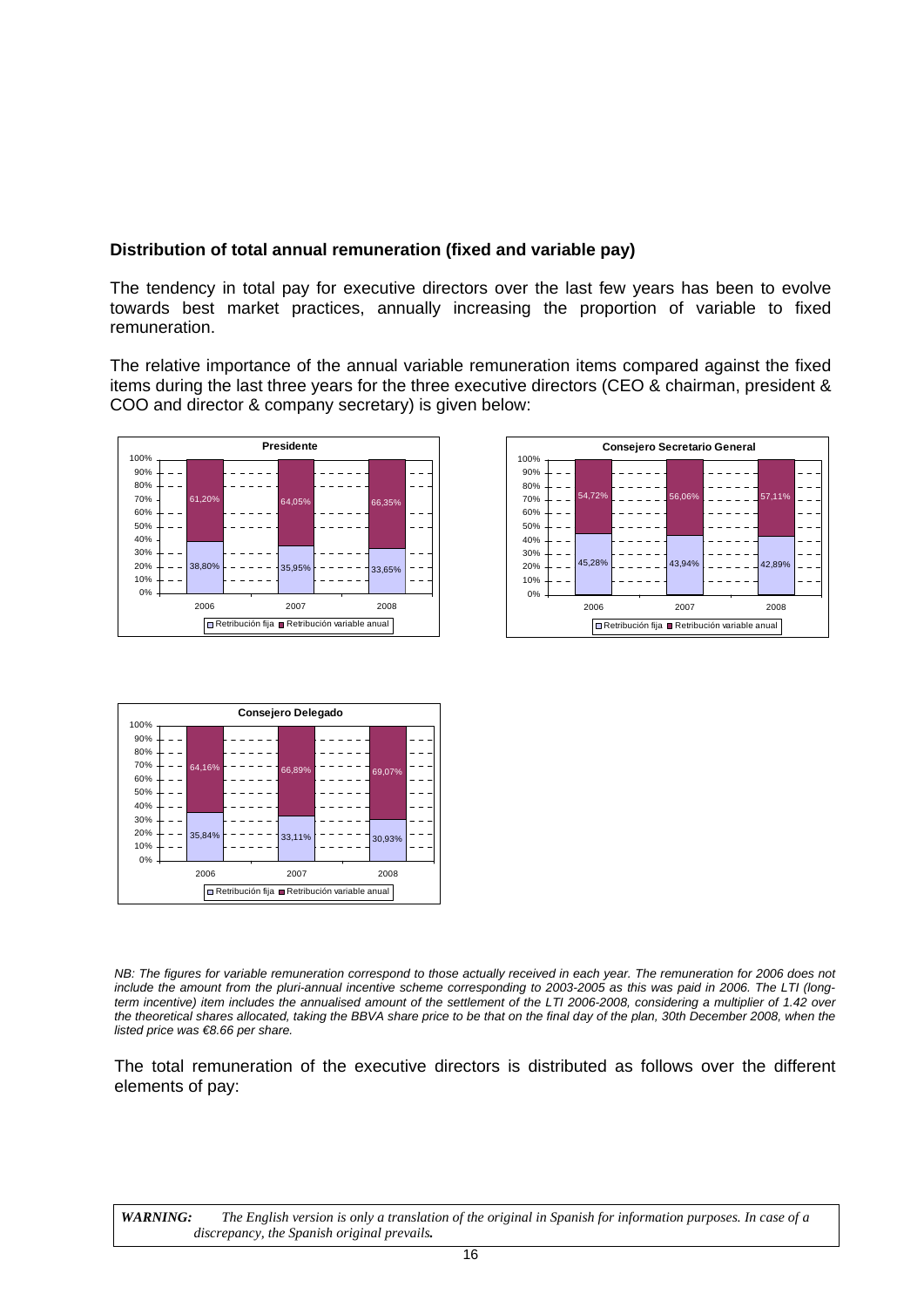**Distribution of total annual remuneration (fixed and variable pay)**

The tendency in total pay for executive directors over the last few years has been to evolve towards best market practices, annually increasing the proportion of variable to fixed remuneration.

The relative importance of the annual variable remuneration items compared against the fixed items during the last three years for the three executive directors (CEO & chairman, president & COO and director & company secretary) is given below:

**Presidente**

| | 2006 | 2007 | 2008 |
|---|---|---|---|
| Retribución fija | 38,80% | 35,95% | 33,65% |
| Retribución variable anual | 61,20% | 64,05% | 66,35% |

**Consejero Secretario General**

| | 2006 | 2007 | 2008 |
|---|---|---|---|
| Retribución fija | 45,28% | 43,94% | 42,89% |
| Retribución variable anual | 54,72% | 56,06% | 57,11% |

**Consejero Delegado**

| | 2006 | 2007 | 2008 |
|---|---|---|---|
| Retribución fija | 35,84% | 33,11% | 30,93% |
| Retribución variable anual | 64,16% | 66,89% | 69,07% |

*NB: The figures for variable remuneration correspond to those actually received in each year. The remuneration for 2006 does not include the amount from the pluri-annual incentive scheme corresponding to 2003-2005 as this was paid in 2006. The LTI (long-term incentive) item includes the annualised amount of the settlement of the LTI 2006-2008, considering a multiplier of 1.42 over the theoretical shares allocated, taking the BBVA share price to be that on the final day of the plan, 30th December 2008, when the listed price was €8.66 per share.*

The total remuneration of the executive directors is distributed as follows over the different elements of pay:

***WARNING:*** *The English version is only a translation of the original in Spanish for information purposes. In case of a discrepancy, the Spanish original prevails.*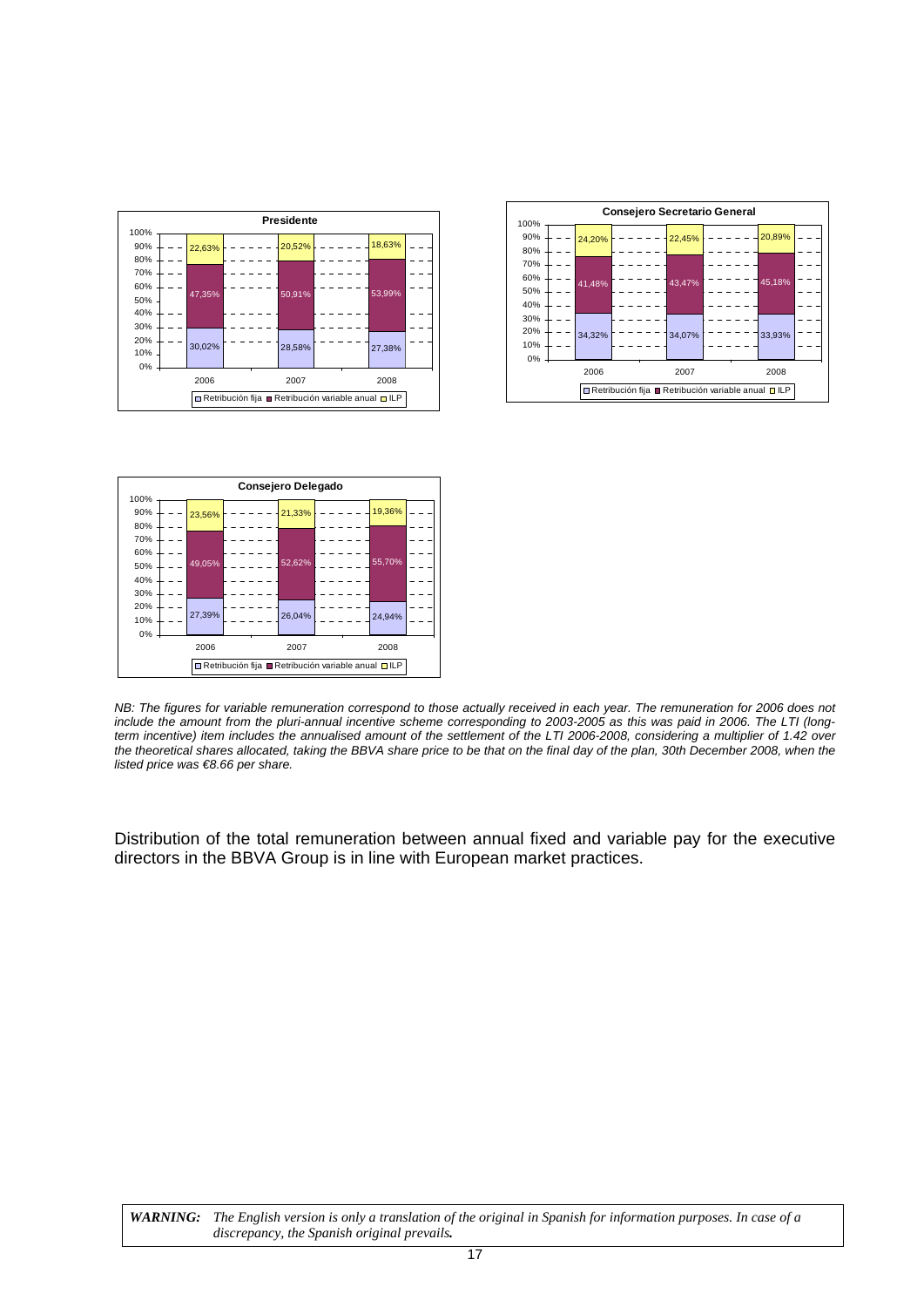**Presidente**

| | 2006 | 2007 | 2008 |
|---|---|---|---|
| ILP | 22,63% | 20,52% | 18,63% |
| Retribución variable anual | 47,35% | 50,91% | 53,99% |
| Retribución fija | 30,02% | 28,58% | 27,38% |

**Consejero Secretario General**

| | 2006 | 2007 | 2008 |
|---|---|---|---|
| ILP | 24,20% | 22,45% | 20,89% |
| Retribución variable anual | 41,48% | 43,47% | 45,18% |
| Retribución fija | 34,32% | 34,07% | 33,93% |

**Consejero Delegado**

| | 2006 | 2007 | 2008 |
|---|---|---|---|
| ILP | 23,56% | 21,33% | 19,36% |
| Retribución variable anual | 49,05% | 52,62% | 55,70% |
| Retribución fija | 27,39% | 26,04% | 24,94% |

*NB: The figures for variable remuneration correspond to those actually received in each year. The remuneration for 2006 does not include the amount from the pluri-annual incentive scheme corresponding to 2003-2005 as this was paid in 2006. The LTI (long-term incentive) item includes the annualised amount of the settlement of the LTI 2006-2008, considering a multiplier of 1.42 over the theoretical shares allocated, taking the BBVA share price to be that on the final day of the plan, 30th December 2008, when the listed price was €8.66 per share.*

Distribution of the total remuneration between annual fixed and variable pay for the executive directors in the BBVA Group is in line with European market practices.

***WARNING:*** *The English version is only a translation of the original in Spanish for information purposes. In case of a discrepancy, the Spanish original prevails.*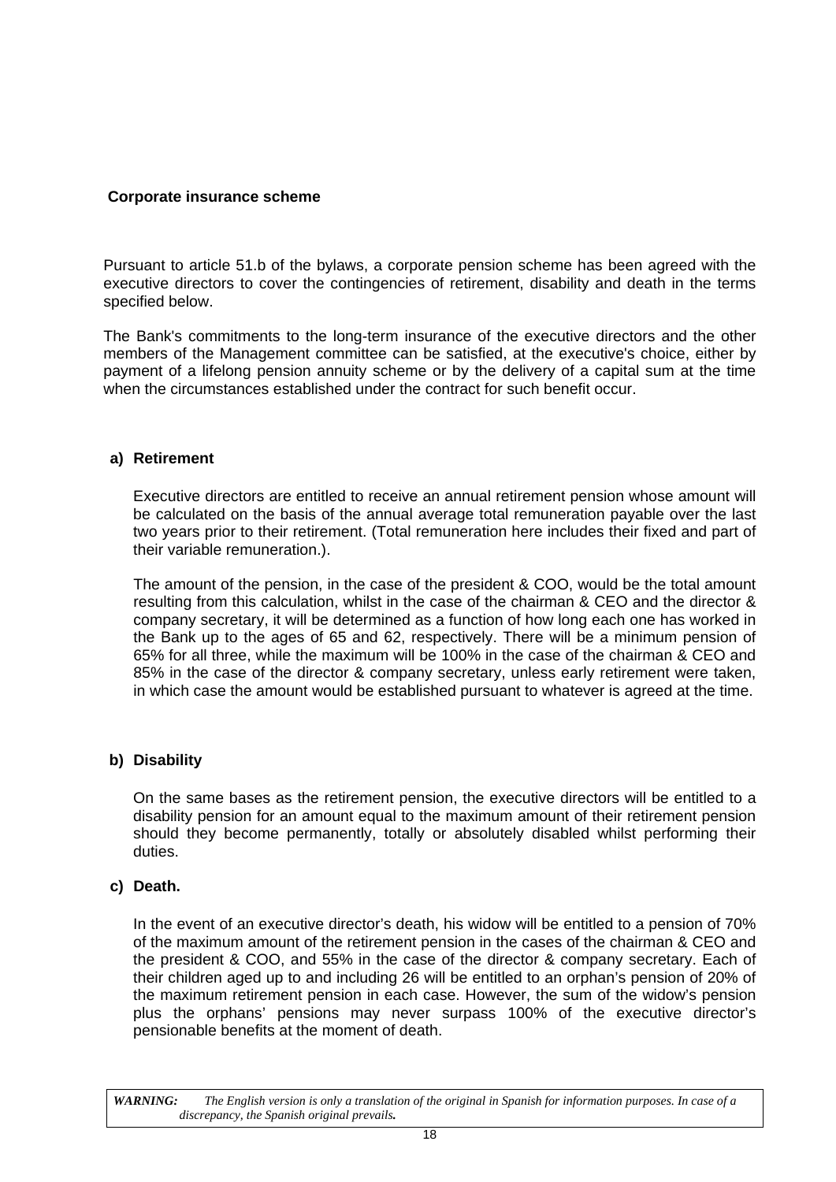**Corporate insurance scheme**

Pursuant to article 51.b of the bylaws, a corporate pension scheme has been agreed with the executive directors to cover the contingencies of retirement, disability and death in the terms specified below.

The Bank's commitments to the long-term insurance of the executive directors and the other members of the Management committee can be satisfied, at the executive's choice, either by payment of a lifelong pension annuity scheme or by the delivery of a capital sum at the time when the circumstances established under the contract for such benefit occur.

**a) Retirement**

Executive directors are entitled to receive an annual retirement pension whose amount will be calculated on the basis of the annual average total remuneration payable over the last two years prior to their retirement. (Total remuneration here includes their fixed and part of their variable remuneration.).

The amount of the pension, in the case of the president & COO, would be the total amount resulting from this calculation, whilst in the case of the chairman & CEO and the director & company secretary, it will be determined as a function of how long each one has worked in the Bank up to the ages of 65 and 62, respectively. There will be a minimum pension of 65% for all three, while the maximum will be 100% in the case of the chairman & CEO and 85% in the case of the director & company secretary, unless early retirement were taken, in which case the amount would be established pursuant to whatever is agreed at the time.

**b) Disability**

On the same bases as the retirement pension, the executive directors will be entitled to a disability pension for an amount equal to the maximum amount of their retirement pension should they become permanently, totally or absolutely disabled whilst performing their duties.

**c) Death.**

In the event of an executive director's death, his widow will be entitled to a pension of 70% of the maximum amount of the retirement pension in the cases of the chairman & CEO and the president & COO, and 55% in the case of the director & company secretary. Each of their children aged up to and including 26 will be entitled to an orphan's pension of 20% of the maximum retirement pension in each case. However, the sum of the widow's pension plus the orphans' pensions may never surpass 100% of the executive director's pensionable benefits at the moment of death.

***WARNING:*** *The English version is only a translation of the original in Spanish for information purposes. In case of a discrepancy, the Spanish original prevails.*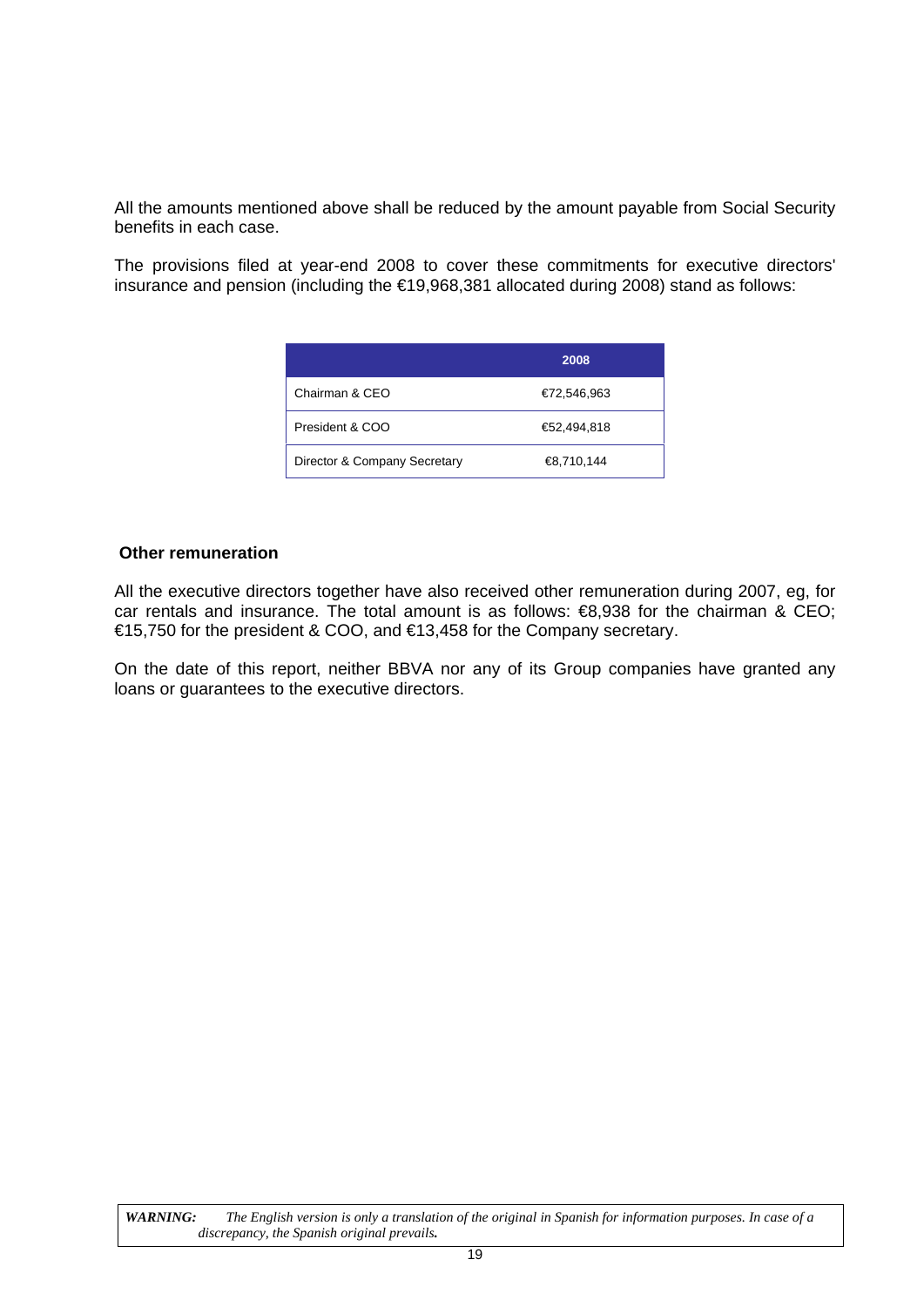All the amounts mentioned above shall be reduced by the amount payable from Social Security benefits in each case.

The provisions filed at year-end 2008 to cover these commitments for executive directors' insurance and pension (including the €19,968,381 allocated during 2008) stand as follows:

| | 2008 |
|---|---|
| Chairman & CEO | €72,546,963 |
| President & COO | €52,494,818 |
| Director & Company Secretary | €8,710,144 |

### Other remuneration

All the executive directors together have also received other remuneration during 2007, eg, for car rentals and insurance. The total amount is as follows: €8,938 for the chairman & CEO; €15,750 for the president & COO, and €13,458 for the Company secretary.

On the date of this report, neither BBVA nor any of its Group companies have granted any loans or guarantees to the executive directors.

***WARNING:*** *The English version is only a translation of the original in Spanish for information purposes. In case of a discrepancy, the Spanish original prevails.*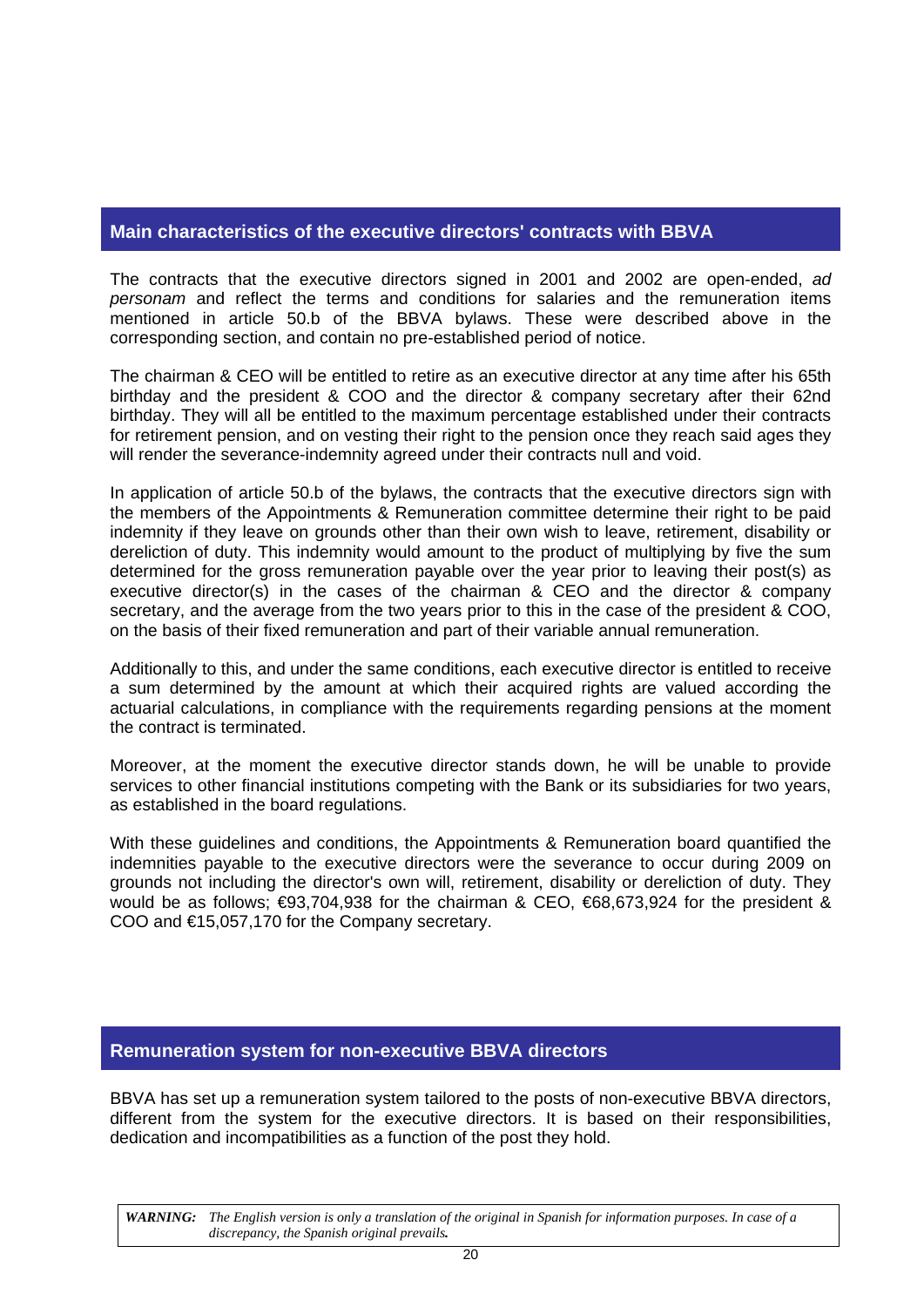## Main characteristics of the executive directors' contracts with BBVA

The contracts that the executive directors signed in 2001 and 2002 are open-ended, *ad personam* and reflect the terms and conditions for salaries and the remuneration items mentioned in article 50.b of the BBVA bylaws. These were described above in the corresponding section, and contain no pre-established period of notice.

The chairman & CEO will be entitled to retire as an executive director at any time after his 65th birthday and the president & COO and the director & company secretary after their 62nd birthday. They will all be entitled to the maximum percentage established under their contracts for retirement pension, and on vesting their right to the pension once they reach said ages they will render the severance-indemnity agreed under their contracts null and void.

In application of article 50.b of the bylaws, the contracts that the executive directors sign with the members of the Appointments & Remuneration committee determine their right to be paid indemnity if they leave on grounds other than their own wish to leave, retirement, disability or dereliction of duty. This indemnity would amount to the product of multiplying by five the sum determined for the gross remuneration payable over the year prior to leaving their post(s) as executive director(s) in the cases of the chairman & CEO and the director & company secretary, and the average from the two years prior to this in the case of the president & COO, on the basis of their fixed remuneration and part of their variable annual remuneration.

Additionally to this, and under the same conditions, each executive director is entitled to receive a sum determined by the amount at which their acquired rights are valued according the actuarial calculations, in compliance with the requirements regarding pensions at the moment the contract is terminated.

Moreover, at the moment the executive director stands down, he will be unable to provide services to other financial institutions competing with the Bank or its subsidiaries for two years, as established in the board regulations.

With these guidelines and conditions, the Appointments & Remuneration board quantified the indemnities payable to the executive directors were the severance to occur during 2009 on grounds not including the director's own will, retirement, disability or dereliction of duty. They would be as follows; €93,704,938 for the chairman & CEO, €68,673,924 for the president & COO and €15,057,170 for the Company secretary.

## Remuneration system for non-executive BBVA directors

BBVA has set up a remuneration system tailored to the posts of non-executive BBVA directors, different from the system for the executive directors. It is based on their responsibilities, dedication and incompatibilities as a function of the post they hold.

***WARNING:*** *The English version is only a translation of the original in Spanish for information purposes. In case of a discrepancy, the Spanish original prevails.*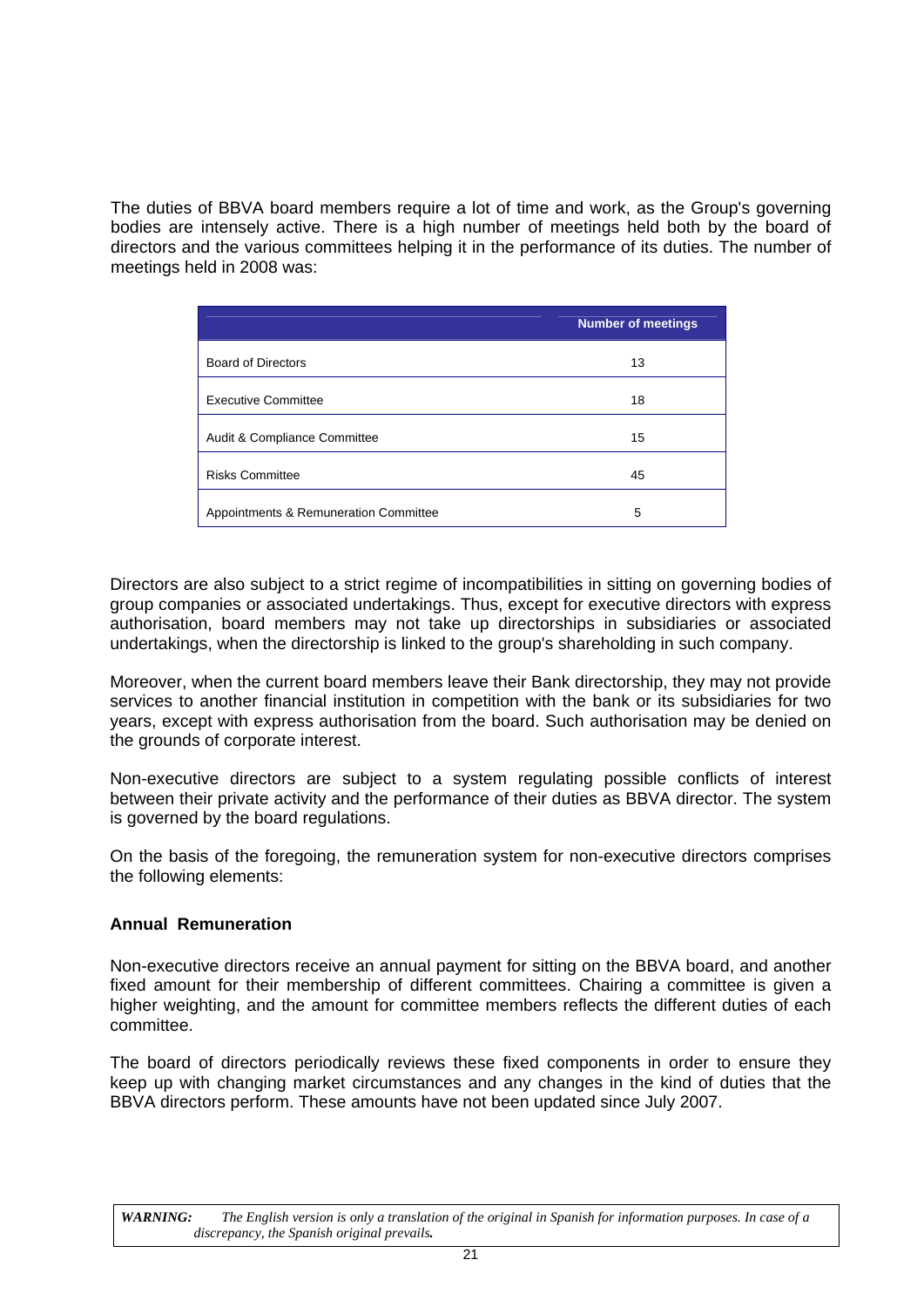The duties of BBVA board members require a lot of time and work, as the Group's governing bodies are intensely active. There is a high number of meetings held both by the board of directors and the various committees helping it in the performance of its duties. The number of meetings held in 2008 was:

| | Number of meetings |
|---|---|
| Board of Directors | 13 |
| Executive Committee | 18 |
| Audit & Compliance Committee | 15 |
| Risks Committee | 45 |
| Appointments & Remuneration Committee | 5 |

Directors are also subject to a strict regime of incompatibilities in sitting on governing bodies of group companies or associated undertakings. Thus, except for executive directors with express authorisation, board members may not take up directorships in subsidiaries or associated undertakings, when the directorship is linked to the group's shareholding in such company.

Moreover, when the current board members leave their Bank directorship, they may not provide services to another financial institution in competition with the bank or its subsidiaries for two years, except with express authorisation from the board. Such authorisation may be denied on the grounds of corporate interest.

Non-executive directors are subject to a system regulating possible conflicts of interest between their private activity and the performance of their duties as BBVA director. The system is governed by the board regulations.

On the basis of the foregoing, the remuneration system for non-executive directors comprises the following elements:

**Annual Remuneration**

Non-executive directors receive an annual payment for sitting on the BBVA board, and another fixed amount for their membership of different committees. Chairing a committee is given a higher weighting, and the amount for committee members reflects the different duties of each committee.

The board of directors periodically reviews these fixed components in order to ensure they keep up with changing market circumstances and any changes in the kind of duties that the BBVA directors perform. These amounts have not been updated since July 2007.

***WARNING:*** *The English version is only a translation of the original in Spanish for information purposes. In case of a discrepancy, the Spanish original prevails.*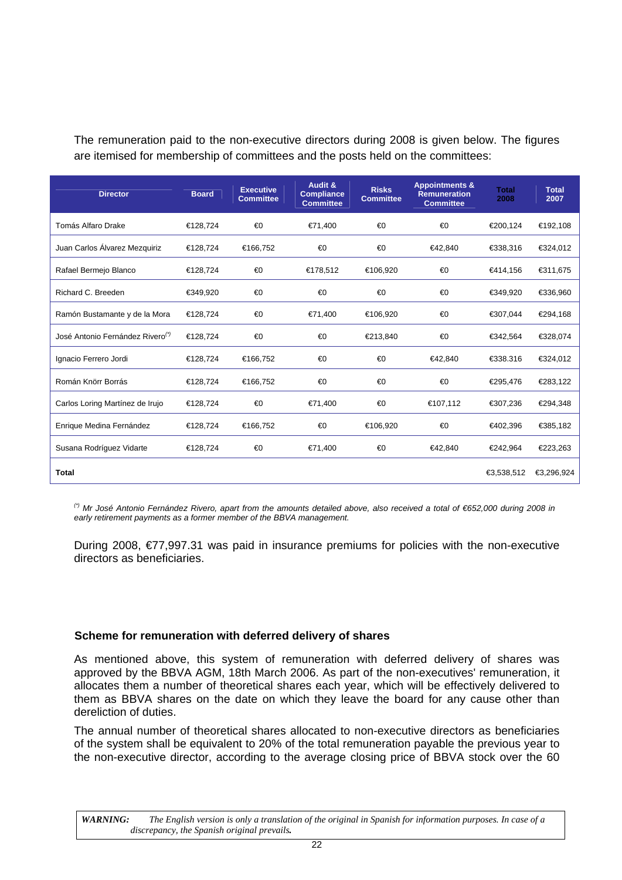The remuneration paid to the non-executive directors during 2008 is given below. The figures are itemised for membership of committees and the posts held on the committees:

| Director | Board | Executive Committee | Audit & Compliance Committee | Risks Committee | Appointments & Remuneration Committee | Total 2008 | Total 2007 |
|---|---|---|---|---|---|---|---|
| Tomás Alfaro Drake | €128,724 | €0 | €71,400 | €0 | €0 | €200,124 | €192,108 |
| Juan Carlos Álvarez Mezquiriz | €128,724 | €166,752 | €0 | €0 | €42,840 | €338,316 | €324,012 |
| Rafael Bermejo Blanco | €128,724 | €0 | €178,512 | €106,920 | €0 | €414,156 | €311,675 |
| Richard C. Breeden | €349,920 | €0 | €0 | €0 | €0 | €349,920 | €336,960 |
| Ramón Bustamante y de la Mora | €128,724 | €0 | €71,400 | €106,920 | €0 | €307,044 | €294,168 |
| José Antonio Fernández Rivero(*) | €128,724 | €0 | €0 | €213,840 | €0 | €342,564 | €328,074 |
| Ignacio Ferrero Jordi | €128,724 | €166,752 | €0 | €0 | €42,840 | €338.316 | €324,012 |
| Román Knörr Borrás | €128,724 | €166,752 | €0 | €0 | €0 | €295,476 | €283,122 |
| Carlos Loring Martínez de Irujo | €128,724 | €0 | €71,400 | €0 | €107,112 | €307,236 | €294,348 |
| Enrique Medina Fernández | €128,724 | €166,752 | €0 | €106,920 | €0 | €402,396 | €385,182 |
| Susana Rodríguez Vidarte | €128,724 | €0 | €71,400 | €0 | €42,840 | €242,964 | €223,263 |
| **Total** | | | | | | €3,538,512 | €3,296,924 |

*(*) Mr José Antonio Fernández Rivero, apart from the amounts detailed above, also received a total of €652,000 during 2008 in early retirement payments as a former member of the BBVA management.*

During 2008, €77,997.31 was paid in insurance premiums for policies with the non-executive directors as beneficiaries.

### Scheme for remuneration with deferred delivery of shares

As mentioned above, this system of remuneration with deferred delivery of shares was approved by the BBVA AGM, 18th March 2006. As part of the non-executives' remuneration, it allocates them a number of theoretical shares each year, which will be effectively delivered to them as BBVA shares on the date on which they leave the board for any cause other than dereliction of duties.

The annual number of theoretical shares allocated to non-executive directors as beneficiaries of the system shall be equivalent to 20% of the total remuneration payable the previous year to the non-executive director, according to the average closing price of BBVA stock over the 60

**WARNING:** *The English version is only a translation of the original in Spanish for information purposes. In case of a discrepancy, the Spanish original prevails.*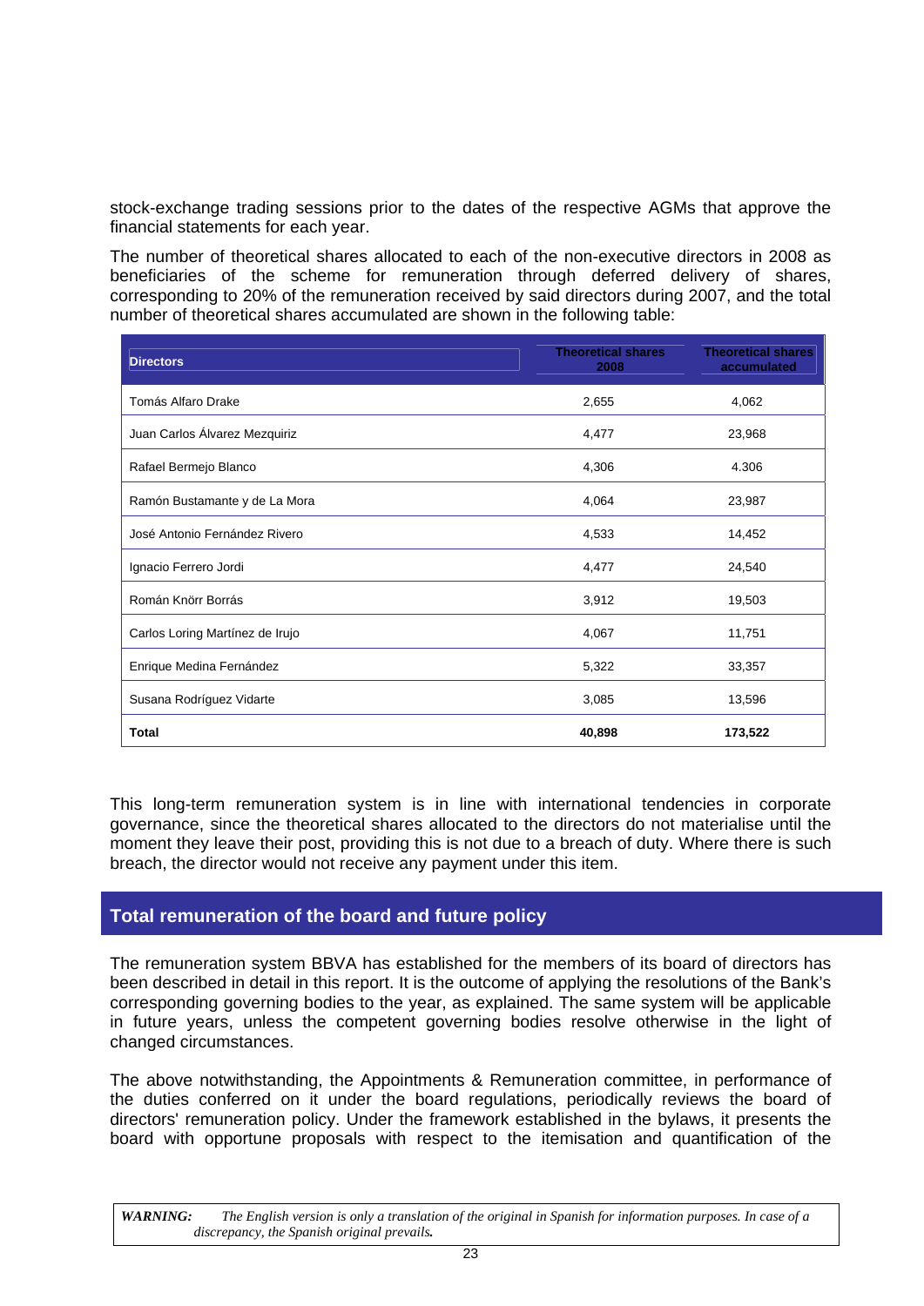stock-exchange trading sessions prior to the dates of the respective AGMs that approve the financial statements for each year.

The number of theoretical shares allocated to each of the non-executive directors in 2008 as beneficiaries of the scheme for remuneration through deferred delivery of shares, corresponding to 20% of the remuneration received by said directors during 2007, and the total number of theoretical shares accumulated are shown in the following table:

| Directors | Theoretical shares 2008 | Theoretical shares accumulated |
|---|---|---|
| Tomás Alfaro Drake | 2,655 | 4,062 |
| Juan Carlos Álvarez Mezquiriz | 4,477 | 23,968 |
| Rafael Bermejo Blanco | 4,306 | 4.306 |
| Ramón Bustamante y de La Mora | 4,064 | 23,987 |
| José Antonio Fernández Rivero | 4,533 | 14,452 |
| Ignacio Ferrero Jordi | 4,477 | 24,540 |
| Román Knörr Borrás | 3,912 | 19,503 |
| Carlos Loring Martínez de Irujo | 4,067 | 11,751 |
| Enrique Medina Fernández | 5,322 | 33,357 |
| Susana Rodríguez Vidarte | 3,085 | 13,596 |
| **Total** | **40,898** | **173,522** |

This long-term remuneration system is in line with international tendencies in corporate governance, since the theoretical shares allocated to the directors do not materialise until the moment they leave their post, providing this is not due to a breach of duty. Where there is such breach, the director would not receive any payment under this item.

## Total remuneration of the board and future policy

The remuneration system BBVA has established for the members of its board of directors has been described in detail in this report. It is the outcome of applying the resolutions of the Bank's corresponding governing bodies to the year, as explained. The same system will be applicable in future years, unless the competent governing bodies resolve otherwise in the light of changed circumstances.

The above notwithstanding, the Appointments & Remuneration committee, in performance of the duties conferred on it under the board regulations, periodically reviews the board of directors' remuneration policy. Under the framework established in the bylaws, it presents the board with opportune proposals with respect to the itemisation and quantification of the

***WARNING:*** *The English version is only a translation of the original in Spanish for information purposes. In case of a discrepancy, the Spanish original prevails.*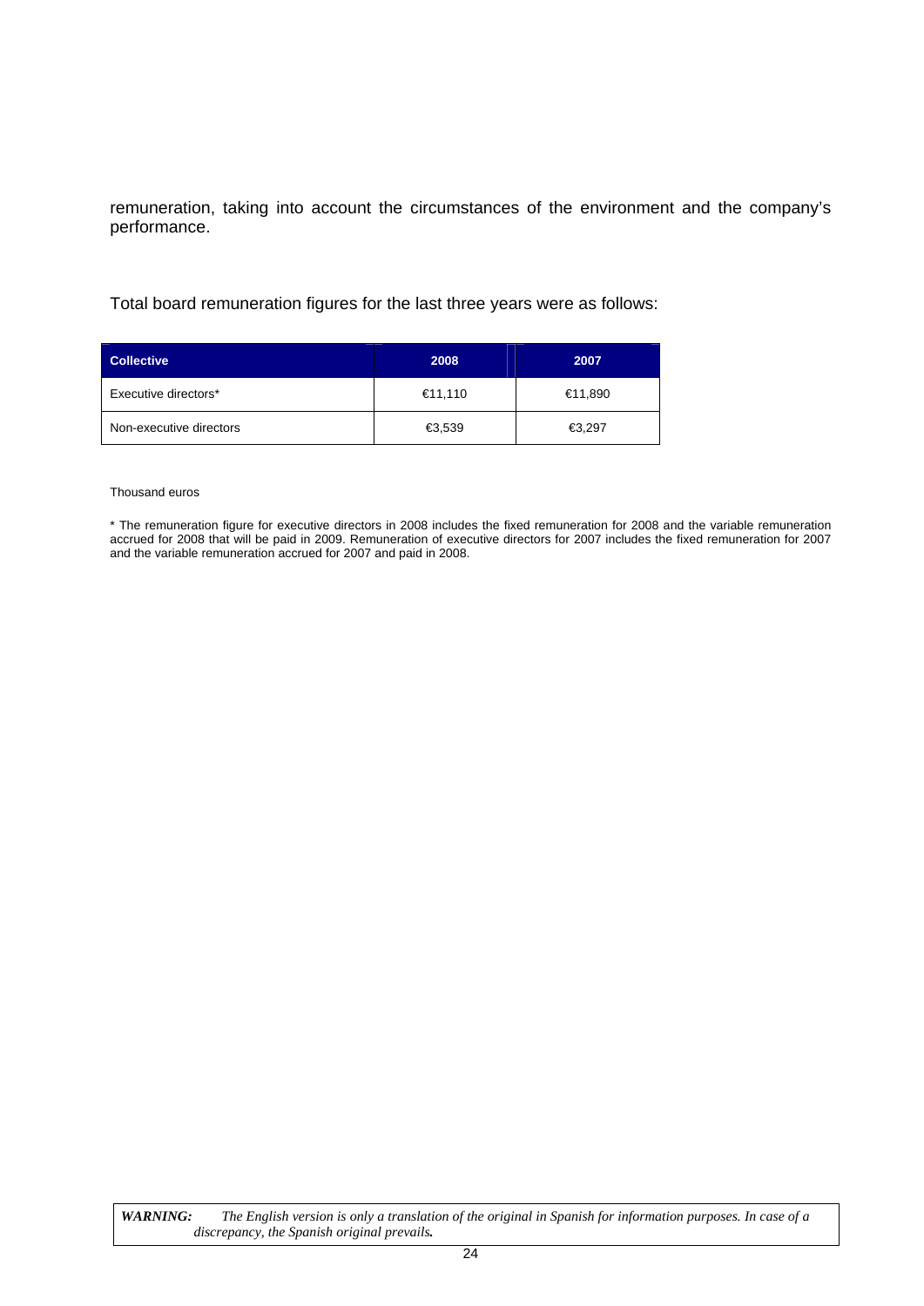remuneration, taking into account the circumstances of the environment and the company's performance.

Total board remuneration figures for the last three years were as follows:

| Collective | 2008 | 2007 |
|---|---|---|
| Executive directors* | €11,110 | €11,890 |
| Non-executive directors | €3,539 | €3,297 |

Thousand euros

* The remuneration figure for executive directors in 2008 includes the fixed remuneration for 2008 and the variable remuneration accrued for 2008 that will be paid in 2009. Remuneration of executive directors for 2007 includes the fixed remuneration for 2007 and the variable remuneration accrued for 2007 and paid in 2008.

***WARNING:*** *The English version is only a translation of the original in Spanish for information purposes. In case of a discrepancy, the Spanish original prevails.*